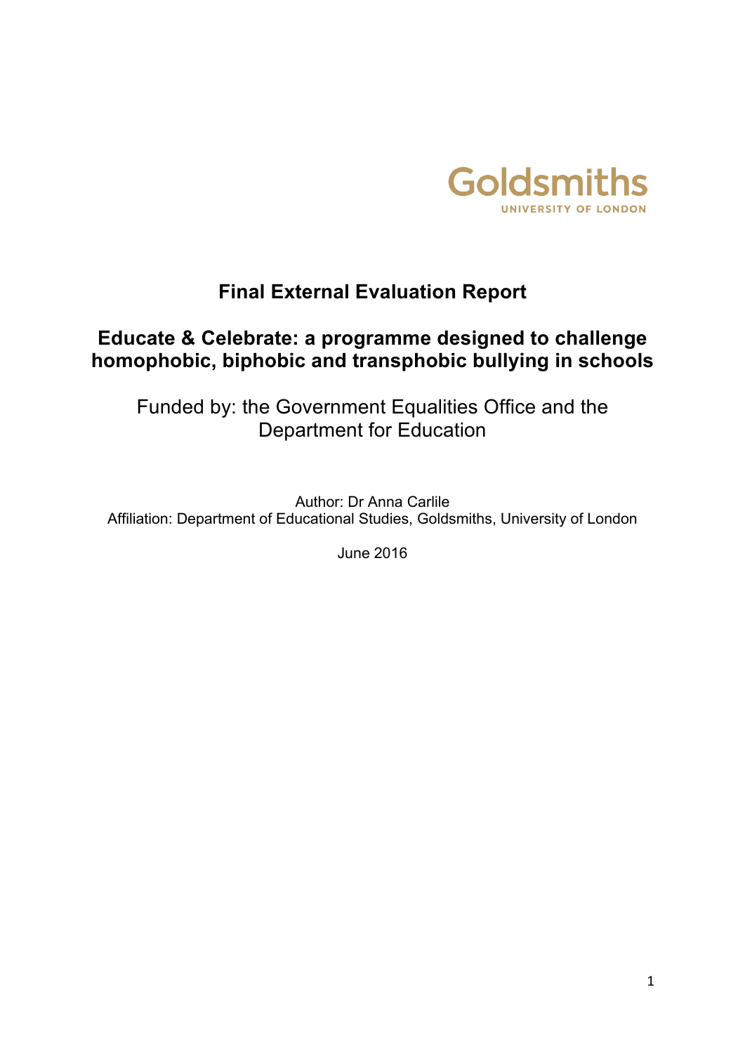Goldsmiths
UNIVERSITY OF LONDON

# Final External Evaluation Report

## Educate & Celebrate: a programme designed to challenge homophobic, biphobic and transphobic bullying in schools

Funded by: the Government Equalities Office and the Department for Education

Author: Dr Anna Carlile
Affiliation: Department of Educational Studies, Goldsmiths, University of London

June 2016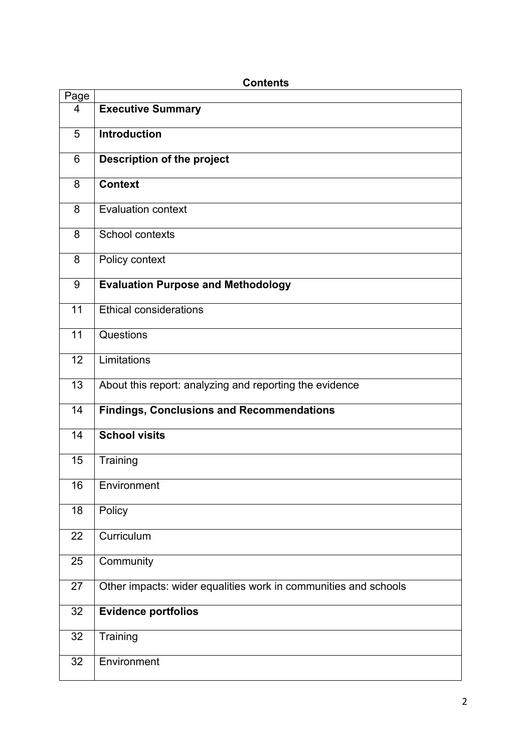**Contents**

| Page | |
|---|---|
| 4 | **Executive Summary** |
| 5 | **Introduction** |
| 6 | **Description of the project** |
| 8 | **Context** |
| 8 | Evaluation context |
| 8 | School contexts |
| 8 | Policy context |
| 9 | **Evaluation Purpose and Methodology** |
| 11 | Ethical considerations |
| 11 | Questions |
| 12 | Limitations |
| 13 | About this report: analyzing and reporting the evidence |
| 14 | **Findings, Conclusions and Recommendations** |
| 14 | **School visits** |
| 15 | Training |
| 16 | Environment |
| 18 | Policy |
| 22 | Curriculum |
| 25 | Community |
| 27 | Other impacts: wider equalities work in communities and schools |
| 32 | **Evidence portfolios** |
| 32 | Training |
| 32 | Environment |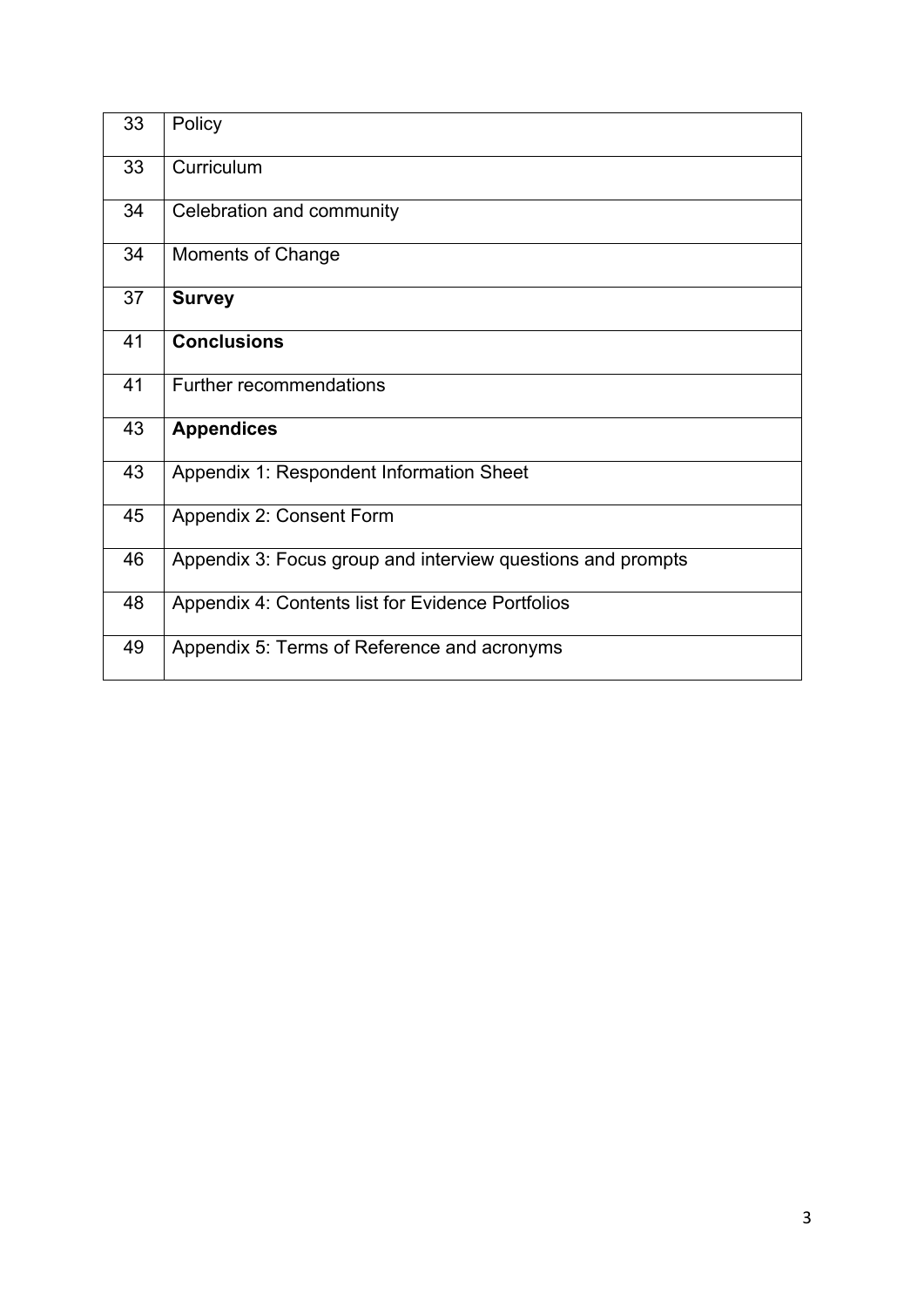| | |
|---|---|
| 33 | Policy |
| 33 | Curriculum |
| 34 | Celebration and community |
| 34 | Moments of Change |
| 37 | **Survey** |
| 41 | **Conclusions** |
| 41 | Further recommendations |
| 43 | **Appendices** |
| 43 | Appendix 1: Respondent Information Sheet |
| 45 | Appendix 2: Consent Form |
| 46 | Appendix 3: Focus group and interview questions and prompts |
| 48 | Appendix 4: Contents list for Evidence Portfolios |
| 49 | Appendix 5: Terms of Reference and acronyms |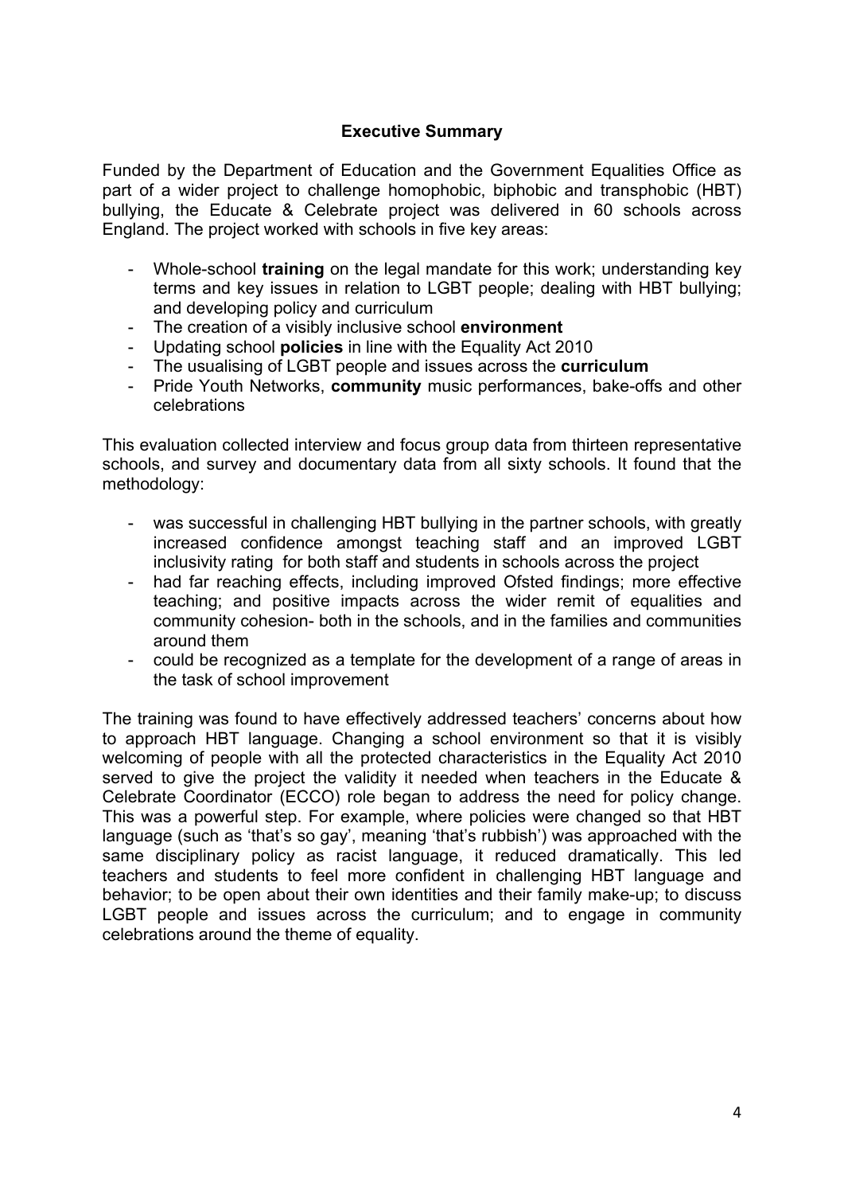## Executive Summary

Funded by the Department of Education and the Government Equalities Office as part of a wider project to challenge homophobic, biphobic and transphobic (HBT) bullying, the Educate & Celebrate project was delivered in 60 schools across England. The project worked with schools in five key areas:

- Whole-school **training** on the legal mandate for this work; understanding key terms and key issues in relation to LGBT people; dealing with HBT bullying; and developing policy and curriculum
- The creation of a visibly inclusive school **environment**
- Updating school **policies** in line with the Equality Act 2010
- The usualising of LGBT people and issues across the **curriculum**
- Pride Youth Networks, **community** music performances, bake-offs and other celebrations

This evaluation collected interview and focus group data from thirteen representative schools, and survey and documentary data from all sixty schools. It found that the methodology:

- was successful in challenging HBT bullying in the partner schools, with greatly increased confidence amongst teaching staff and an improved LGBT inclusivity rating for both staff and students in schools across the project
- had far reaching effects, including improved Ofsted findings; more effective teaching; and positive impacts across the wider remit of equalities and community cohesion- both in the schools, and in the families and communities around them
- could be recognized as a template for the development of a range of areas in the task of school improvement

The training was found to have effectively addressed teachers' concerns about how to approach HBT language. Changing a school environment so that it is visibly welcoming of people with all the protected characteristics in the Equality Act 2010 served to give the project the validity it needed when teachers in the Educate & Celebrate Coordinator (ECCO) role began to address the need for policy change. This was a powerful step. For example, where policies were changed so that HBT language (such as 'that's so gay', meaning 'that's rubbish') was approached with the same disciplinary policy as racist language, it reduced dramatically. This led teachers and students to feel more confident in challenging HBT language and behavior; to be open about their own identities and their family make-up; to discuss LGBT people and issues across the curriculum; and to engage in community celebrations around the theme of equality.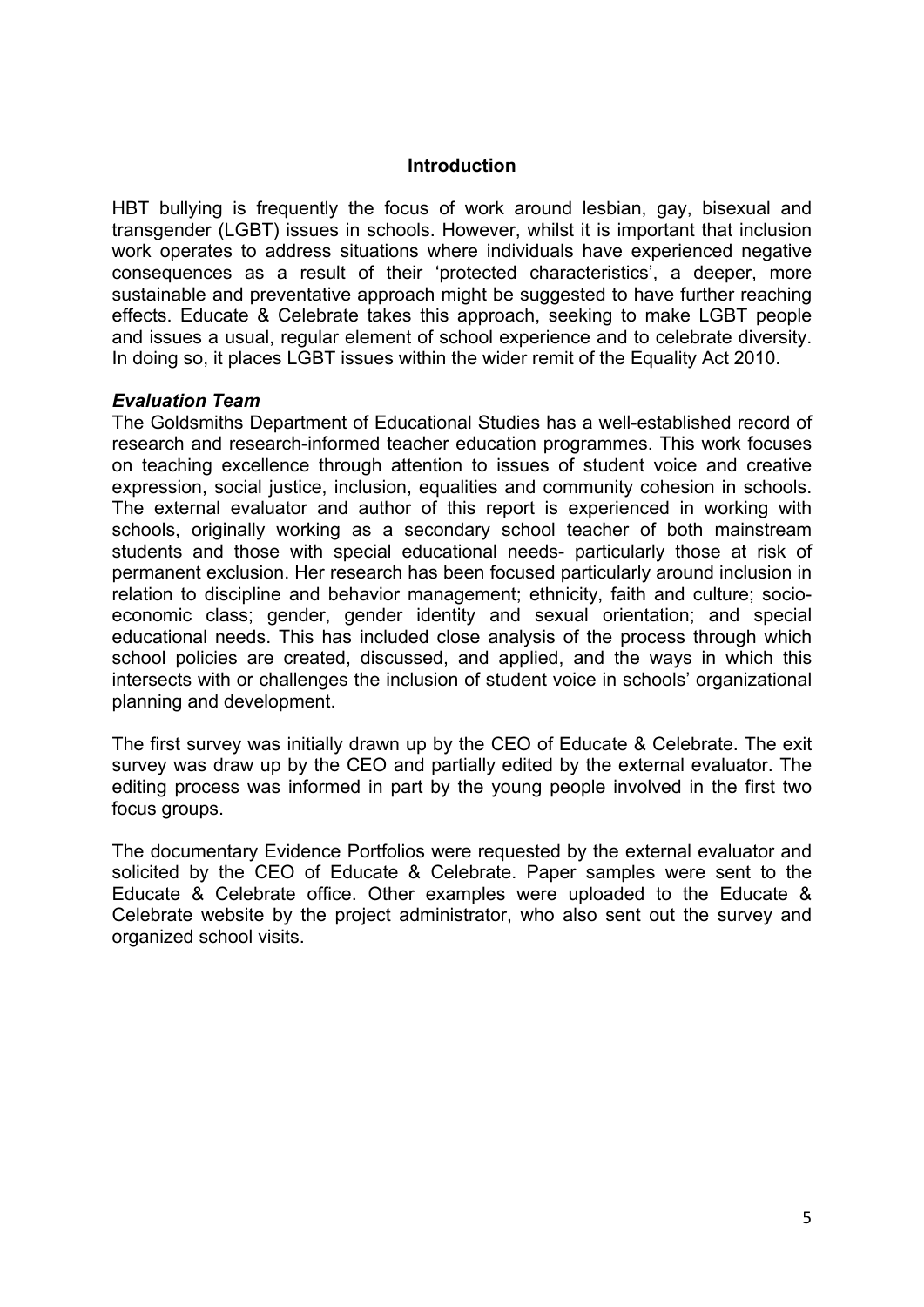## Introduction

HBT bullying is frequently the focus of work around lesbian, gay, bisexual and transgender (LGBT) issues in schools. However, whilst it is important that inclusion work operates to address situations where individuals have experienced negative consequences as a result of their 'protected characteristics', a deeper, more sustainable and preventative approach might be suggested to have further reaching effects. Educate & Celebrate takes this approach, seeking to make LGBT people and issues a usual, regular element of school experience and to celebrate diversity. In doing so, it places LGBT issues within the wider remit of the Equality Act 2010.

### *Evaluation Team*

The Goldsmiths Department of Educational Studies has a well-established record of research and research-informed teacher education programmes. This work focuses on teaching excellence through attention to issues of student voice and creative expression, social justice, inclusion, equalities and community cohesion in schools. The external evaluator and author of this report is experienced in working with schools, originally working as a secondary school teacher of both mainstream students and those with special educational needs- particularly those at risk of permanent exclusion. Her research has been focused particularly around inclusion in relation to discipline and behavior management; ethnicity, faith and culture; socio-economic class; gender, gender identity and sexual orientation; and special educational needs. This has included close analysis of the process through which school policies are created, discussed, and applied, and the ways in which this intersects with or challenges the inclusion of student voice in schools' organizational planning and development.

The first survey was initially drawn up by the CEO of Educate & Celebrate. The exit survey was draw up by the CEO and partially edited by the external evaluator. The editing process was informed in part by the young people involved in the first two focus groups.

The documentary Evidence Portfolios were requested by the external evaluator and solicited by the CEO of Educate & Celebrate. Paper samples were sent to the Educate & Celebrate office. Other examples were uploaded to the Educate & Celebrate website by the project administrator, who also sent out the survey and organized school visits.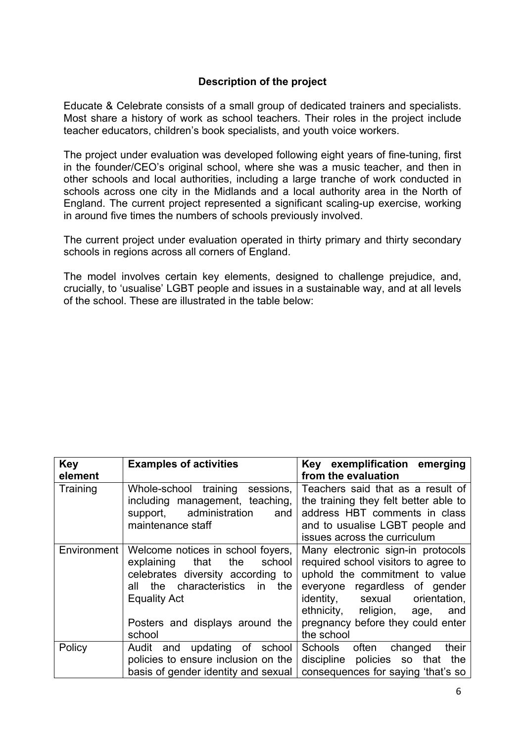### Description of the project

Educate & Celebrate consists of a small group of dedicated trainers and specialists. Most share a history of work as school teachers. Their roles in the project include teacher educators, children's book specialists, and youth voice workers.

The project under evaluation was developed following eight years of fine-tuning, first in the founder/CEO's original school, where she was a music teacher, and then in other schools and local authorities, including a large tranche of work conducted in schools across one city in the Midlands and a local authority area in the North of England. The current project represented a significant scaling-up exercise, working in around five times the numbers of schools previously involved.

The current project under evaluation operated in thirty primary and thirty secondary schools in regions across all corners of England.

The model involves certain key elements, designed to challenge prejudice, and, crucially, to 'usualise' LGBT people and issues in a sustainable way, and at all levels of the school. These are illustrated in the table below:

| Key element | Examples of activities | Key exemplification emerging from the evaluation |
|---|---|---|
| Training | Whole-school training sessions, including management, teaching, support, administration and maintenance staff | Teachers said that as a result of the training they felt better able to address HBT comments in class and to usualise LGBT people and issues across the curriculum |
| Environment | Welcome notices in school foyers, explaining that the school celebrates diversity according to all the characteristics in the Equality Act<br><br>Posters and displays around the school | Many electronic sign-in protocols required school visitors to agree to uphold the commitment to value everyone regardless of gender identity, sexual orientation, ethnicity, religion, age, and pregnancy before they could enter the school |
| Policy | Audit and updating of school policies to ensure inclusion on the basis of gender identity and sexual | Schools often changed their discipline policies so that the consequences for saying 'that's so |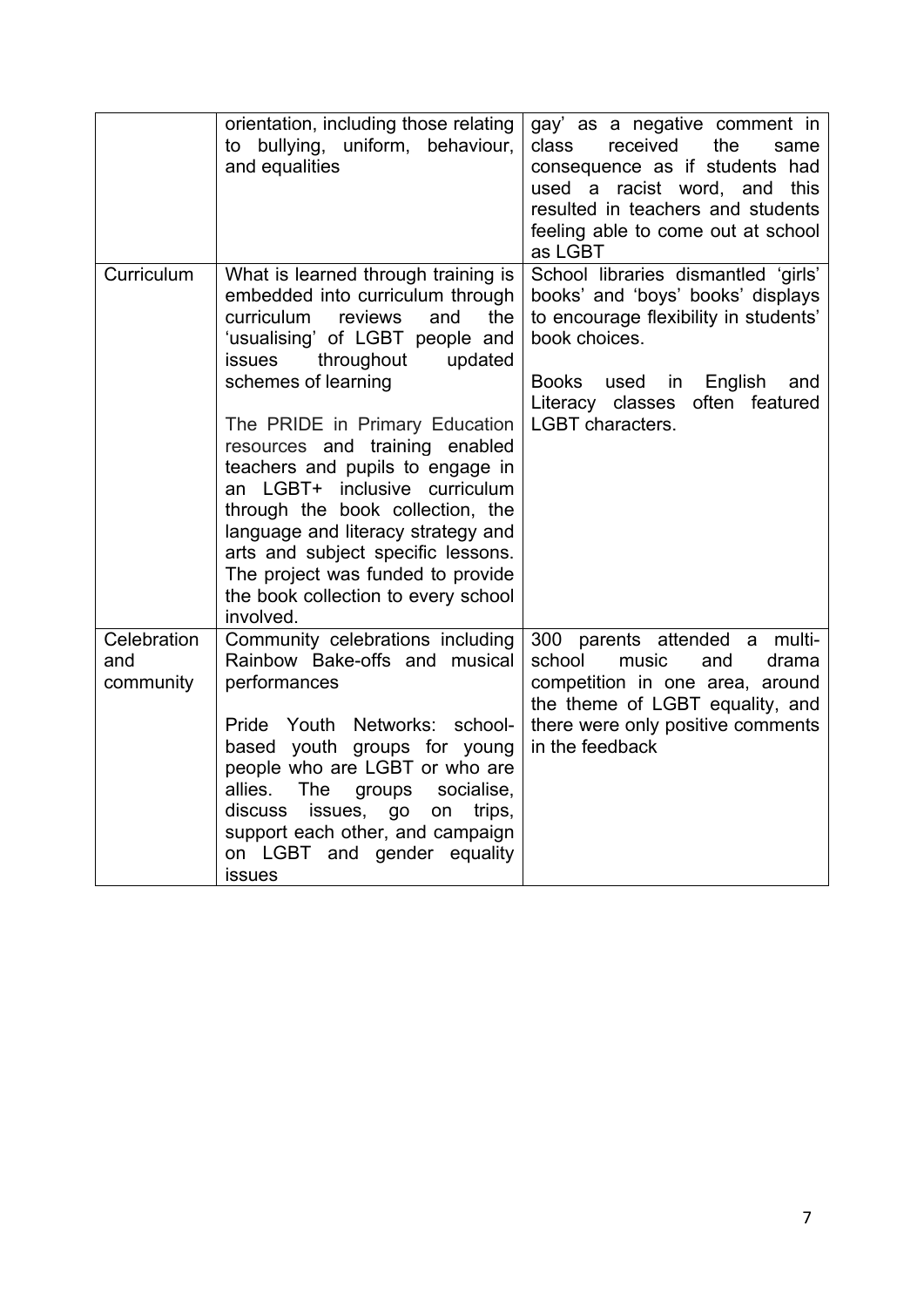| | | |
|---|---|---|
| | orientation, including those relating to bullying, uniform, behaviour, and equalities | gay' as a negative comment in class received the same consequence as if students had used a racist word, and this resulted in teachers and students feeling able to come out at school as LGBT |
| Curriculum | What is learned through training is embedded into curriculum through curriculum reviews and the 'usualising' of LGBT people and issues throughout updated schemes of learning<br><br>The PRIDE in Primary Education resources and training enabled teachers and pupils to engage in an LGBT+ inclusive curriculum through the book collection, the language and literacy strategy and arts and subject specific lessons. The project was funded to provide the book collection to every school involved. | School libraries dismantled 'girls' books' and 'boys' books' displays to encourage flexibility in students' book choices.<br><br>Books used in English and Literacy classes often featured LGBT characters. |
| Celebration and community | Community celebrations including Rainbow Bake-offs and musical performances<br><br>Pride Youth Networks: school-based youth groups for young people who are LGBT or who are allies. The groups socialise, discuss issues, go on trips, support each other, and campaign on LGBT and gender equality issues | 300 parents attended a multi-school music and drama competition in one area, around the theme of LGBT equality, and there were only positive comments in the feedback |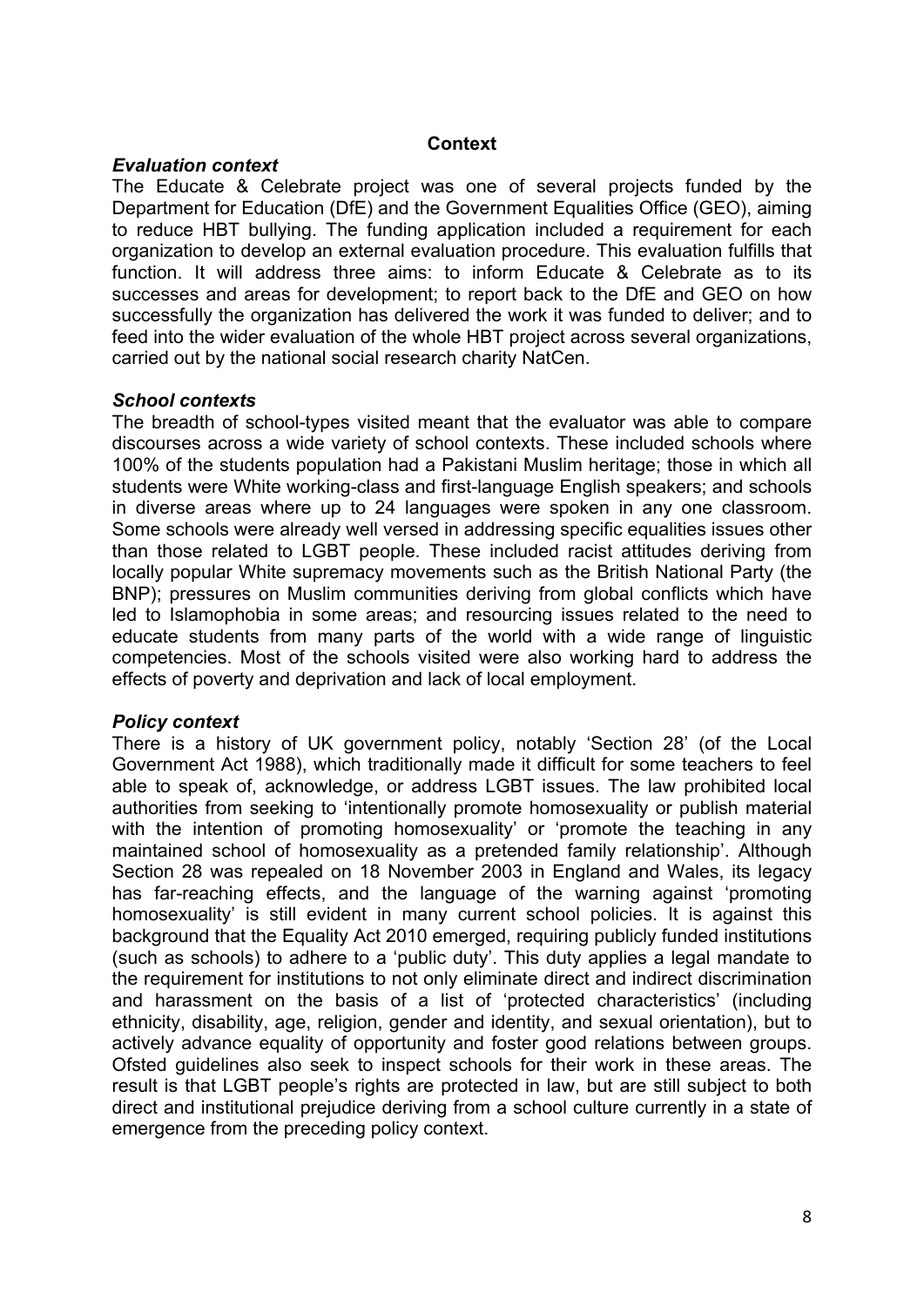## Context

### *Evaluation context*

The Educate & Celebrate project was one of several projects funded by the Department for Education (DfE) and the Government Equalities Office (GEO), aiming to reduce HBT bullying. The funding application included a requirement for each organization to develop an external evaluation procedure. This evaluation fulfills that function. It will address three aims: to inform Educate & Celebrate as to its successes and areas for development; to report back to the DfE and GEO on how successfully the organization has delivered the work it was funded to deliver; and to feed into the wider evaluation of the whole HBT project across several organizations, carried out by the national social research charity NatCen.

### *School contexts*

The breadth of school-types visited meant that the evaluator was able to compare discourses across a wide variety of school contexts. These included schools where 100% of the students population had a Pakistani Muslim heritage; those in which all students were White working-class and first-language English speakers; and schools in diverse areas where up to 24 languages were spoken in any one classroom. Some schools were already well versed in addressing specific equalities issues other than those related to LGBT people. These included racist attitudes deriving from locally popular White supremacy movements such as the British National Party (the BNP); pressures on Muslim communities deriving from global conflicts which have led to Islamophobia in some areas; and resourcing issues related to the need to educate students from many parts of the world with a wide range of linguistic competencies. Most of the schools visited were also working hard to address the effects of poverty and deprivation and lack of local employment.

### *Policy context*

There is a history of UK government policy, notably 'Section 28' (of the Local Government Act 1988), which traditionally made it difficult for some teachers to feel able to speak of, acknowledge, or address LGBT issues. The law prohibited local authorities from seeking to 'intentionally promote homosexuality or publish material with the intention of promoting homosexuality' or 'promote the teaching in any maintained school of homosexuality as a pretended family relationship'. Although Section 28 was repealed on 18 November 2003 in England and Wales, its legacy has far-reaching effects, and the language of the warning against 'promoting homosexuality' is still evident in many current school policies. It is against this background that the Equality Act 2010 emerged, requiring publicly funded institutions (such as schools) to adhere to a 'public duty'. This duty applies a legal mandate to the requirement for institutions to not only eliminate direct and indirect discrimination and harassment on the basis of a list of 'protected characteristics' (including ethnicity, disability, age, religion, gender and identity, and sexual orientation), but to actively advance equality of opportunity and foster good relations between groups. Ofsted guidelines also seek to inspect schools for their work in these areas. The result is that LGBT people's rights are protected in law, but are still subject to both direct and institutional prejudice deriving from a school culture currently in a state of emergence from the preceding policy context.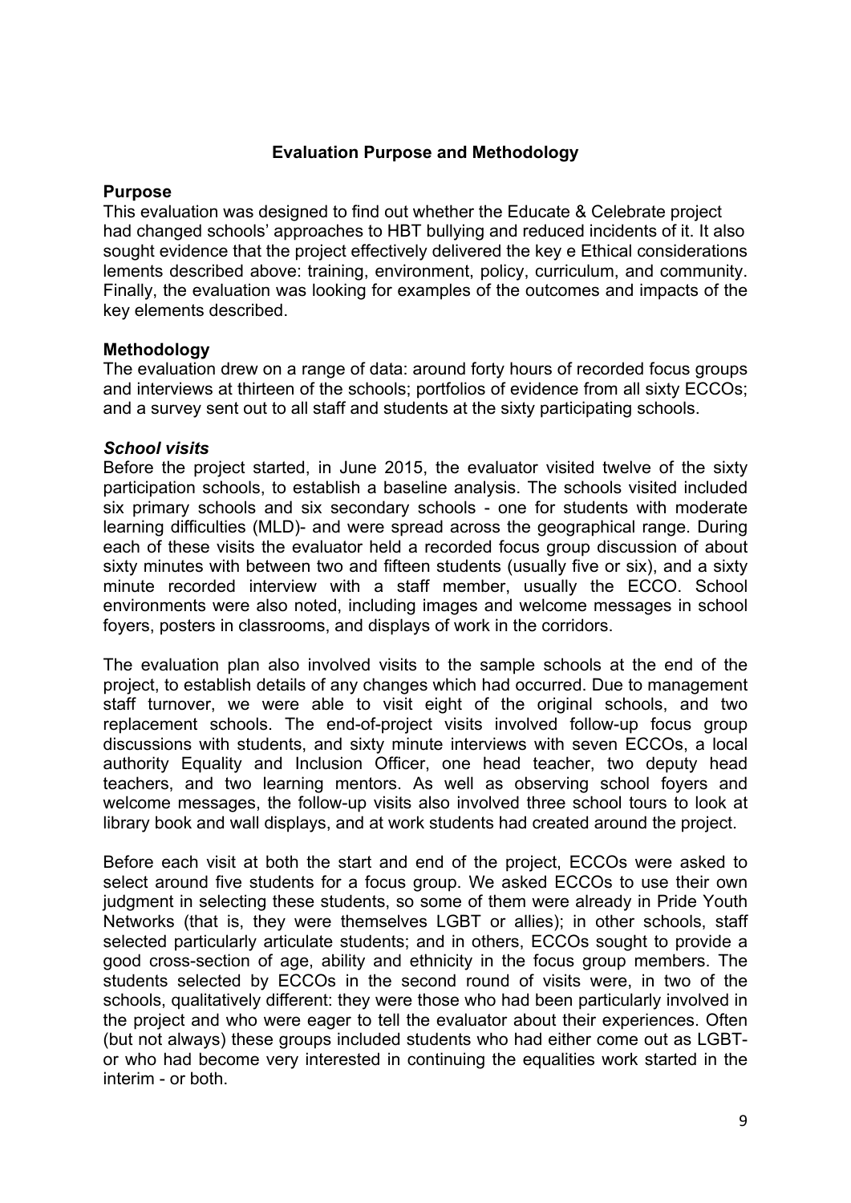## Evaluation Purpose and Methodology

### Purpose

This evaluation was designed to find out whether the Educate & Celebrate project had changed schools' approaches to HBT bullying and reduced incidents of it. It also sought evidence that the project effectively delivered the key e Ethical considerations lements described above: training, environment, policy, curriculum, and community. Finally, the evaluation was looking for examples of the outcomes and impacts of the key elements described.

### Methodology

The evaluation drew on a range of data: around forty hours of recorded focus groups and interviews at thirteen of the schools; portfolios of evidence from all sixty ECCOs; and a survey sent out to all staff and students at the sixty participating schools.

#### *School visits*

Before the project started, in June 2015, the evaluator visited twelve of the sixty participation schools, to establish a baseline analysis. The schools visited included six primary schools and six secondary schools - one for students with moderate learning difficulties (MLD)- and were spread across the geographical range. During each of these visits the evaluator held a recorded focus group discussion of about sixty minutes with between two and fifteen students (usually five or six), and a sixty minute recorded interview with a staff member, usually the ECCO. School environments were also noted, including images and welcome messages in school foyers, posters in classrooms, and displays of work in the corridors.

The evaluation plan also involved visits to the sample schools at the end of the project, to establish details of any changes which had occurred. Due to management staff turnover, we were able to visit eight of the original schools, and two replacement schools. The end-of-project visits involved follow-up focus group discussions with students, and sixty minute interviews with seven ECCOs, a local authority Equality and Inclusion Officer, one head teacher, two deputy head teachers, and two learning mentors. As well as observing school foyers and welcome messages, the follow-up visits also involved three school tours to look at library book and wall displays, and at work students had created around the project.

Before each visit at both the start and end of the project, ECCOs were asked to select around five students for a focus group. We asked ECCOs to use their own judgment in selecting these students, so some of them were already in Pride Youth Networks (that is, they were themselves LGBT or allies); in other schools, staff selected particularly articulate students; and in others, ECCOs sought to provide a good cross-section of age, ability and ethnicity in the focus group members. The students selected by ECCOs in the second round of visits were, in two of the schools, qualitatively different: they were those who had been particularly involved in the project and who were eager to tell the evaluator about their experiences. Often (but not always) these groups included students who had either come out as LGBT- or who had become very interested in continuing the equalities work started in the interim - or both.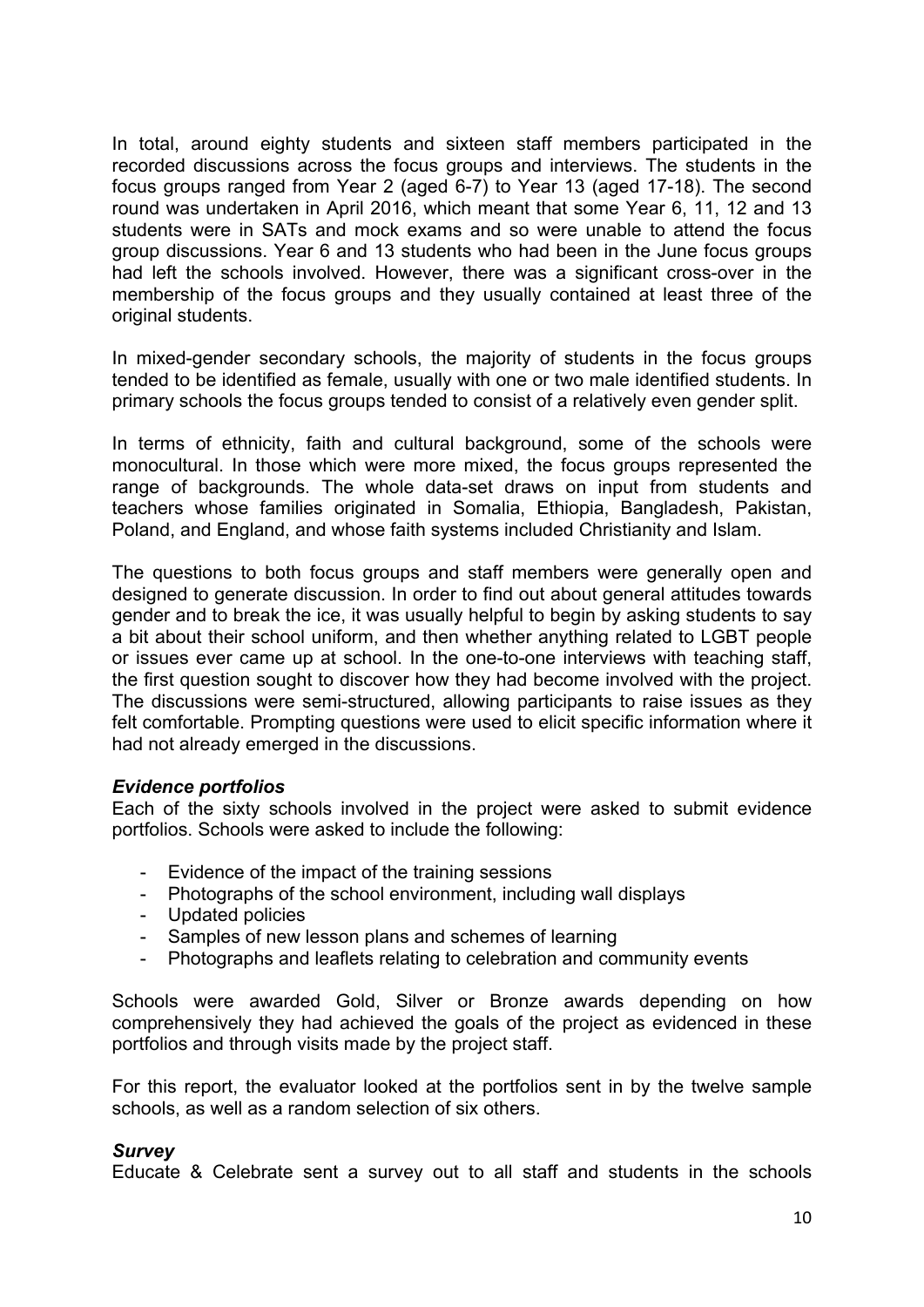In total, around eighty students and sixteen staff members participated in the recorded discussions across the focus groups and interviews. The students in the focus groups ranged from Year 2 (aged 6-7) to Year 13 (aged 17-18). The second round was undertaken in April 2016, which meant that some Year 6, 11, 12 and 13 students were in SATs and mock exams and so were unable to attend the focus group discussions. Year 6 and 13 students who had been in the June focus groups had left the schools involved. However, there was a significant cross-over in the membership of the focus groups and they usually contained at least three of the original students.

In mixed-gender secondary schools, the majority of students in the focus groups tended to be identified as female, usually with one or two male identified students. In primary schools the focus groups tended to consist of a relatively even gender split.

In terms of ethnicity, faith and cultural background, some of the schools were monocultural. In those which were more mixed, the focus groups represented the range of backgrounds. The whole data-set draws on input from students and teachers whose families originated in Somalia, Ethiopia, Bangladesh, Pakistan, Poland, and England, and whose faith systems included Christianity and Islam.

The questions to both focus groups and staff members were generally open and designed to generate discussion. In order to find out about general attitudes towards gender and to break the ice, it was usually helpful to begin by asking students to say a bit about their school uniform, and then whether anything related to LGBT people or issues ever came up at school. In the one-to-one interviews with teaching staff, the first question sought to discover how they had become involved with the project. The discussions were semi-structured, allowing participants to raise issues as they felt comfortable. Prompting questions were used to elicit specific information where it had not already emerged in the discussions.

***Evidence portfolios***

Each of the sixty schools involved in the project were asked to submit evidence portfolios. Schools were asked to include the following:

- Evidence of the impact of the training sessions
- Photographs of the school environment, including wall displays
- Updated policies
- Samples of new lesson plans and schemes of learning
- Photographs and leaflets relating to celebration and community events

Schools were awarded Gold, Silver or Bronze awards depending on how comprehensively they had achieved the goals of the project as evidenced in these portfolios and through visits made by the project staff.

For this report, the evaluator looked at the portfolios sent in by the twelve sample schools, as well as a random selection of six others.

***Survey***

Educate & Celebrate sent a survey out to all staff and students in the schools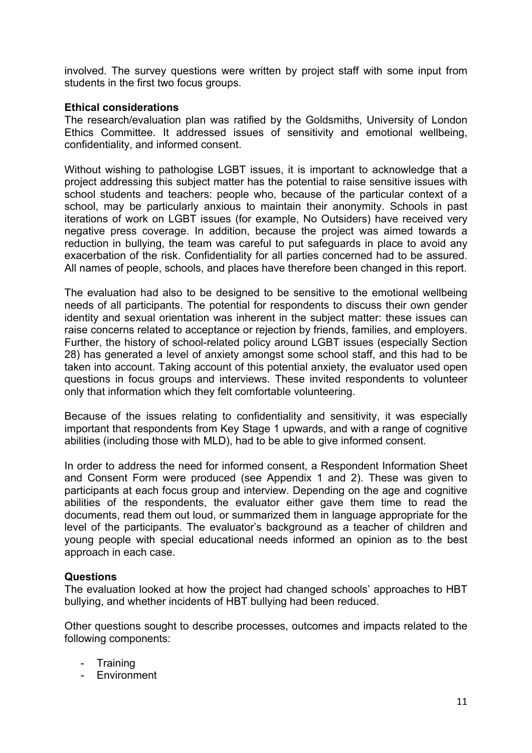involved. The survey questions were written by project staff with some input from students in the first two focus groups.

**Ethical considerations**

The research/evaluation plan was ratified by the Goldsmiths, University of London Ethics Committee. It addressed issues of sensitivity and emotional wellbeing, confidentiality, and informed consent.

Without wishing to pathologise LGBT issues, it is important to acknowledge that a project addressing this subject matter has the potential to raise sensitive issues with school students and teachers: people who, because of the particular context of a school, may be particularly anxious to maintain their anonymity. Schools in past iterations of work on LGBT issues (for example, No Outsiders) have received very negative press coverage. In addition, because the project was aimed towards a reduction in bullying, the team was careful to put safeguards in place to avoid any exacerbation of the risk. Confidentiality for all parties concerned had to be assured. All names of people, schools, and places have therefore been changed in this report.

The evaluation had also to be designed to be sensitive to the emotional wellbeing needs of all participants. The potential for respondents to discuss their own gender identity and sexual orientation was inherent in the subject matter: these issues can raise concerns related to acceptance or rejection by friends, families, and employers. Further, the history of school-related policy around LGBT issues (especially Section 28) has generated a level of anxiety amongst some school staff, and this had to be taken into account. Taking account of this potential anxiety, the evaluator used open questions in focus groups and interviews. These invited respondents to volunteer only that information which they felt comfortable volunteering.

Because of the issues relating to confidentiality and sensitivity, it was especially important that respondents from Key Stage 1 upwards, and with a range of cognitive abilities (including those with MLD), had to be able to give informed consent.

In order to address the need for informed consent, a Respondent Information Sheet and Consent Form were produced (see Appendix 1 and 2). These was given to participants at each focus group and interview. Depending on the age and cognitive abilities of the respondents, the evaluator either gave them time to read the documents, read them out loud, or summarized them in language appropriate for the level of the participants. The evaluator's background as a teacher of children and young people with special educational needs informed an opinion as to the best approach in each case.

**Questions**

The evaluation looked at how the project had changed schools' approaches to HBT bullying, and whether incidents of HBT bullying had been reduced.

Other questions sought to describe processes, outcomes and impacts related to the following components:

- Training
- Environment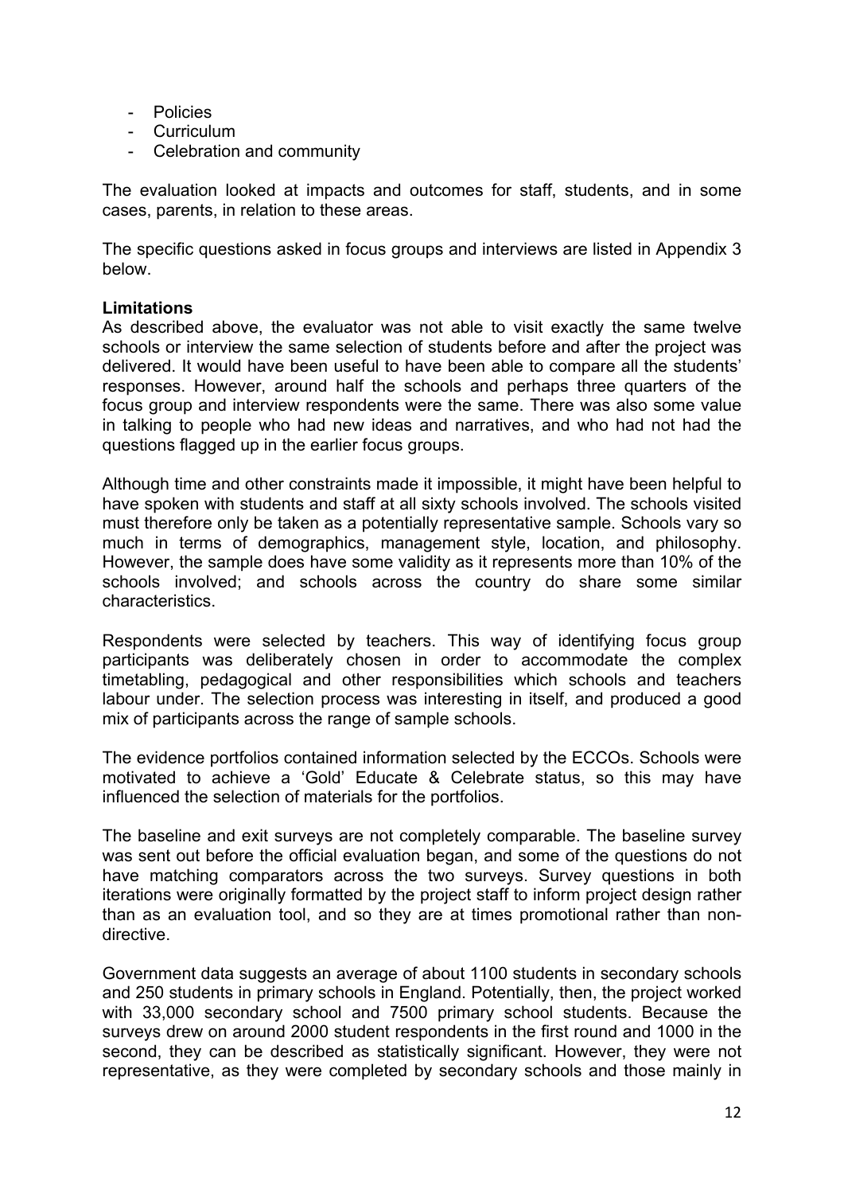- Policies
- Curriculum
- Celebration and community

The evaluation looked at impacts and outcomes for staff, students, and in some cases, parents, in relation to these areas.

The specific questions asked in focus groups and interviews are listed in Appendix 3 below.

**Limitations**

As described above, the evaluator was not able to visit exactly the same twelve schools or interview the same selection of students before and after the project was delivered. It would have been useful to have been able to compare all the students' responses. However, around half the schools and perhaps three quarters of the focus group and interview respondents were the same. There was also some value in talking to people who had new ideas and narratives, and who had not had the questions flagged up in the earlier focus groups.

Although time and other constraints made it impossible, it might have been helpful to have spoken with students and staff at all sixty schools involved. The schools visited must therefore only be taken as a potentially representative sample. Schools vary so much in terms of demographics, management style, location, and philosophy. However, the sample does have some validity as it represents more than 10% of the schools involved; and schools across the country do share some similar characteristics.

Respondents were selected by teachers. This way of identifying focus group participants was deliberately chosen in order to accommodate the complex timetabling, pedagogical and other responsibilities which schools and teachers labour under. The selection process was interesting in itself, and produced a good mix of participants across the range of sample schools.

The evidence portfolios contained information selected by the ECCOs. Schools were motivated to achieve a 'Gold' Educate & Celebrate status, so this may have influenced the selection of materials for the portfolios.

The baseline and exit surveys are not completely comparable. The baseline survey was sent out before the official evaluation began, and some of the questions do not have matching comparators across the two surveys. Survey questions in both iterations were originally formatted by the project staff to inform project design rather than as an evaluation tool, and so they are at times promotional rather than non-directive.

Government data suggests an average of about 1100 students in secondary schools and 250 students in primary schools in England. Potentially, then, the project worked with 33,000 secondary school and 7500 primary school students. Because the surveys drew on around 2000 student respondents in the first round and 1000 in the second, they can be described as statistically significant. However, they were not representative, as they were completed by secondary schools and those mainly in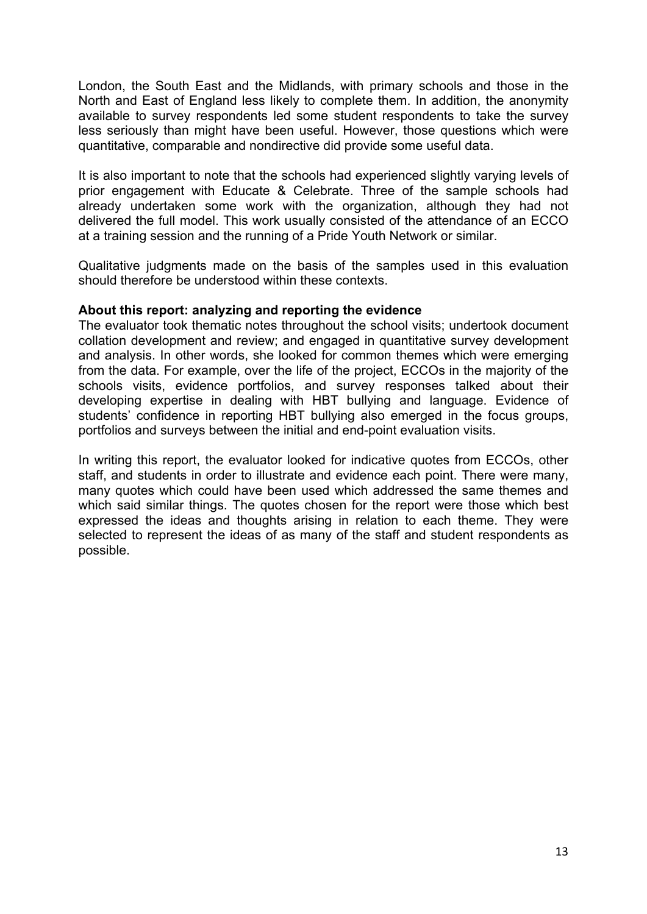London, the South East and the Midlands, with primary schools and those in the North and East of England less likely to complete them. In addition, the anonymity available to survey respondents led some student respondents to take the survey less seriously than might have been useful. However, those questions which were quantitative, comparable and nondirective did provide some useful data.

It is also important to note that the schools had experienced slightly varying levels of prior engagement with Educate & Celebrate. Three of the sample schools had already undertaken some work with the organization, although they had not delivered the full model. This work usually consisted of the attendance of an ECCO at a training session and the running of a Pride Youth Network or similar.

Qualitative judgments made on the basis of the samples used in this evaluation should therefore be understood within these contexts.

**About this report: analyzing and reporting the evidence**

The evaluator took thematic notes throughout the school visits; undertook document collation development and review; and engaged in quantitative survey development and analysis. In other words, she looked for common themes which were emerging from the data. For example, over the life of the project, ECCOs in the majority of the schools visits, evidence portfolios, and survey responses talked about their developing expertise in dealing with HBT bullying and language. Evidence of students' confidence in reporting HBT bullying also emerged in the focus groups, portfolios and surveys between the initial and end-point evaluation visits.

In writing this report, the evaluator looked for indicative quotes from ECCOs, other staff, and students in order to illustrate and evidence each point. There were many, many quotes which could have been used which addressed the same themes and which said similar things. The quotes chosen for the report were those which best expressed the ideas and thoughts arising in relation to each theme. They were selected to represent the ideas of as many of the staff and student respondents as possible.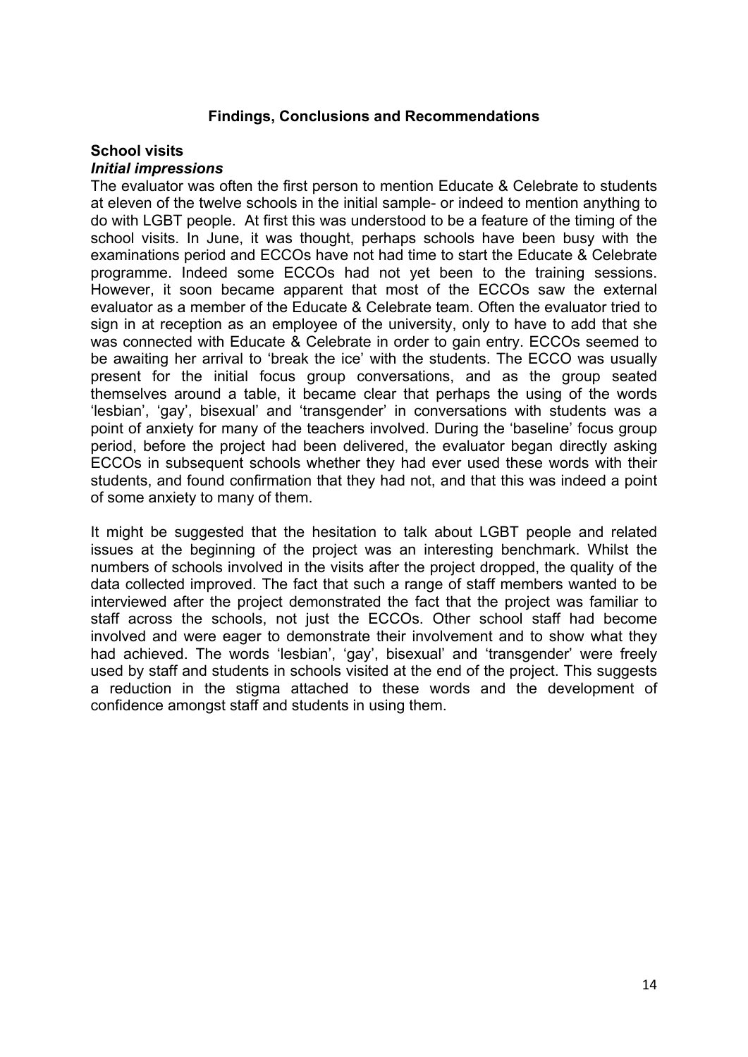## Findings, Conclusions and Recommendations

### School visits

#### *Initial impressions*

The evaluator was often the first person to mention Educate & Celebrate to students at eleven of the twelve schools in the initial sample- or indeed to mention anything to do with LGBT people. At first this was understood to be a feature of the timing of the school visits. In June, it was thought, perhaps schools have been busy with the examinations period and ECCOs have not had time to start the Educate & Celebrate programme. Indeed some ECCOs had not yet been to the training sessions. However, it soon became apparent that most of the ECCOs saw the external evaluator as a member of the Educate & Celebrate team. Often the evaluator tried to sign in at reception as an employee of the university, only to have to add that she was connected with Educate & Celebrate in order to gain entry. ECCOs seemed to be awaiting her arrival to 'break the ice' with the students. The ECCO was usually present for the initial focus group conversations, and as the group seated themselves around a table, it became clear that perhaps the using of the words 'lesbian', 'gay', bisexual' and 'transgender' in conversations with students was a point of anxiety for many of the teachers involved. During the 'baseline' focus group period, before the project had been delivered, the evaluator began directly asking ECCOs in subsequent schools whether they had ever used these words with their students, and found confirmation that they had not, and that this was indeed a point of some anxiety to many of them.

It might be suggested that the hesitation to talk about LGBT people and related issues at the beginning of the project was an interesting benchmark. Whilst the numbers of schools involved in the visits after the project dropped, the quality of the data collected improved. The fact that such a range of staff members wanted to be interviewed after the project demonstrated the fact that the project was familiar to staff across the schools, not just the ECCOs. Other school staff had become involved and were eager to demonstrate their involvement and to show what they had achieved. The words 'lesbian', 'gay', bisexual' and 'transgender' were freely used by staff and students in schools visited at the end of the project. This suggests a reduction in the stigma attached to these words and the development of confidence amongst staff and students in using them.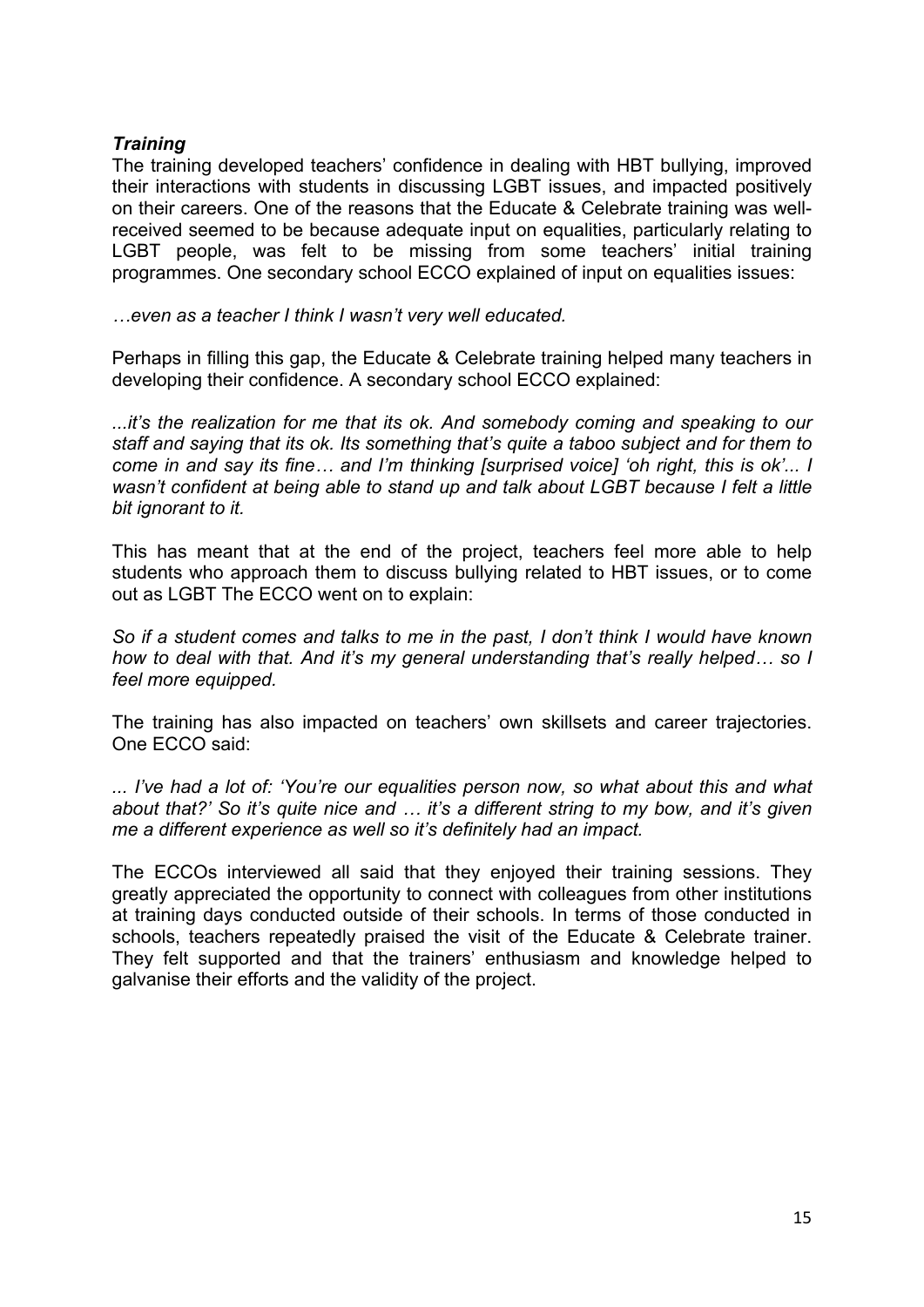***Training***

The training developed teachers' confidence in dealing with HBT bullying, improved their interactions with students in discussing LGBT issues, and impacted positively on their careers. One of the reasons that the Educate & Celebrate training was well-received seemed to be because adequate input on equalities, particularly relating to LGBT people, was felt to be missing from some teachers' initial training programmes. One secondary school ECCO explained of input on equalities issues:

*…even as a teacher I think I wasn't very well educated.*

Perhaps in filling this gap, the Educate & Celebrate training helped many teachers in developing their confidence. A secondary school ECCO explained:

*...it's the realization for me that its ok. And somebody coming and speaking to our staff and saying that its ok. Its something that's quite a taboo subject and for them to come in and say its fine… and I'm thinking [surprised voice] 'oh right, this is ok'... I wasn't confident at being able to stand up and talk about LGBT because I felt a little bit ignorant to it.*

This has meant that at the end of the project, teachers feel more able to help students who approach them to discuss bullying related to HBT issues, or to come out as LGBT The ECCO went on to explain:

*So if a student comes and talks to me in the past, I don't think I would have known how to deal with that. And it's my general understanding that's really helped… so I feel more equipped.*

The training has also impacted on teachers' own skillsets and career trajectories. One ECCO said:

*... I've had a lot of: 'You're our equalities person now, so what about this and what about that?' So it's quite nice and … it's a different string to my bow, and it's given me a different experience as well so it's definitely had an impact.*

The ECCOs interviewed all said that they enjoyed their training sessions. They greatly appreciated the opportunity to connect with colleagues from other institutions at training days conducted outside of their schools. In terms of those conducted in schools, teachers repeatedly praised the visit of the Educate & Celebrate trainer. They felt supported and that the trainers' enthusiasm and knowledge helped to galvanise their efforts and the validity of the project.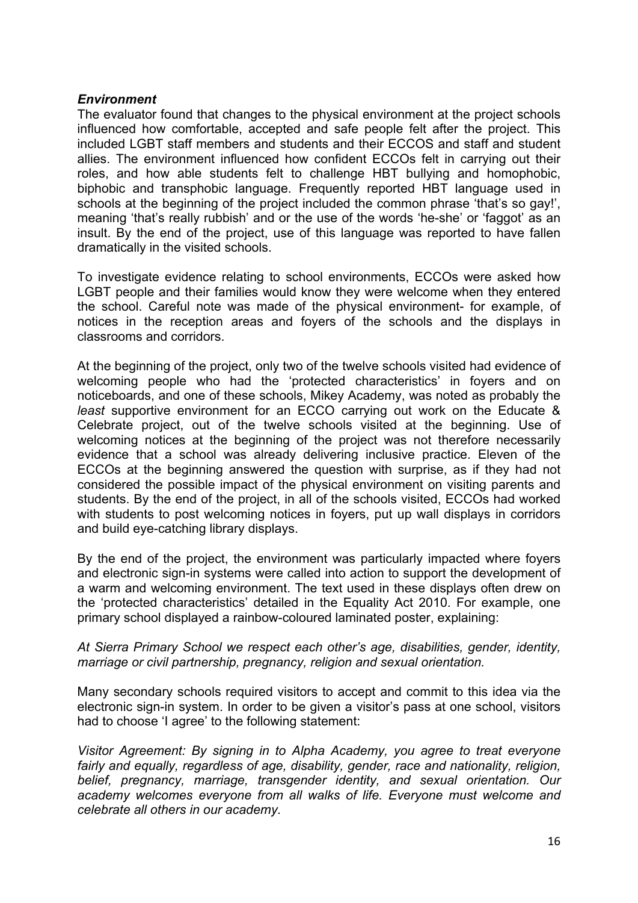***Environment***

The evaluator found that changes to the physical environment at the project schools influenced how comfortable, accepted and safe people felt after the project. This included LGBT staff members and students and their ECCOS and staff and student allies. The environment influenced how confident ECCOs felt in carrying out their roles, and how able students felt to challenge HBT bullying and homophobic, biphobic and transphobic language. Frequently reported HBT language used in schools at the beginning of the project included the common phrase 'that's so gay!', meaning 'that's really rubbish' and or the use of the words 'he-she' or 'faggot' as an insult. By the end of the project, use of this language was reported to have fallen dramatically in the visited schools.

To investigate evidence relating to school environments, ECCOs were asked how LGBT people and their families would know they were welcome when they entered the school. Careful note was made of the physical environment- for example, of notices in the reception areas and foyers of the schools and the displays in classrooms and corridors.

At the beginning of the project, only two of the twelve schools visited had evidence of welcoming people who had the 'protected characteristics' in foyers and on noticeboards, and one of these schools, Mikey Academy, was noted as probably the *least* supportive environment for an ECCO carrying out work on the Educate & Celebrate project, out of the twelve schools visited at the beginning. Use of welcoming notices at the beginning of the project was not therefore necessarily evidence that a school was already delivering inclusive practice. Eleven of the ECCOs at the beginning answered the question with surprise, as if they had not considered the possible impact of the physical environment on visiting parents and students. By the end of the project, in all of the schools visited, ECCOs had worked with students to post welcoming notices in foyers, put up wall displays in corridors and build eye-catching library displays.

By the end of the project, the environment was particularly impacted where foyers and electronic sign-in systems were called into action to support the development of a warm and welcoming environment. The text used in these displays often drew on the 'protected characteristics' detailed in the Equality Act 2010. For example, one primary school displayed a rainbow-coloured laminated poster, explaining:

*At Sierra Primary School we respect each other's age, disabilities, gender, identity, marriage or civil partnership, pregnancy, religion and sexual orientation.*

Many secondary schools required visitors to accept and commit to this idea via the electronic sign-in system. In order to be given a visitor's pass at one school, visitors had to choose 'I agree' to the following statement:

*Visitor Agreement: By signing in to Alpha Academy, you agree to treat everyone fairly and equally, regardless of age, disability, gender, race and nationality, religion, belief, pregnancy, marriage, transgender identity, and sexual orientation. Our academy welcomes everyone from all walks of life. Everyone must welcome and celebrate all others in our academy.*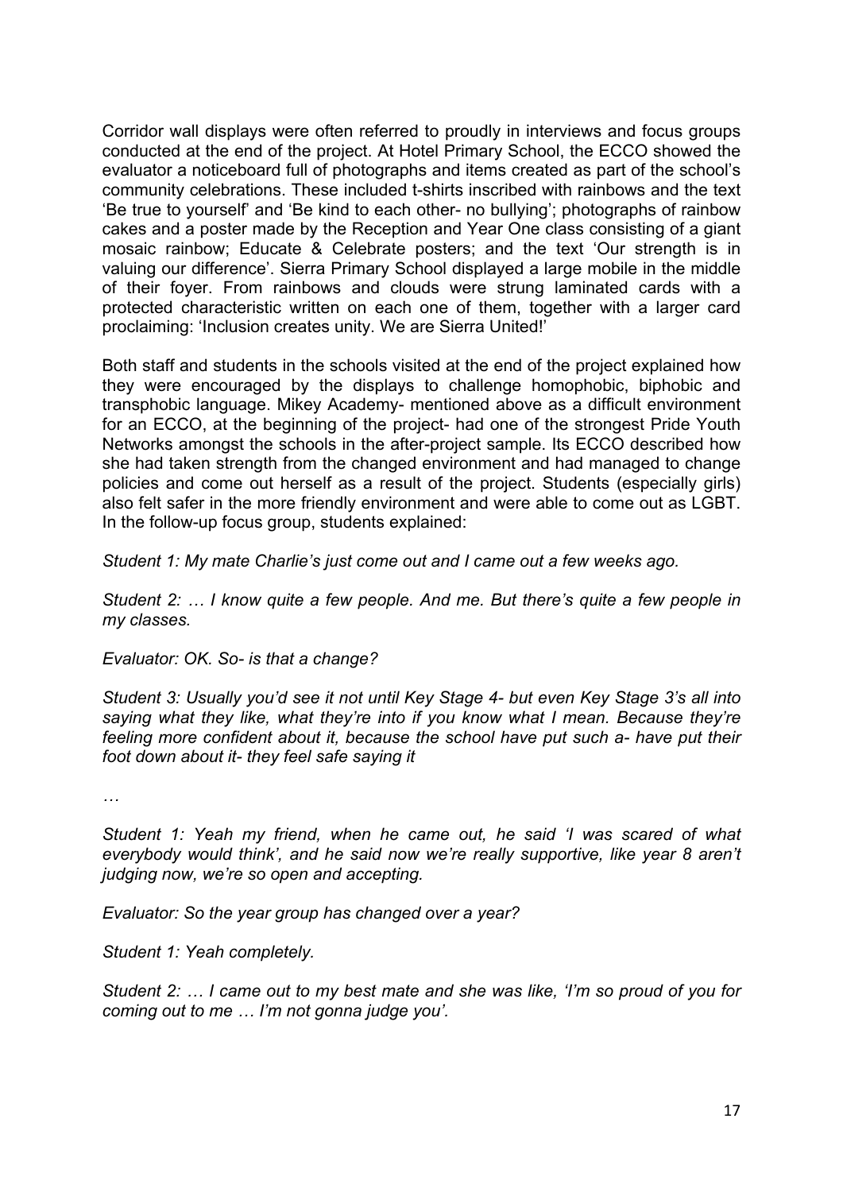Corridor wall displays were often referred to proudly in interviews and focus groups conducted at the end of the project. At Hotel Primary School, the ECCO showed the evaluator a noticeboard full of photographs and items created as part of the school's community celebrations. These included t-shirts inscribed with rainbows and the text 'Be true to yourself' and 'Be kind to each other- no bullying'; photographs of rainbow cakes and a poster made by the Reception and Year One class consisting of a giant mosaic rainbow; Educate & Celebrate posters; and the text 'Our strength is in valuing our difference'. Sierra Primary School displayed a large mobile in the middle of their foyer. From rainbows and clouds were strung laminated cards with a protected characteristic written on each one of them, together with a larger card proclaiming: 'Inclusion creates unity. We are Sierra United!'

Both staff and students in the schools visited at the end of the project explained how they were encouraged by the displays to challenge homophobic, biphobic and transphobic language. Mikey Academy- mentioned above as a difficult environment for an ECCO, at the beginning of the project- had one of the strongest Pride Youth Networks amongst the schools in the after-project sample. Its ECCO described how she had taken strength from the changed environment and had managed to change policies and come out herself as a result of the project. Students (especially girls) also felt safer in the more friendly environment and were able to come out as LGBT. In the follow-up focus group, students explained:

*Student 1: My mate Charlie's just come out and I came out a few weeks ago.*

*Student 2: … I know quite a few people. And me. But there's quite a few people in my classes.*

*Evaluator: OK. So- is that a change?*

*Student 3: Usually you'd see it not until Key Stage 4- but even Key Stage 3's all into saying what they like, what they're into if you know what I mean. Because they're feeling more confident about it, because the school have put such a- have put their foot down about it- they feel safe saying it*

*…*

*Student 1: Yeah my friend, when he came out, he said 'I was scared of what everybody would think', and he said now we're really supportive, like year 8 aren't judging now, we're so open and accepting.*

*Evaluator: So the year group has changed over a year?*

*Student 1: Yeah completely.*

*Student 2: … I came out to my best mate and she was like, 'I'm so proud of you for coming out to me … I'm not gonna judge you'.*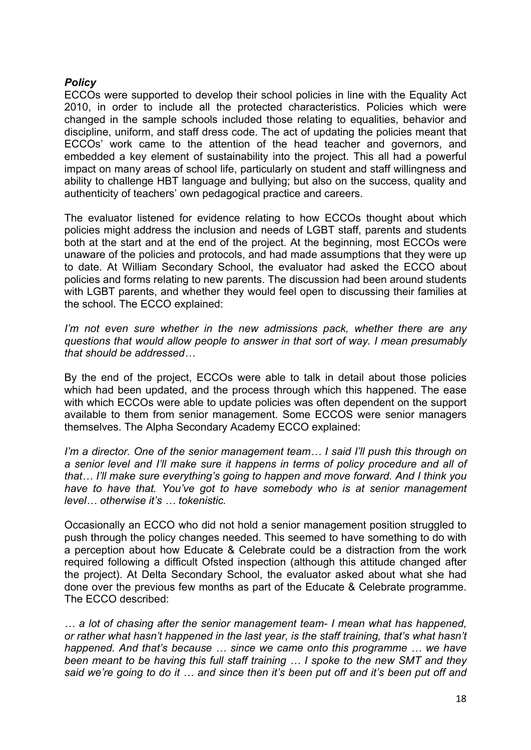***Policy***

ECCOs were supported to develop their school policies in line with the Equality Act 2010, in order to include all the protected characteristics. Policies which were changed in the sample schools included those relating to equalities, behavior and discipline, uniform, and staff dress code. The act of updating the policies meant that ECCOs' work came to the attention of the head teacher and governors, and embedded a key element of sustainability into the project. This all had a powerful impact on many areas of school life, particularly on student and staff willingness and ability to challenge HBT language and bullying; but also on the success, quality and authenticity of teachers' own pedagogical practice and careers.

The evaluator listened for evidence relating to how ECCOs thought about which policies might address the inclusion and needs of LGBT staff, parents and students both at the start and at the end of the project. At the beginning, most ECCOs were unaware of the policies and protocols, and had made assumptions that they were up to date. At William Secondary School, the evaluator had asked the ECCO about policies and forms relating to new parents. The discussion had been around students with LGBT parents, and whether they would feel open to discussing their families at the school. The ECCO explained:

*I'm not even sure whether in the new admissions pack, whether there are any questions that would allow people to answer in that sort of way. I mean presumably that should be addressed…*

By the end of the project, ECCOs were able to talk in detail about those policies which had been updated, and the process through which this happened. The ease with which ECCOs were able to update policies was often dependent on the support available to them from senior management. Some ECCOS were senior managers themselves. The Alpha Secondary Academy ECCO explained:

*I'm a director. One of the senior management team… I said I'll push this through on a senior level and I'll make sure it happens in terms of policy procedure and all of that… I'll make sure everything's going to happen and move forward. And I think you have to have that. You've got to have somebody who is at senior management level… otherwise it's … tokenistic.*

Occasionally an ECCO who did not hold a senior management position struggled to push through the policy changes needed. This seemed to have something to do with a perception about how Educate & Celebrate could be a distraction from the work required following a difficult Ofsted inspection (although this attitude changed after the project). At Delta Secondary School, the evaluator asked about what she had done over the previous few months as part of the Educate & Celebrate programme. The ECCO described:

*… a lot of chasing after the senior management team- I mean what has happened, or rather what hasn't happened in the last year, is the staff training, that's what hasn't happened. And that's because … since we came onto this programme … we have been meant to be having this full staff training … I spoke to the new SMT and they said we're going to do it … and since then it's been put off and it's been put off and*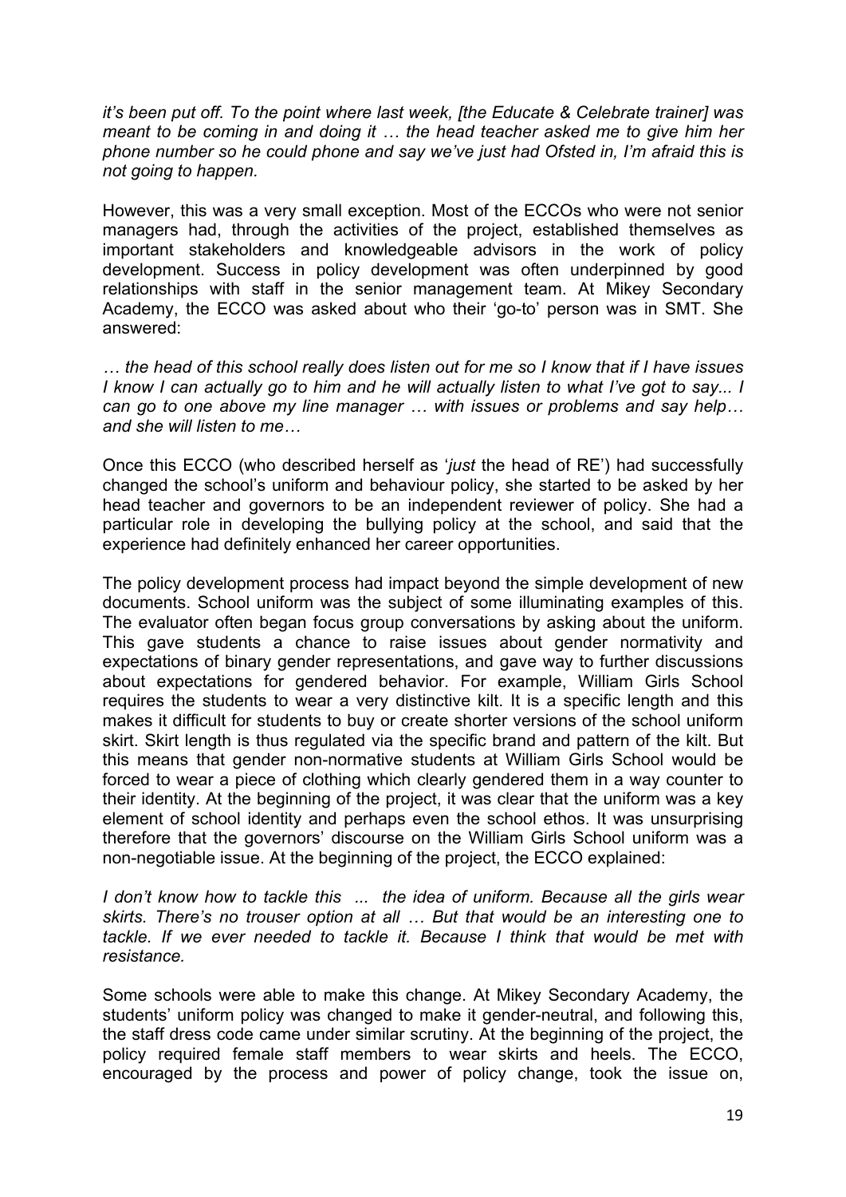*it's been put off. To the point where last week, [the Educate & Celebrate trainer] was meant to be coming in and doing it … the head teacher asked me to give him her phone number so he could phone and say we've just had Ofsted in, I'm afraid this is not going to happen.*

However, this was a very small exception. Most of the ECCOs who were not senior managers had, through the activities of the project, established themselves as important stakeholders and knowledgeable advisors in the work of policy development. Success in policy development was often underpinned by good relationships with staff in the senior management team. At Mikey Secondary Academy, the ECCO was asked about who their 'go-to' person was in SMT. She answered:

*… the head of this school really does listen out for me so I know that if I have issues I know I can actually go to him and he will actually listen to what I've got to say... I can go to one above my line manager … with issues or problems and say help… and she will listen to me…*

Once this ECCO (who described herself as '*just* the head of RE') had successfully changed the school's uniform and behaviour policy, she started to be asked by her head teacher and governors to be an independent reviewer of policy. She had a particular role in developing the bullying policy at the school, and said that the experience had definitely enhanced her career opportunities.

The policy development process had impact beyond the simple development of new documents. School uniform was the subject of some illuminating examples of this. The evaluator often began focus group conversations by asking about the uniform. This gave students a chance to raise issues about gender normativity and expectations of binary gender representations, and gave way to further discussions about expectations for gendered behavior. For example, William Girls School requires the students to wear a very distinctive kilt. It is a specific length and this makes it difficult for students to buy or create shorter versions of the school uniform skirt. Skirt length is thus regulated via the specific brand and pattern of the kilt. But this means that gender non-normative students at William Girls School would be forced to wear a piece of clothing which clearly gendered them in a way counter to their identity. At the beginning of the project, it was clear that the uniform was a key element of school identity and perhaps even the school ethos. It was unsurprising therefore that the governors' discourse on the William Girls School uniform was a non-negotiable issue. At the beginning of the project, the ECCO explained:

*I don't know how to tackle this ... the idea of uniform. Because all the girls wear skirts. There's no trouser option at all … But that would be an interesting one to tackle. If we ever needed to tackle it. Because I think that would be met with resistance.*

Some schools were able to make this change. At Mikey Secondary Academy, the students' uniform policy was changed to make it gender-neutral, and following this, the staff dress code came under similar scrutiny. At the beginning of the project, the policy required female staff members to wear skirts and heels. The ECCO, encouraged by the process and power of policy change, took the issue on,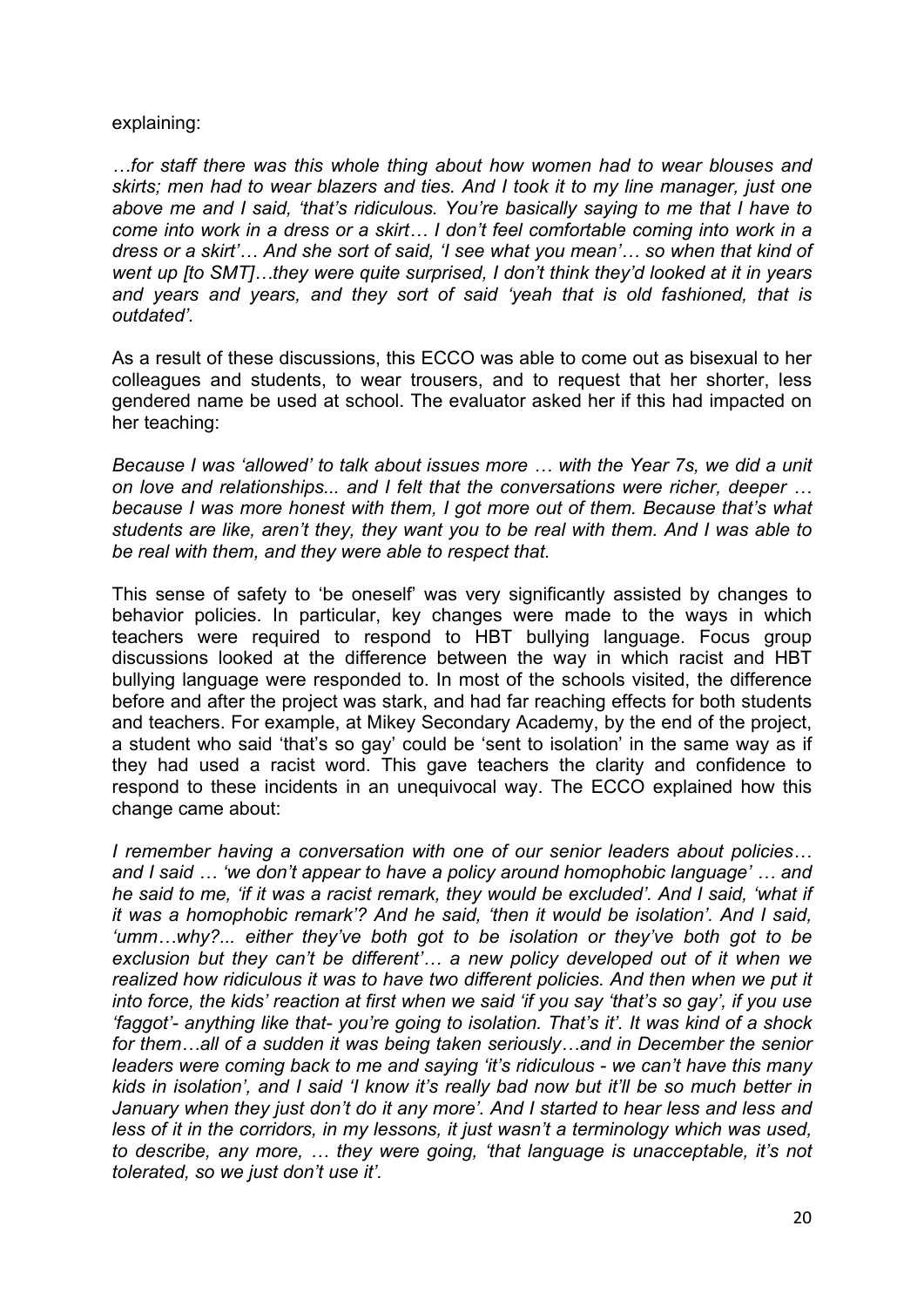explaining:

*…for staff there was this whole thing about how women had to wear blouses and skirts; men had to wear blazers and ties. And I took it to my line manager, just one above me and I said, 'that's ridiculous. You're basically saying to me that I have to come into work in a dress or a skirt… I don't feel comfortable coming into work in a dress or a skirt'… And she sort of said, 'I see what you mean'… so when that kind of went up [to SMT]…they were quite surprised, I don't think they'd looked at it in years and years and years, and they sort of said 'yeah that is old fashioned, that is outdated'.*

As a result of these discussions, this ECCO was able to come out as bisexual to her colleagues and students, to wear trousers, and to request that her shorter, less gendered name be used at school. The evaluator asked her if this had impacted on her teaching:

*Because I was 'allowed' to talk about issues more … with the Year 7s, we did a unit on love and relationships... and I felt that the conversations were richer, deeper … because I was more honest with them, I got more out of them. Because that's what students are like, aren't they, they want you to be real with them. And I was able to be real with them, and they were able to respect that.*

This sense of safety to 'be oneself' was very significantly assisted by changes to behavior policies. In particular, key changes were made to the ways in which teachers were required to respond to HBT bullying language. Focus group discussions looked at the difference between the way in which racist and HBT bullying language were responded to. In most of the schools visited, the difference before and after the project was stark, and had far reaching effects for both students and teachers. For example, at Mikey Secondary Academy, by the end of the project, a student who said 'that's so gay' could be 'sent to isolation' in the same way as if they had used a racist word. This gave teachers the clarity and confidence to respond to these incidents in an unequivocal way. The ECCO explained how this change came about:

*I remember having a conversation with one of our senior leaders about policies… and I said … 'we don't appear to have a policy around homophobic language' … and he said to me, 'if it was a racist remark, they would be excluded'. And I said, 'what if it was a homophobic remark'? And he said, 'then it would be isolation'. And I said, 'umm…why?... either they've both got to be isolation or they've both got to be exclusion but they can't be different'… a new policy developed out of it when we realized how ridiculous it was to have two different policies. And then when we put it into force, the kids' reaction at first when we said 'if you say 'that's so gay', if you use 'faggot'- anything like that- you're going to isolation. That's it'. It was kind of a shock for them…all of a sudden it was being taken seriously…and in December the senior leaders were coming back to me and saying 'it's ridiculous - we can't have this many kids in isolation', and I said 'I know it's really bad now but it'll be so much better in January when they just don't do it any more'. And I started to hear less and less and less of it in the corridors, in my lessons, it just wasn't a terminology which was used, to describe, any more, … they were going, 'that language is unacceptable, it's not tolerated, so we just don't use it'.*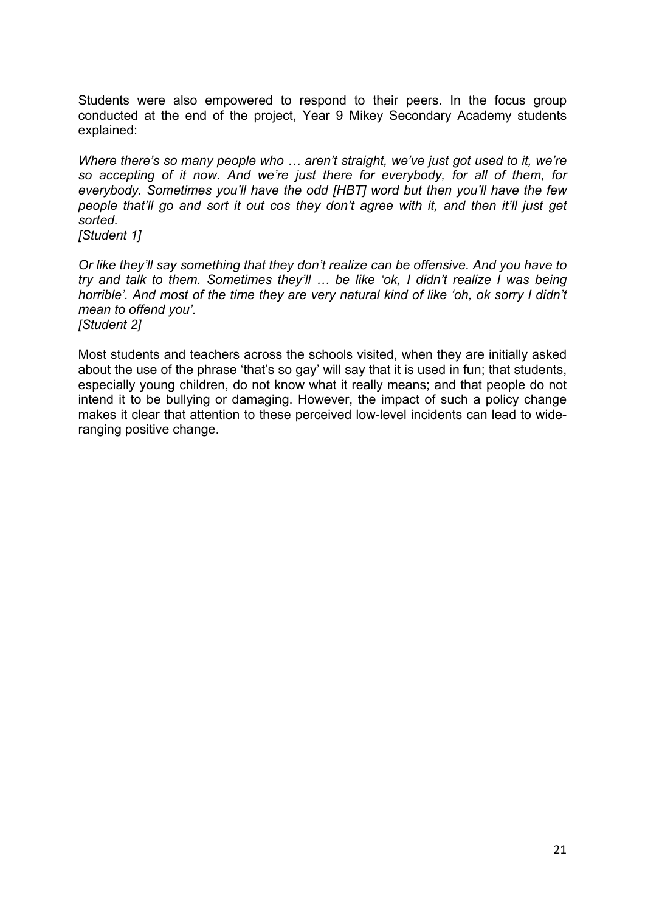Students were also empowered to respond to their peers. In the focus group conducted at the end of the project, Year 9 Mikey Secondary Academy students explained:

*Where there's so many people who … aren't straight, we've just got used to it, we're so accepting of it now. And we're just there for everybody, for all of them, for everybody. Sometimes you'll have the odd [HBT] word but then you'll have the few people that'll go and sort it out cos they don't agree with it, and then it'll just get sorted.*
*[Student 1]*

*Or like they'll say something that they don't realize can be offensive. And you have to try and talk to them. Sometimes they'll … be like 'ok, I didn't realize I was being horrible'. And most of the time they are very natural kind of like 'oh, ok sorry I didn't mean to offend you'.*
*[Student 2]*

Most students and teachers across the schools visited, when they are initially asked about the use of the phrase 'that's so gay' will say that it is used in fun; that students, especially young children, do not know what it really means; and that people do not intend it to be bullying or damaging. However, the impact of such a policy change makes it clear that attention to these perceived low-level incidents can lead to wide-ranging positive change.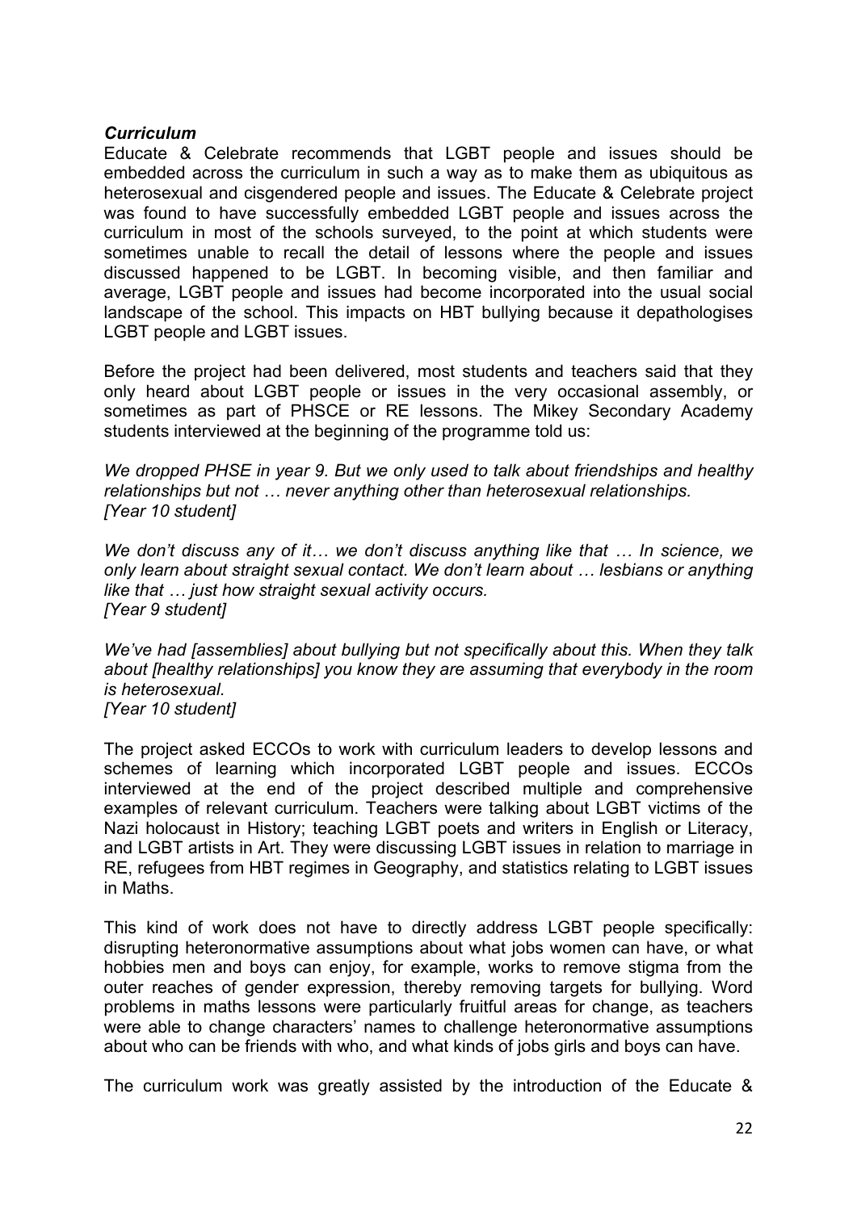***Curriculum***

Educate & Celebrate recommends that LGBT people and issues should be embedded across the curriculum in such a way as to make them as ubiquitous as heterosexual and cisgendered people and issues. The Educate & Celebrate project was found to have successfully embedded LGBT people and issues across the curriculum in most of the schools surveyed, to the point at which students were sometimes unable to recall the detail of lessons where the people and issues discussed happened to be LGBT. In becoming visible, and then familiar and average, LGBT people and issues had become incorporated into the usual social landscape of the school. This impacts on HBT bullying because it depathologises LGBT people and LGBT issues.

Before the project had been delivered, most students and teachers said that they only heard about LGBT people or issues in the very occasional assembly, or sometimes as part of PHSCE or RE lessons. The Mikey Secondary Academy students interviewed at the beginning of the programme told us:

*We dropped PHSE in year 9. But we only used to talk about friendships and healthy relationships but not … never anything other than heterosexual relationships.*
*[Year 10 student]*

*We don't discuss any of it… we don't discuss anything like that … In science, we only learn about straight sexual contact. We don't learn about … lesbians or anything like that … just how straight sexual activity occurs.*
*[Year 9 student]*

*We've had [assemblies] about bullying but not specifically about this. When they talk about [healthy relationships] you know they are assuming that everybody in the room is heterosexual.*
*[Year 10 student]*

The project asked ECCOs to work with curriculum leaders to develop lessons and schemes of learning which incorporated LGBT people and issues. ECCOs interviewed at the end of the project described multiple and comprehensive examples of relevant curriculum. Teachers were talking about LGBT victims of the Nazi holocaust in History; teaching LGBT poets and writers in English or Literacy, and LGBT artists in Art. They were discussing LGBT issues in relation to marriage in RE, refugees from HBT regimes in Geography, and statistics relating to LGBT issues in Maths.

This kind of work does not have to directly address LGBT people specifically: disrupting heteronormative assumptions about what jobs women can have, or what hobbies men and boys can enjoy, for example, works to remove stigma from the outer reaches of gender expression, thereby removing targets for bullying. Word problems in maths lessons were particularly fruitful areas for change, as teachers were able to change characters' names to challenge heteronormative assumptions about who can be friends with who, and what kinds of jobs girls and boys can have.

The curriculum work was greatly assisted by the introduction of the Educate &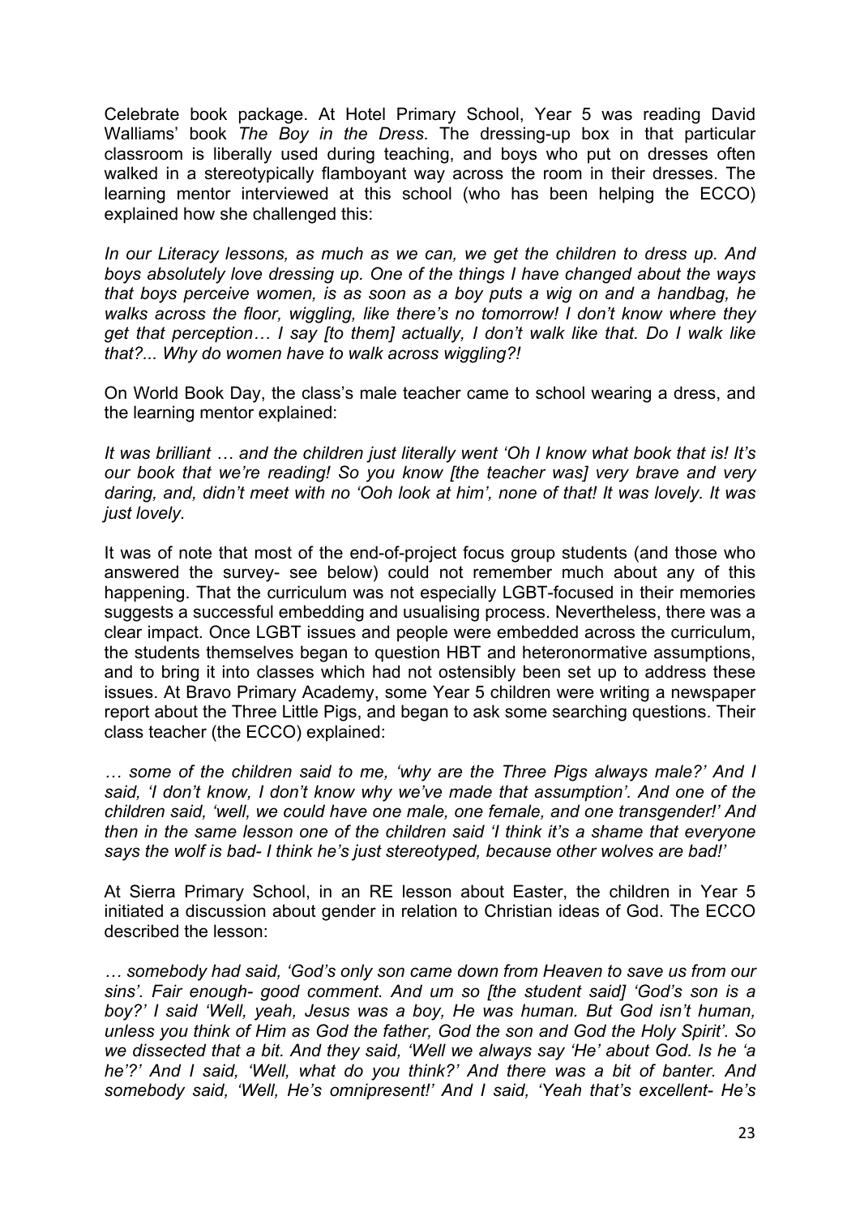Celebrate book package. At Hotel Primary School, Year 5 was reading David Walliams' book *The Boy in the Dress*. The dressing-up box in that particular classroom is liberally used during teaching, and boys who put on dresses often walked in a stereotypically flamboyant way across the room in their dresses. The learning mentor interviewed at this school (who has been helping the ECCO) explained how she challenged this:

*In our Literacy lessons, as much as we can, we get the children to dress up. And boys absolutely love dressing up. One of the things I have changed about the ways that boys perceive women, is as soon as a boy puts a wig on and a handbag, he walks across the floor, wiggling, like there's no tomorrow! I don't know where they get that perception… I say [to them] actually, I don't walk like that. Do I walk like that?... Why do women have to walk across wiggling?!*

On World Book Day, the class's male teacher came to school wearing a dress, and the learning mentor explained:

*It was brilliant … and the children just literally went 'Oh I know what book that is! It's our book that we're reading! So you know [the teacher was] very brave and very daring, and, didn't meet with no 'Ooh look at him', none of that! It was lovely. It was just lovely.*

It was of note that most of the end-of-project focus group students (and those who answered the survey- see below) could not remember much about any of this happening. That the curriculum was not especially LGBT-focused in their memories suggests a successful embedding and usualising process. Nevertheless, there was a clear impact. Once LGBT issues and people were embedded across the curriculum, the students themselves began to question HBT and heteronormative assumptions, and to bring it into classes which had not ostensibly been set up to address these issues. At Bravo Primary Academy, some Year 5 children were writing a newspaper report about the Three Little Pigs, and began to ask some searching questions. Their class teacher (the ECCO) explained:

*… some of the children said to me, 'why are the Three Pigs always male?' And I said, 'I don't know, I don't know why we've made that assumption'. And one of the children said, 'well, we could have one male, one female, and one transgender!' And then in the same lesson one of the children said 'I think it's a shame that everyone says the wolf is bad- I think he's just stereotyped, because other wolves are bad!'*

At Sierra Primary School, in an RE lesson about Easter, the children in Year 5 initiated a discussion about gender in relation to Christian ideas of God. The ECCO described the lesson:

*… somebody had said, 'God's only son came down from Heaven to save us from our sins'. Fair enough- good comment. And um so [the student said] 'God's son is a boy?' I said 'Well, yeah, Jesus was a boy, He was human. But God isn't human, unless you think of Him as God the father, God the son and God the Holy Spirit'. So we dissected that a bit. And they said, 'Well we always say 'He' about God. Is he 'a he'?' And I said, 'Well, what do you think?' And there was a bit of banter. And somebody said, 'Well, He's omnipresent!' And I said, 'Yeah that's excellent- He's*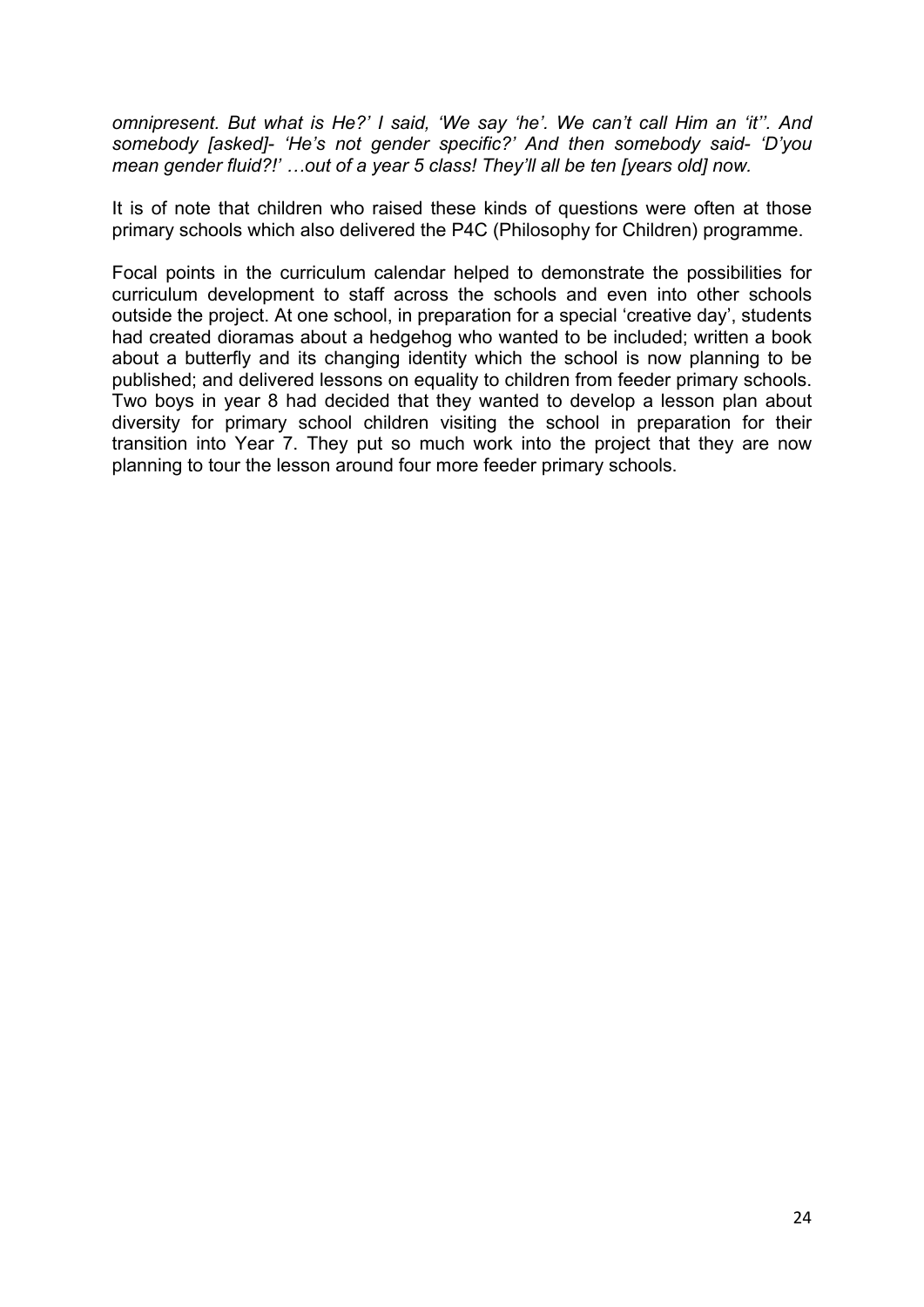*omnipresent. But what is He?' I said, 'We say 'he'. We can't call Him an 'it''. And somebody [asked]- 'He's not gender specific?' And then somebody said- 'D'you mean gender fluid?!' …out of a year 5 class! They'll all be ten [years old] now.*

It is of note that children who raised these kinds of questions were often at those primary schools which also delivered the P4C (Philosophy for Children) programme.

Focal points in the curriculum calendar helped to demonstrate the possibilities for curriculum development to staff across the schools and even into other schools outside the project. At one school, in preparation for a special 'creative day', students had created dioramas about a hedgehog who wanted to be included; written a book about a butterfly and its changing identity which the school is now planning to be published; and delivered lessons on equality to children from feeder primary schools. Two boys in year 8 had decided that they wanted to develop a lesson plan about diversity for primary school children visiting the school in preparation for their transition into Year 7. They put so much work into the project that they are now planning to tour the lesson around four more feeder primary schools.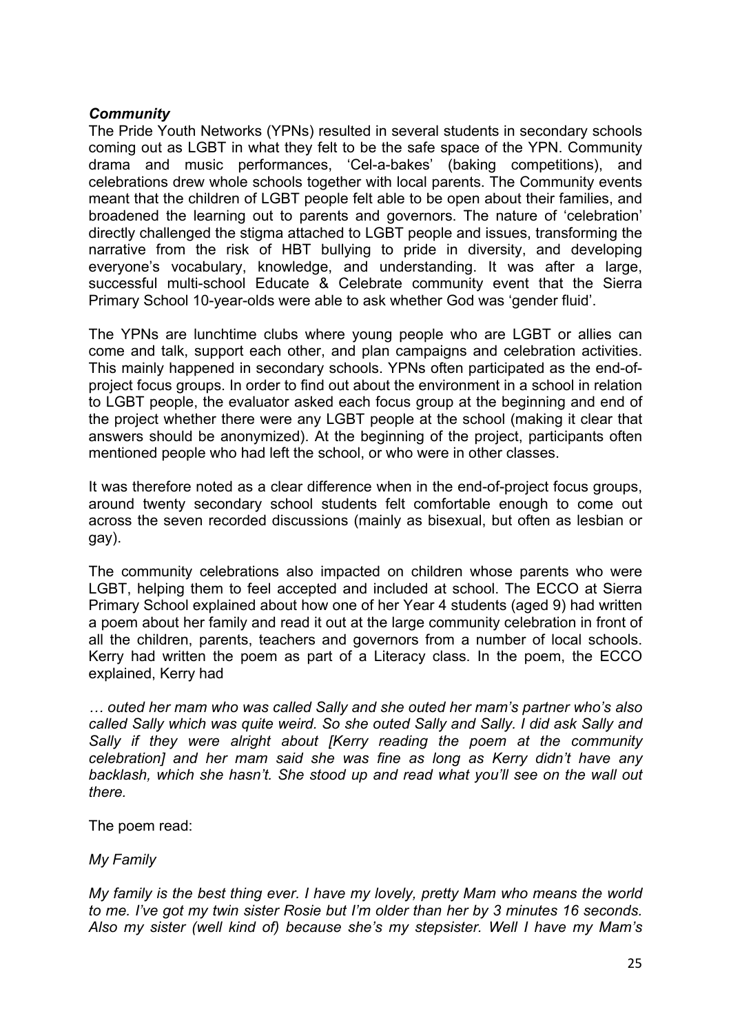### *Community*

The Pride Youth Networks (YPNs) resulted in several students in secondary schools coming out as LGBT in what they felt to be the safe space of the YPN. Community drama and music performances, 'Cel-a-bakes' (baking competitions), and celebrations drew whole schools together with local parents. The Community events meant that the children of LGBT people felt able to be open about their families, and broadened the learning out to parents and governors. The nature of 'celebration' directly challenged the stigma attached to LGBT people and issues, transforming the narrative from the risk of HBT bullying to pride in diversity, and developing everyone's vocabulary, knowledge, and understanding. It was after a large, successful multi-school Educate & Celebrate community event that the Sierra Primary School 10-year-olds were able to ask whether God was 'gender fluid'.

The YPNs are lunchtime clubs where young people who are LGBT or allies can come and talk, support each other, and plan campaigns and celebration activities. This mainly happened in secondary schools. YPNs often participated as the end-of-project focus groups. In order to find out about the environment in a school in relation to LGBT people, the evaluator asked each focus group at the beginning and end of the project whether there were any LGBT people at the school (making it clear that answers should be anonymized). At the beginning of the project, participants often mentioned people who had left the school, or who were in other classes.

It was therefore noted as a clear difference when in the end-of-project focus groups, around twenty secondary school students felt comfortable enough to come out across the seven recorded discussions (mainly as bisexual, but often as lesbian or gay).

The community celebrations also impacted on children whose parents who were LGBT, helping them to feel accepted and included at school. The ECCO at Sierra Primary School explained about how one of her Year 4 students (aged 9) had written a poem about her family and read it out at the large community celebration in front of all the children, parents, teachers and governors from a number of local schools. Kerry had written the poem as part of a Literacy class. In the poem, the ECCO explained, Kerry had

*… outed her mam who was called Sally and she outed her mam's partner who's also called Sally which was quite weird. So she outed Sally and Sally. I did ask Sally and Sally if they were alright about [Kerry reading the poem at the community celebration] and her mam said she was fine as long as Kerry didn't have any backlash, which she hasn't. She stood up and read what you'll see on the wall out there.*

The poem read:

*My Family*

*My family is the best thing ever. I have my lovely, pretty Mam who means the world to me. I've got my twin sister Rosie but I'm older than her by 3 minutes 16 seconds. Also my sister (well kind of) because she's my stepsister. Well I have my Mam's*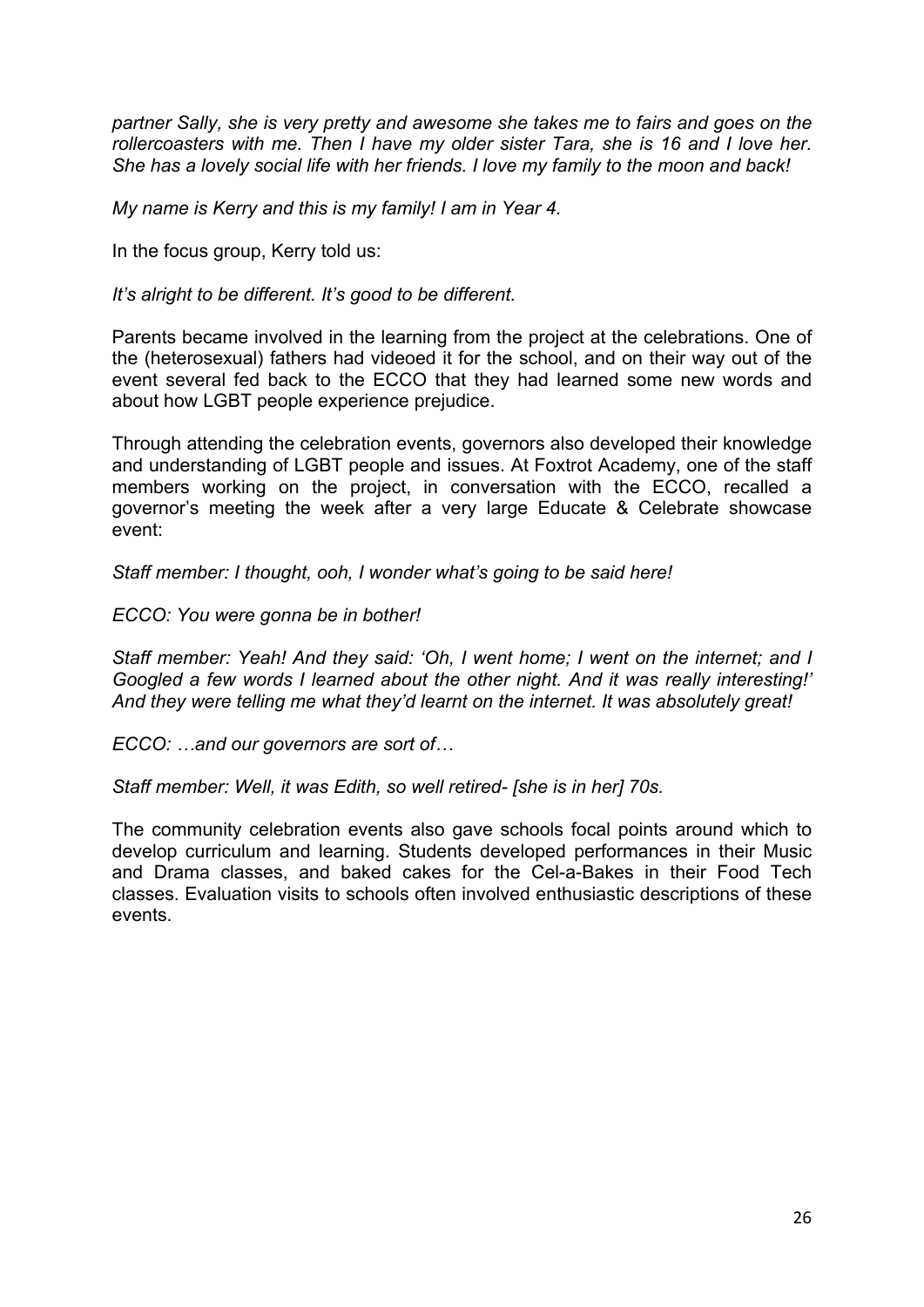*partner Sally, she is very pretty and awesome she takes me to fairs and goes on the rollercoasters with me. Then I have my older sister Tara, she is 16 and I love her. She has a lovely social life with her friends. I love my family to the moon and back!*

*My name is Kerry and this is my family! I am in Year 4.*

In the focus group, Kerry told us:

*It's alright to be different. It's good to be different.*

Parents became involved in the learning from the project at the celebrations. One of the (heterosexual) fathers had videoed it for the school, and on their way out of the event several fed back to the ECCO that they had learned some new words and about how LGBT people experience prejudice.

Through attending the celebration events, governors also developed their knowledge and understanding of LGBT people and issues. At Foxtrot Academy, one of the staff members working on the project, in conversation with the ECCO, recalled a governor's meeting the week after a very large Educate & Celebrate showcase event:

*Staff member: I thought, ooh, I wonder what's going to be said here!*

*ECCO: You were gonna be in bother!*

*Staff member: Yeah! And they said: 'Oh, I went home; I went on the internet; and I Googled a few words I learned about the other night. And it was really interesting!' And they were telling me what they'd learnt on the internet. It was absolutely great!*

*ECCO: …and our governors are sort of…*

*Staff member: Well, it was Edith, so well retired- [she is in her] 70s.*

The community celebration events also gave schools focal points around which to develop curriculum and learning. Students developed performances in their Music and Drama classes, and baked cakes for the Cel-a-Bakes in their Food Tech classes. Evaluation visits to schools often involved enthusiastic descriptions of these events.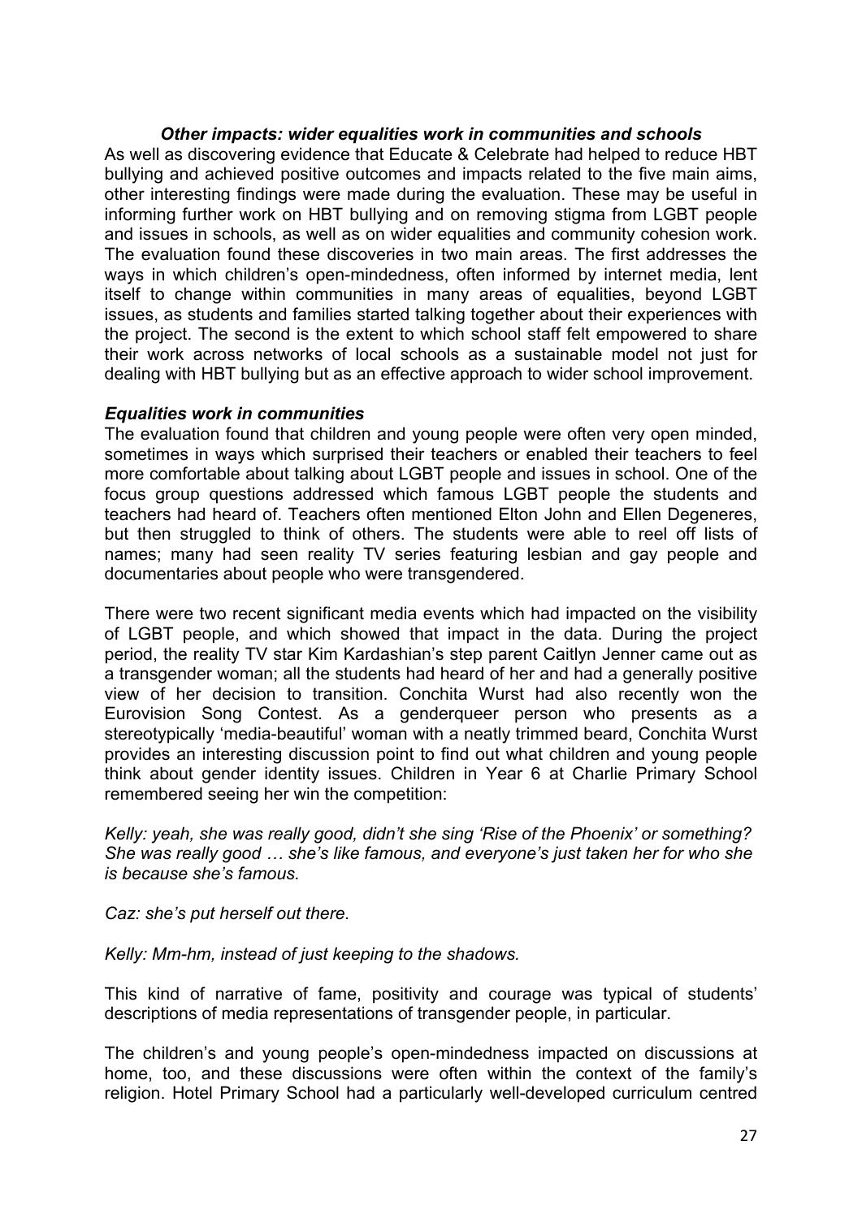### *Other impacts: wider equalities work in communities and schools*

As well as discovering evidence that Educate & Celebrate had helped to reduce HBT bullying and achieved positive outcomes and impacts related to the five main aims, other interesting findings were made during the evaluation. These may be useful in informing further work on HBT bullying and on removing stigma from LGBT people and issues in schools, as well as on wider equalities and community cohesion work. The evaluation found these discoveries in two main areas. The first addresses the ways in which children's open-mindedness, often informed by internet media, lent itself to change within communities in many areas of equalities, beyond LGBT issues, as students and families started talking together about their experiences with the project. The second is the extent to which school staff felt empowered to share their work across networks of local schools as a sustainable model not just for dealing with HBT bullying but as an effective approach to wider school improvement.

#### *Equalities work in communities*

The evaluation found that children and young people were often very open minded, sometimes in ways which surprised their teachers or enabled their teachers to feel more comfortable about talking about LGBT people and issues in school. One of the focus group questions addressed which famous LGBT people the students and teachers had heard of. Teachers often mentioned Elton John and Ellen Degeneres, but then struggled to think of others. The students were able to reel off lists of names; many had seen reality TV series featuring lesbian and gay people and documentaries about people who were transgendered.

There were two recent significant media events which had impacted on the visibility of LGBT people, and which showed that impact in the data. During the project period, the reality TV star Kim Kardashian's step parent Caitlyn Jenner came out as a transgender woman; all the students had heard of her and had a generally positive view of her decision to transition. Conchita Wurst had also recently won the Eurovision Song Contest. As a genderqueer person who presents as a stereotypically 'media-beautiful' woman with a neatly trimmed beard, Conchita Wurst provides an interesting discussion point to find out what children and young people think about gender identity issues. Children in Year 6 at Charlie Primary School remembered seeing her win the competition:

*Kelly: yeah, she was really good, didn't she sing 'Rise of the Phoenix' or something? She was really good … she's like famous, and everyone's just taken her for who she is because she's famous.*

*Caz: she's put herself out there.*

*Kelly: Mm-hm, instead of just keeping to the shadows.*

This kind of narrative of fame, positivity and courage was typical of students' descriptions of media representations of transgender people, in particular.

The children's and young people's open-mindedness impacted on discussions at home, too, and these discussions were often within the context of the family's religion. Hotel Primary School had a particularly well-developed curriculum centred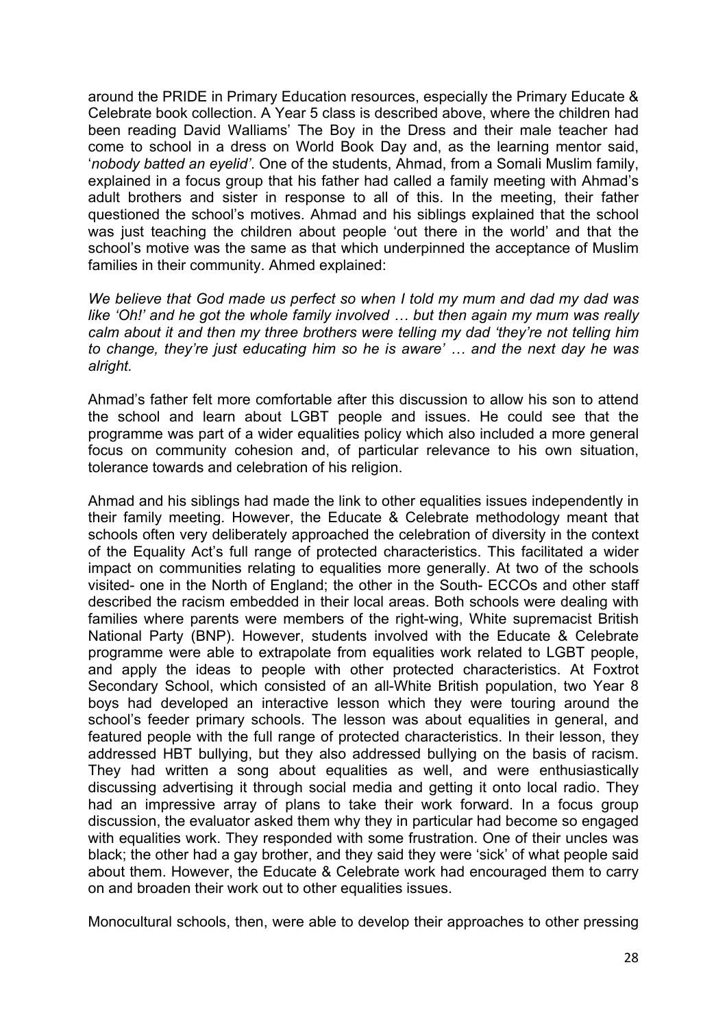around the PRIDE in Primary Education resources, especially the Primary Educate & Celebrate book collection. A Year 5 class is described above, where the children had been reading David Walliams' The Boy in the Dress and their male teacher had come to school in a dress on World Book Day and, as the learning mentor said, '*nobody batted an eyelid'*. One of the students, Ahmad, from a Somali Muslim family, explained in a focus group that his father had called a family meeting with Ahmad's adult brothers and sister in response to all of this. In the meeting, their father questioned the school's motives. Ahmad and his siblings explained that the school was just teaching the children about people 'out there in the world' and that the school's motive was the same as that which underpinned the acceptance of Muslim families in their community. Ahmed explained:

*We believe that God made us perfect so when I told my mum and dad my dad was like 'Oh!' and he got the whole family involved … but then again my mum was really calm about it and then my three brothers were telling my dad 'they're not telling him to change, they're just educating him so he is aware' … and the next day he was alright.*

Ahmad's father felt more comfortable after this discussion to allow his son to attend the school and learn about LGBT people and issues. He could see that the programme was part of a wider equalities policy which also included a more general focus on community cohesion and, of particular relevance to his own situation, tolerance towards and celebration of his religion.

Ahmad and his siblings had made the link to other equalities issues independently in their family meeting. However, the Educate & Celebrate methodology meant that schools often very deliberately approached the celebration of diversity in the context of the Equality Act's full range of protected characteristics. This facilitated a wider impact on communities relating to equalities more generally. At two of the schools visited- one in the North of England; the other in the South- ECCOs and other staff described the racism embedded in their local areas. Both schools were dealing with families where parents were members of the right-wing, White supremacist British National Party (BNP). However, students involved with the Educate & Celebrate programme were able to extrapolate from equalities work related to LGBT people, and apply the ideas to people with other protected characteristics. At Foxtrot Secondary School, which consisted of an all-White British population, two Year 8 boys had developed an interactive lesson which they were touring around the school's feeder primary schools. The lesson was about equalities in general, and featured people with the full range of protected characteristics. In their lesson, they addressed HBT bullying, but they also addressed bullying on the basis of racism. They had written a song about equalities as well, and were enthusiastically discussing advertising it through social media and getting it onto local radio. They had an impressive array of plans to take their work forward. In a focus group discussion, the evaluator asked them why they in particular had become so engaged with equalities work. They responded with some frustration. One of their uncles was black; the other had a gay brother, and they said they were 'sick' of what people said about them. However, the Educate & Celebrate work had encouraged them to carry on and broaden their work out to other equalities issues.

Monocultural schools, then, were able to develop their approaches to other pressing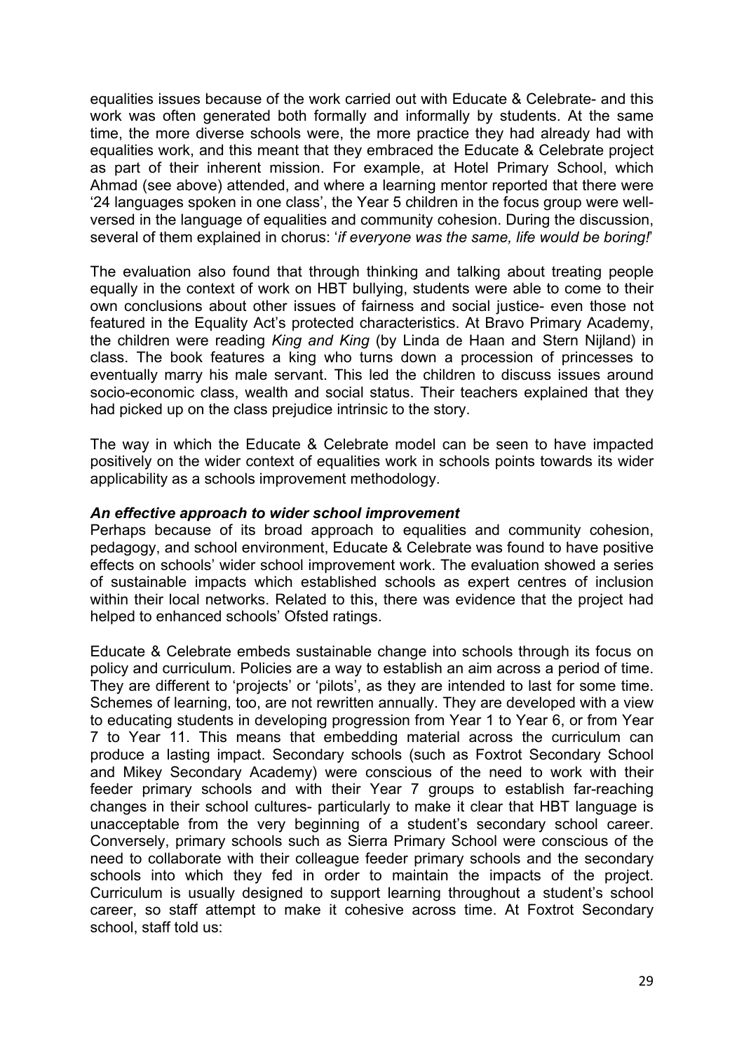equalities issues because of the work carried out with Educate & Celebrate- and this work was often generated both formally and informally by students. At the same time, the more diverse schools were, the more practice they had already had with equalities work, and this meant that they embraced the Educate & Celebrate project as part of their inherent mission. For example, at Hotel Primary School, which Ahmad (see above) attended, and where a learning mentor reported that there were '24 languages spoken in one class', the Year 5 children in the focus group were well-versed in the language of equalities and community cohesion. During the discussion, several of them explained in chorus: '*if everyone was the same, life would be boring!*'

The evaluation also found that through thinking and talking about treating people equally in the context of work on HBT bullying, students were able to come to their own conclusions about other issues of fairness and social justice- even those not featured in the Equality Act's protected characteristics. At Bravo Primary Academy, the children were reading *King and King* (by Linda de Haan and Stern Nijland) in class. The book features a king who turns down a procession of princesses to eventually marry his male servant. This led the children to discuss issues around socio-economic class, wealth and social status. Their teachers explained that they had picked up on the class prejudice intrinsic to the story.

The way in which the Educate & Celebrate model can be seen to have impacted positively on the wider context of equalities work in schools points towards its wider applicability as a schools improvement methodology.

***An effective approach to wider school improvement***

Perhaps because of its broad approach to equalities and community cohesion, pedagogy, and school environment, Educate & Celebrate was found to have positive effects on schools' wider school improvement work. The evaluation showed a series of sustainable impacts which established schools as expert centres of inclusion within their local networks. Related to this, there was evidence that the project had helped to enhanced schools' Ofsted ratings.

Educate & Celebrate embeds sustainable change into schools through its focus on policy and curriculum. Policies are a way to establish an aim across a period of time. They are different to 'projects' or 'pilots', as they are intended to last for some time. Schemes of learning, too, are not rewritten annually. They are developed with a view to educating students in developing progression from Year 1 to Year 6, or from Year 7 to Year 11. This means that embedding material across the curriculum can produce a lasting impact. Secondary schools (such as Foxtrot Secondary School and Mikey Secondary Academy) were conscious of the need to work with their feeder primary schools and with their Year 7 groups to establish far-reaching changes in their school cultures- particularly to make it clear that HBT language is unacceptable from the very beginning of a student's secondary school career. Conversely, primary schools such as Sierra Primary School were conscious of the need to collaborate with their colleague feeder primary schools and the secondary schools into which they fed in order to maintain the impacts of the project. Curriculum is usually designed to support learning throughout a student's school career, so staff attempt to make it cohesive across time. At Foxtrot Secondary school, staff told us: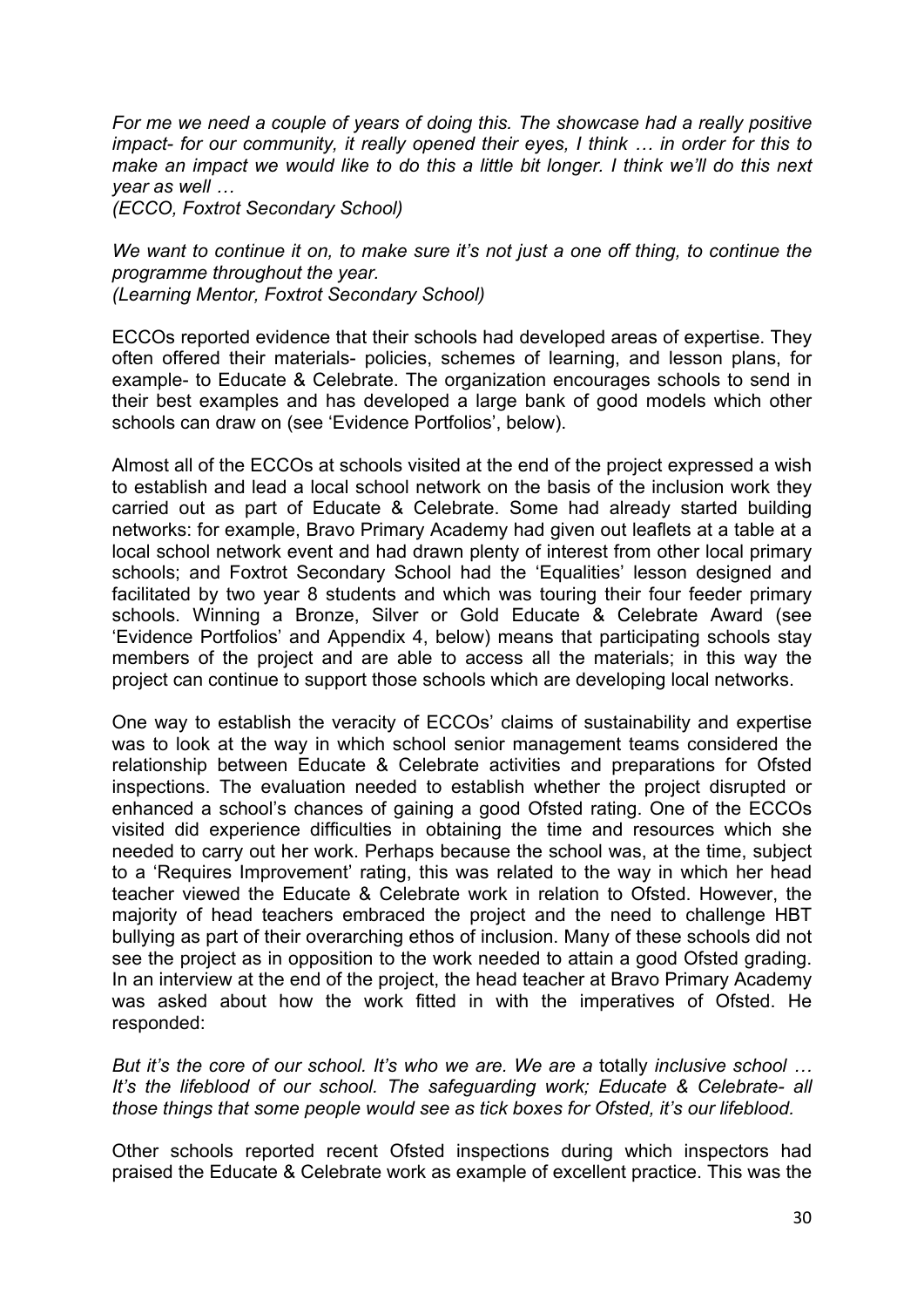*For me we need a couple of years of doing this. The showcase had a really positive impact- for our community, it really opened their eyes, I think … in order for this to make an impact we would like to do this a little bit longer. I think we'll do this next year as well …*
*(ECCO, Foxtrot Secondary School)*

*We want to continue it on, to make sure it's not just a one off thing, to continue the programme throughout the year.*
*(Learning Mentor, Foxtrot Secondary School)*

ECCOs reported evidence that their schools had developed areas of expertise. They often offered their materials- policies, schemes of learning, and lesson plans, for example- to Educate & Celebrate. The organization encourages schools to send in their best examples and has developed a large bank of good models which other schools can draw on (see 'Evidence Portfolios', below).

Almost all of the ECCOs at schools visited at the end of the project expressed a wish to establish and lead a local school network on the basis of the inclusion work they carried out as part of Educate & Celebrate. Some had already started building networks: for example, Bravo Primary Academy had given out leaflets at a table at a local school network event and had drawn plenty of interest from other local primary schools; and Foxtrot Secondary School had the 'Equalities' lesson designed and facilitated by two year 8 students and which was touring their four feeder primary schools. Winning a Bronze, Silver or Gold Educate & Celebrate Award (see 'Evidence Portfolios' and Appendix 4, below) means that participating schools stay members of the project and are able to access all the materials; in this way the project can continue to support those schools which are developing local networks.

One way to establish the veracity of ECCOs' claims of sustainability and expertise was to look at the way in which school senior management teams considered the relationship between Educate & Celebrate activities and preparations for Ofsted inspections. The evaluation needed to establish whether the project disrupted or enhanced a school's chances of gaining a good Ofsted rating. One of the ECCOs visited did experience difficulties in obtaining the time and resources which she needed to carry out her work. Perhaps because the school was, at the time, subject to a 'Requires Improvement' rating, this was related to the way in which her head teacher viewed the Educate & Celebrate work in relation to Ofsted. However, the majority of head teachers embraced the project and the need to challenge HBT bullying as part of their overarching ethos of inclusion. Many of these schools did not see the project as in opposition to the work needed to attain a good Ofsted grading. In an interview at the end of the project, the head teacher at Bravo Primary Academy was asked about how the work fitted in with the imperatives of Ofsted. He responded:

*But it's the core of our school. It's who we are. We are a* totally *inclusive school … It's the lifeblood of our school. The safeguarding work; Educate & Celebrate- all those things that some people would see as tick boxes for Ofsted, it's our lifeblood.*

Other schools reported recent Ofsted inspections during which inspectors had praised the Educate & Celebrate work as example of excellent practice. This was the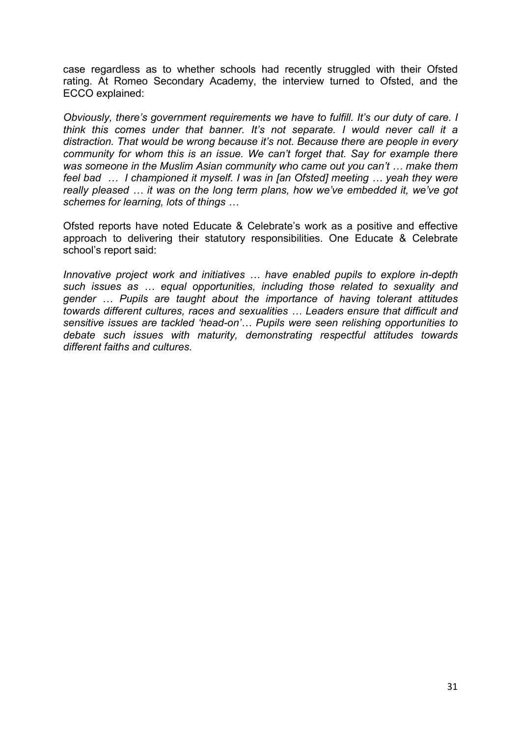case regardless as to whether schools had recently struggled with their Ofsted rating. At Romeo Secondary Academy, the interview turned to Ofsted, and the ECCO explained:

*Obviously, there's government requirements we have to fulfill. It's our duty of care. I think this comes under that banner. It's not separate. I would never call it a distraction. That would be wrong because it's not. Because there are people in every community for whom this is an issue. We can't forget that. Say for example there was someone in the Muslim Asian community who came out you can't … make them feel bad … I championed it myself. I was in [an Ofsted] meeting … yeah they were really pleased … it was on the long term plans, how we've embedded it, we've got schemes for learning, lots of things …*

Ofsted reports have noted Educate & Celebrate's work as a positive and effective approach to delivering their statutory responsibilities. One Educate & Celebrate school's report said:

*Innovative project work and initiatives … have enabled pupils to explore in-depth such issues as … equal opportunities, including those related to sexuality and gender … Pupils are taught about the importance of having tolerant attitudes towards different cultures, races and sexualities … Leaders ensure that difficult and sensitive issues are tackled 'head-on'… Pupils were seen relishing opportunities to debate such issues with maturity, demonstrating respectful attitudes towards different faiths and cultures.*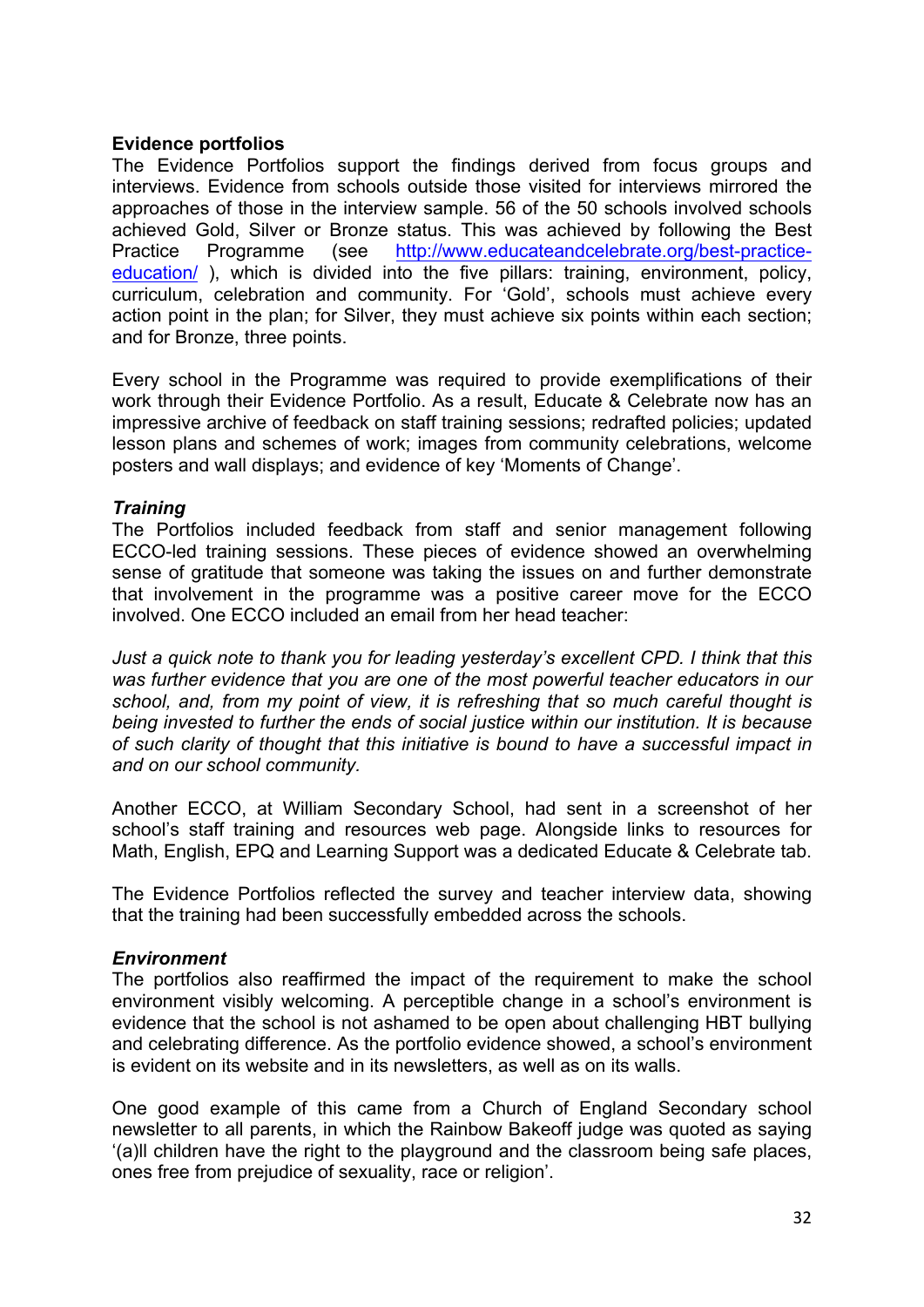**Evidence portfolios**

The Evidence Portfolios support the findings derived from focus groups and interviews. Evidence from schools outside those visited for interviews mirrored the approaches of those in the interview sample. 56 of the 50 schools involved schools achieved Gold, Silver or Bronze status. This was achieved by following the Best Practice Programme (see http://www.educateandcelebrate.org/best-practice-education/ ), which is divided into the five pillars: training, environment, policy, curriculum, celebration and community. For 'Gold', schools must achieve every action point in the plan; for Silver, they must achieve six points within each section; and for Bronze, three points.

Every school in the Programme was required to provide exemplifications of their work through their Evidence Portfolio. As a result, Educate & Celebrate now has an impressive archive of feedback on staff training sessions; redrafted policies; updated lesson plans and schemes of work; images from community celebrations, welcome posters and wall displays; and evidence of key 'Moments of Change'.

***Training***

The Portfolios included feedback from staff and senior management following ECCO-led training sessions. These pieces of evidence showed an overwhelming sense of gratitude that someone was taking the issues on and further demonstrate that involvement in the programme was a positive career move for the ECCO involved. One ECCO included an email from her head teacher:

*Just a quick note to thank you for leading yesterday's excellent CPD. I think that this was further evidence that you are one of the most powerful teacher educators in our school, and, from my point of view, it is refreshing that so much careful thought is being invested to further the ends of social justice within our institution. It is because of such clarity of thought that this initiative is bound to have a successful impact in and on our school community.*

Another ECCO, at William Secondary School, had sent in a screenshot of her school's staff training and resources web page. Alongside links to resources for Math, English, EPQ and Learning Support was a dedicated Educate & Celebrate tab.

The Evidence Portfolios reflected the survey and teacher interview data, showing that the training had been successfully embedded across the schools.

***Environment***

The portfolios also reaffirmed the impact of the requirement to make the school environment visibly welcoming. A perceptible change in a school's environment is evidence that the school is not ashamed to be open about challenging HBT bullying and celebrating difference. As the portfolio evidence showed, a school's environment is evident on its website and in its newsletters, as well as on its walls.

One good example of this came from a Church of England Secondary school newsletter to all parents, in which the Rainbow Bakeoff judge was quoted as saying '(a)ll children have the right to the playground and the classroom being safe places, ones free from prejudice of sexuality, race or religion'.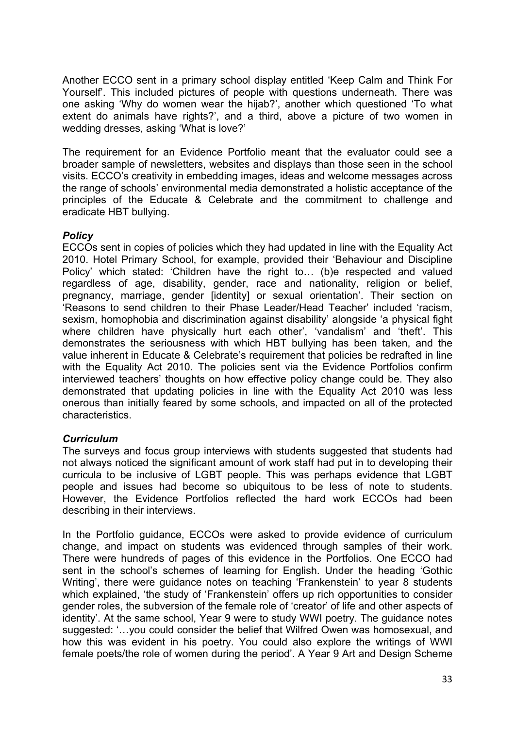Another ECCO sent in a primary school display entitled 'Keep Calm and Think For Yourself'. This included pictures of people with questions underneath. There was one asking 'Why do women wear the hijab?', another which questioned 'To what extent do animals have rights?', and a third, above a picture of two women in wedding dresses, asking 'What is love?'

The requirement for an Evidence Portfolio meant that the evaluator could see a broader sample of newsletters, websites and displays than those seen in the school visits. ECCO's creativity in embedding images, ideas and welcome messages across the range of schools' environmental media demonstrated a holistic acceptance of the principles of the Educate & Celebrate and the commitment to challenge and eradicate HBT bullying.

***Policy***

ECCOs sent in copies of policies which they had updated in line with the Equality Act 2010. Hotel Primary School, for example, provided their 'Behaviour and Discipline Policy' which stated: 'Children have the right to… (b)e respected and valued regardless of age, disability, gender, race and nationality, religion or belief, pregnancy, marriage, gender [identity] or sexual orientation'. Their section on 'Reasons to send children to their Phase Leader/Head Teacher' included 'racism, sexism, homophobia and discrimination against disability' alongside 'a physical fight where children have physically hurt each other', 'vandalism' and 'theft'. This demonstrates the seriousness with which HBT bullying has been taken, and the value inherent in Educate & Celebrate's requirement that policies be redrafted in line with the Equality Act 2010. The policies sent via the Evidence Portfolios confirm interviewed teachers' thoughts on how effective policy change could be. They also demonstrated that updating policies in line with the Equality Act 2010 was less onerous than initially feared by some schools, and impacted on all of the protected characteristics.

***Curriculum***

The surveys and focus group interviews with students suggested that students had not always noticed the significant amount of work staff had put in to developing their curricula to be inclusive of LGBT people. This was perhaps evidence that LGBT people and issues had become so ubiquitous to be less of note to students. However, the Evidence Portfolios reflected the hard work ECCOs had been describing in their interviews.

In the Portfolio guidance, ECCOs were asked to provide evidence of curriculum change, and impact on students was evidenced through samples of their work. There were hundreds of pages of this evidence in the Portfolios. One ECCO had sent in the school's schemes of learning for English. Under the heading 'Gothic Writing', there were guidance notes on teaching 'Frankenstein' to year 8 students which explained, 'the study of 'Frankenstein' offers up rich opportunities to consider gender roles, the subversion of the female role of 'creator' of life and other aspects of identity'. At the same school, Year 9 were to study WWI poetry. The guidance notes suggested: '…you could consider the belief that Wilfred Owen was homosexual, and how this was evident in his poetry. You could also explore the writings of WWI female poets/the role of women during the period'. A Year 9 Art and Design Scheme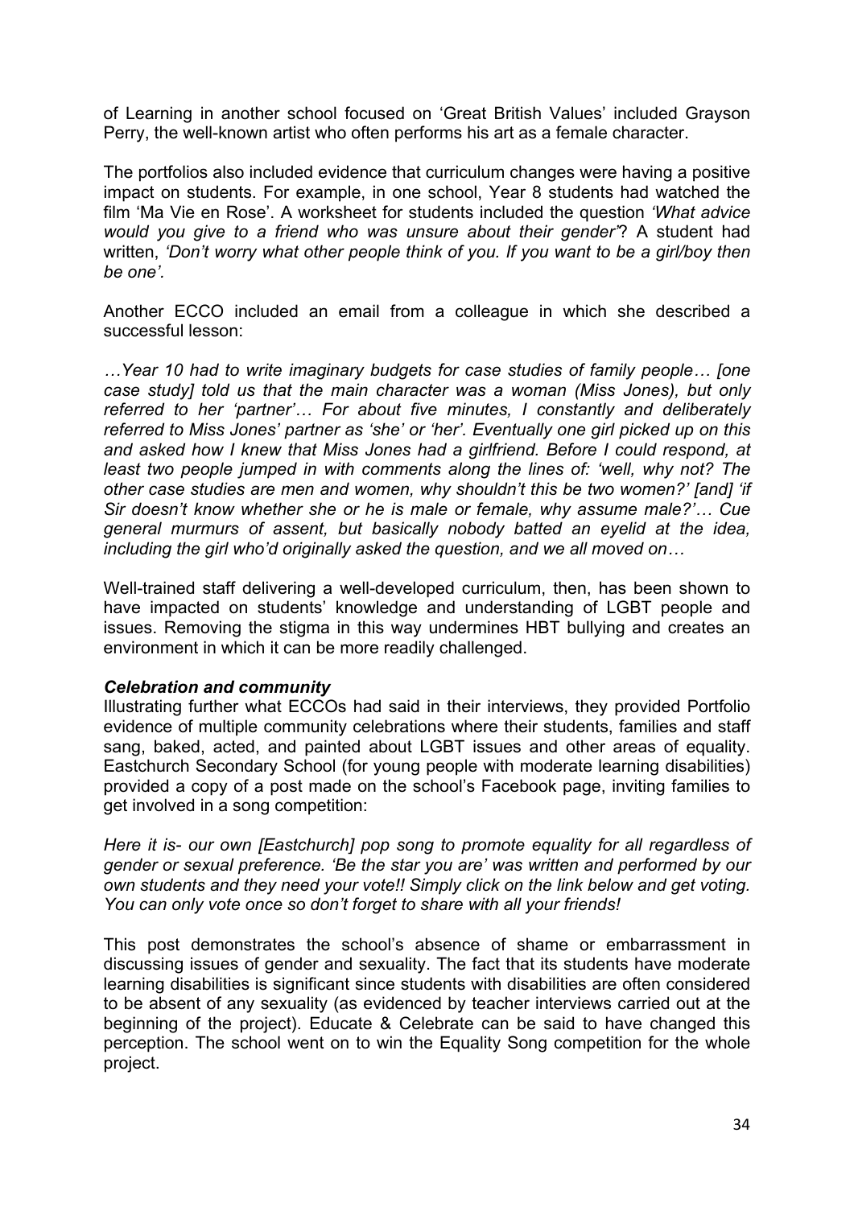of Learning in another school focused on 'Great British Values' included Grayson Perry, the well-known artist who often performs his art as a female character.

The portfolios also included evidence that curriculum changes were having a positive impact on students. For example, in one school, Year 8 students had watched the film 'Ma Vie en Rose'. A worksheet for students included the question *'What advice would you give to a friend who was unsure about their gender'*? A student had written, *'Don't worry what other people think of you. If you want to be a girl/boy then be one'.*

Another ECCO included an email from a colleague in which she described a successful lesson:

*…Year 10 had to write imaginary budgets for case studies of family people… [one case study] told us that the main character was a woman (Miss Jones), but only referred to her 'partner'… For about five minutes, I constantly and deliberately referred to Miss Jones' partner as 'she' or 'her'. Eventually one girl picked up on this and asked how I knew that Miss Jones had a girlfriend. Before I could respond, at least two people jumped in with comments along the lines of: 'well, why not? The other case studies are men and women, why shouldn't this be two women?' [and] 'if Sir doesn't know whether she or he is male or female, why assume male?'… Cue general murmurs of assent, but basically nobody batted an eyelid at the idea, including the girl who'd originally asked the question, and we all moved on…*

Well-trained staff delivering a well-developed curriculum, then, has been shown to have impacted on students' knowledge and understanding of LGBT people and issues. Removing the stigma in this way undermines HBT bullying and creates an environment in which it can be more readily challenged.

***Celebration and community***

Illustrating further what ECCOs had said in their interviews, they provided Portfolio evidence of multiple community celebrations where their students, families and staff sang, baked, acted, and painted about LGBT issues and other areas of equality. Eastchurch Secondary School (for young people with moderate learning disabilities) provided a copy of a post made on the school's Facebook page, inviting families to get involved in a song competition:

*Here it is- our own [Eastchurch] pop song to promote equality for all regardless of gender or sexual preference. 'Be the star you are' was written and performed by our own students and they need your vote!! Simply click on the link below and get voting. You can only vote once so don't forget to share with all your friends!*

This post demonstrates the school's absence of shame or embarrassment in discussing issues of gender and sexuality. The fact that its students have moderate learning disabilities is significant since students with disabilities are often considered to be absent of any sexuality (as evidenced by teacher interviews carried out at the beginning of the project). Educate & Celebrate can be said to have changed this perception. The school went on to win the Equality Song competition for the whole project.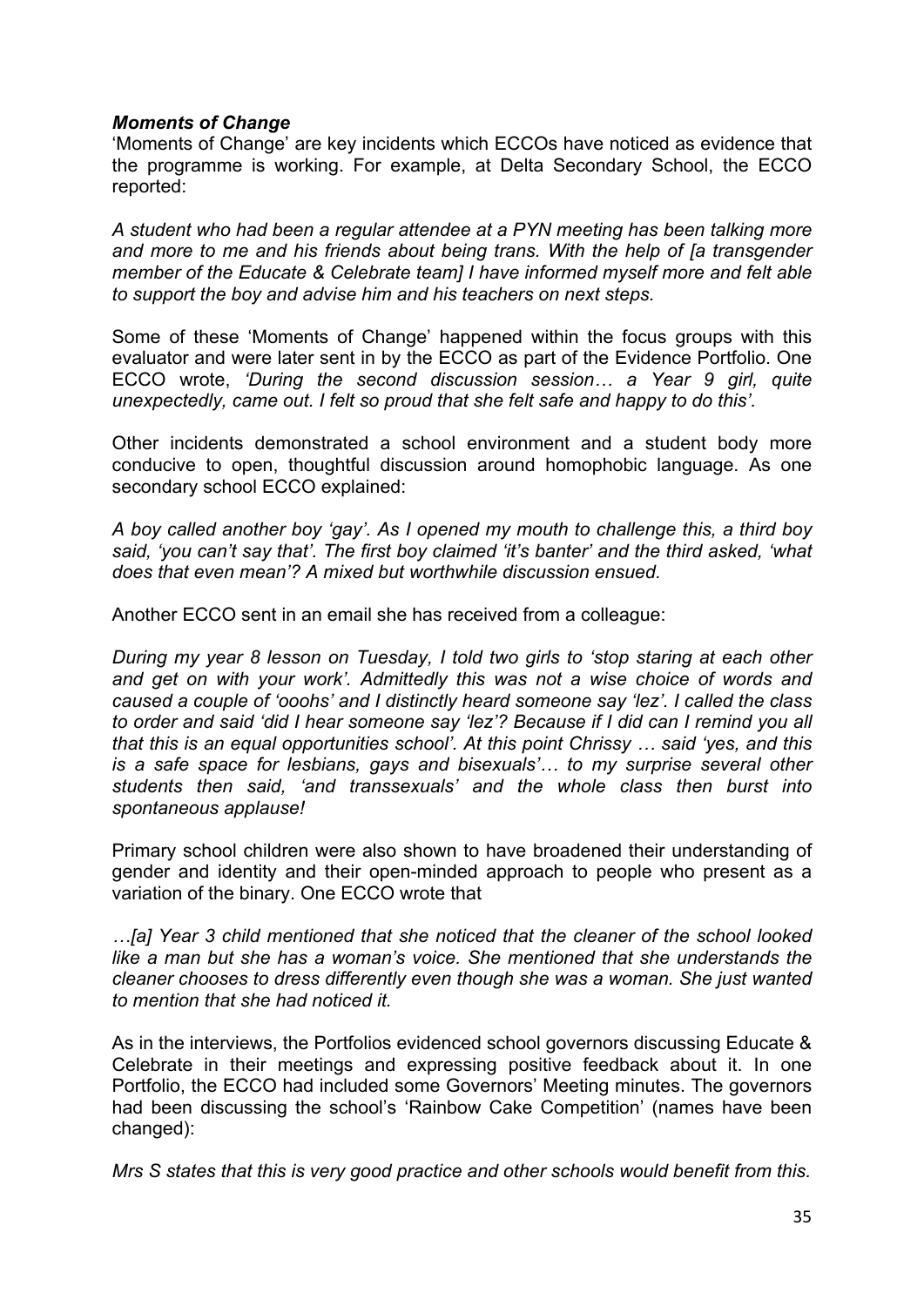***Moments of Change***

'Moments of Change' are key incidents which ECCOs have noticed as evidence that the programme is working. For example, at Delta Secondary School, the ECCO reported:

*A student who had been a regular attendee at a PYN meeting has been talking more and more to me and his friends about being trans. With the help of [a transgender member of the Educate & Celebrate team] I have informed myself more and felt able to support the boy and advise him and his teachers on next steps.*

Some of these 'Moments of Change' happened within the focus groups with this evaluator and were later sent in by the ECCO as part of the Evidence Portfolio. One ECCO wrote, *'During the second discussion session… a Year 9 girl, quite unexpectedly, came out. I felt so proud that she felt safe and happy to do this'.*

Other incidents demonstrated a school environment and a student body more conducive to open, thoughtful discussion around homophobic language. As one secondary school ECCO explained:

*A boy called another boy 'gay'. As I opened my mouth to challenge this, a third boy said, 'you can't say that'. The first boy claimed 'it's banter' and the third asked, 'what does that even mean'? A mixed but worthwhile discussion ensued.*

Another ECCO sent in an email she has received from a colleague:

*During my year 8 lesson on Tuesday, I told two girls to 'stop staring at each other and get on with your work'. Admittedly this was not a wise choice of words and caused a couple of 'ooohs' and I distinctly heard someone say 'lez'. I called the class to order and said 'did I hear someone say 'lez'? Because if I did can I remind you all that this is an equal opportunities school'. At this point Chrissy … said 'yes, and this is a safe space for lesbians, gays and bisexuals'… to my surprise several other students then said, 'and transsexuals' and the whole class then burst into spontaneous applause!*

Primary school children were also shown to have broadened their understanding of gender and identity and their open-minded approach to people who present as a variation of the binary. One ECCO wrote that

*…[a] Year 3 child mentioned that she noticed that the cleaner of the school looked like a man but she has a woman's voice. She mentioned that she understands the cleaner chooses to dress differently even though she was a woman. She just wanted to mention that she had noticed it.*

As in the interviews, the Portfolios evidenced school governors discussing Educate & Celebrate in their meetings and expressing positive feedback about it. In one Portfolio, the ECCO had included some Governors' Meeting minutes. The governors had been discussing the school's 'Rainbow Cake Competition' (names have been changed):

*Mrs S states that this is very good practice and other schools would benefit from this.*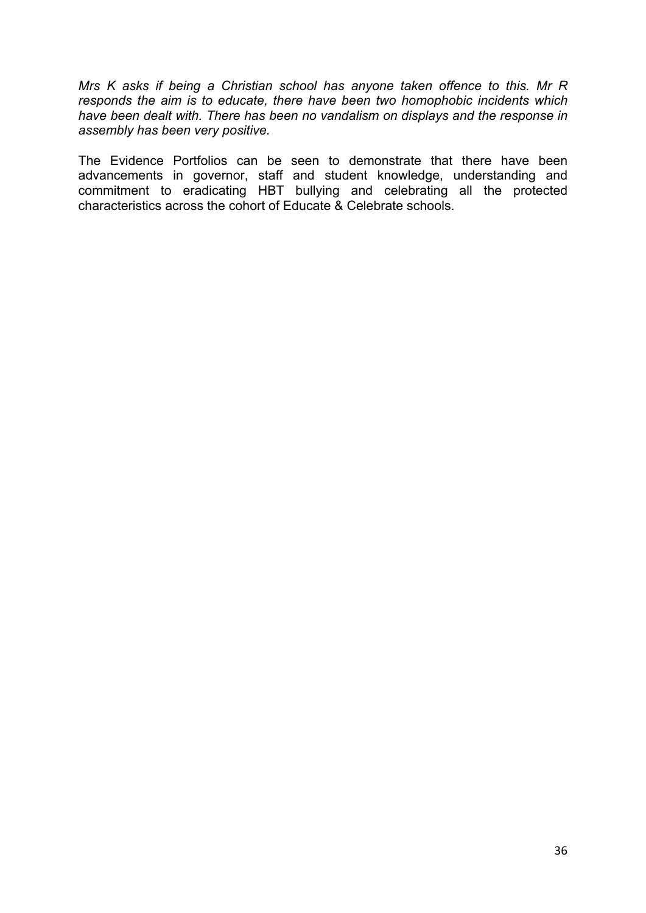*Mrs K asks if being a Christian school has anyone taken offence to this. Mr R responds the aim is to educate, there have been two homophobic incidents which have been dealt with. There has been no vandalism on displays and the response in assembly has been very positive.*

The Evidence Portfolios can be seen to demonstrate that there have been advancements in governor, staff and student knowledge, understanding and commitment to eradicating HBT bullying and celebrating all the protected characteristics across the cohort of Educate & Celebrate schools.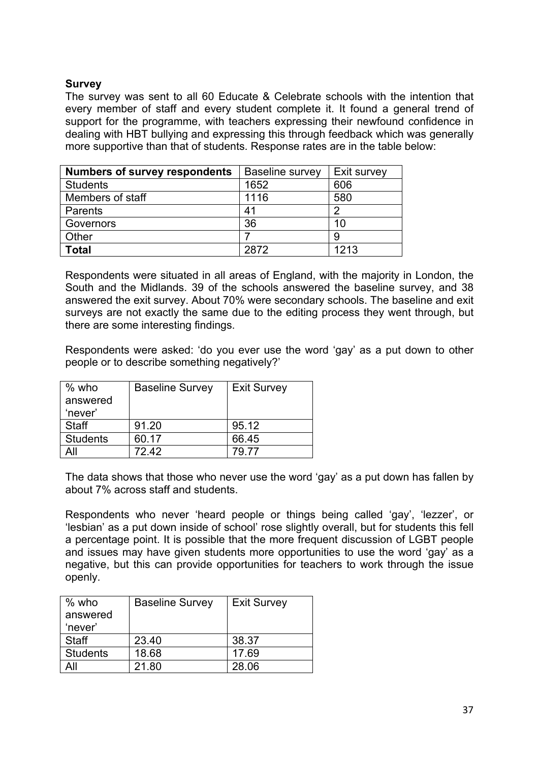**Survey**

The survey was sent to all 60 Educate & Celebrate schools with the intention that every member of staff and every student complete it. It found a general trend of support for the programme, with teachers expressing their newfound confidence in dealing with HBT bullying and expressing this through feedback which was generally more supportive than that of students. Response rates are in the table below:

| **Numbers of survey respondents** | Baseline survey | Exit survey |
|---|---|---|
| Students | 1652 | 606 |
| Members of staff | 1116 | 580 |
| Parents | 41 | 2 |
| Governors | 36 | 10 |
| Other | 7 | 9 |
| **Total** | 2872 | 1213 |

Respondents were situated in all areas of England, with the majority in London, the South and the Midlands. 39 of the schools answered the baseline survey, and 38 answered the exit survey. About 70% were secondary schools. The baseline and exit surveys are not exactly the same due to the editing process they went through, but there are some interesting findings.

Respondents were asked: 'do you ever use the word 'gay' as a put down to other people or to describe something negatively?'

| % who answered 'never' | Baseline Survey | Exit Survey |
|---|---|---|
| Staff | 91.20 | 95.12 |
| Students | 60.17 | 66.45 |
| All | 72.42 | 79.77 |

The data shows that those who never use the word 'gay' as a put down has fallen by about 7% across staff and students.

Respondents who never 'heard people or things being called 'gay', 'lezzer', or 'lesbian' as a put down inside of school' rose slightly overall, but for students this fell a percentage point. It is possible that the more frequent discussion of LGBT people and issues may have given students more opportunities to use the word 'gay' as a negative, but this can provide opportunities for teachers to work through the issue openly.

| % who answered 'never' | Baseline Survey | Exit Survey |
|---|---|---|
| Staff | 23.40 | 38.37 |
| Students | 18.68 | 17.69 |
| All | 21.80 | 28.06 |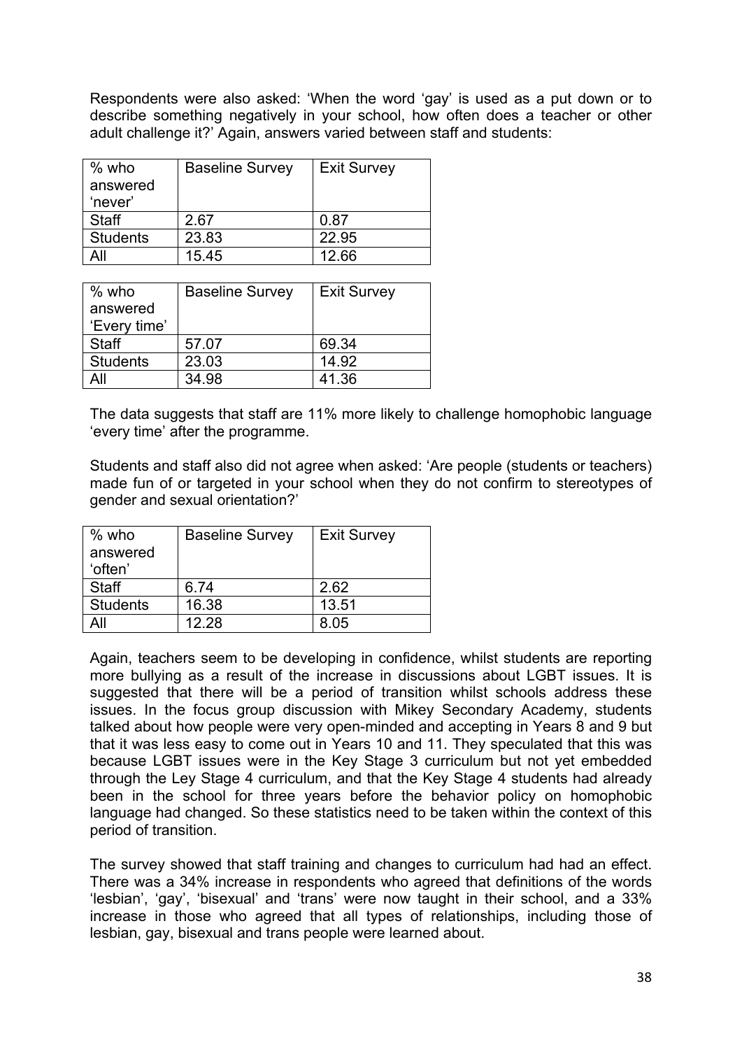Respondents were also asked: 'When the word 'gay' is used as a put down or to describe something negatively in your school, how often does a teacher or other adult challenge it?' Again, answers varied between staff and students:

| % who answered 'never' | Baseline Survey | Exit Survey |
|---|---|---|
| Staff | 2.67 | 0.87 |
| Students | 23.83 | 22.95 |
| All | 15.45 | 12.66 |

| % who answered 'Every time' | Baseline Survey | Exit Survey |
|---|---|---|
| Staff | 57.07 | 69.34 |
| Students | 23.03 | 14.92 |
| All | 34.98 | 41.36 |

The data suggests that staff are 11% more likely to challenge homophobic language 'every time' after the programme.

Students and staff also did not agree when asked: 'Are people (students or teachers) made fun of or targeted in your school when they do not confirm to stereotypes of gender and sexual orientation?'

| % who answered 'often' | Baseline Survey | Exit Survey |
|---|---|---|
| Staff | 6.74 | 2.62 |
| Students | 16.38 | 13.51 |
| All | 12.28 | 8.05 |

Again, teachers seem to be developing in confidence, whilst students are reporting more bullying as a result of the increase in discussions about LGBT issues. It is suggested that there will be a period of transition whilst schools address these issues. In the focus group discussion with Mikey Secondary Academy, students talked about how people were very open-minded and accepting in Years 8 and 9 but that it was less easy to come out in Years 10 and 11. They speculated that this was because LGBT issues were in the Key Stage 3 curriculum but not yet embedded through the Ley Stage 4 curriculum, and that the Key Stage 4 students had already been in the school for three years before the behavior policy on homophobic language had changed. So these statistics need to be taken within the context of this period of transition.

The survey showed that staff training and changes to curriculum had had an effect. There was a 34% increase in respondents who agreed that definitions of the words 'lesbian', 'gay', 'bisexual' and 'trans' were now taught in their school, and a 33% increase in those who agreed that all types of relationships, including those of lesbian, gay, bisexual and trans people were learned about.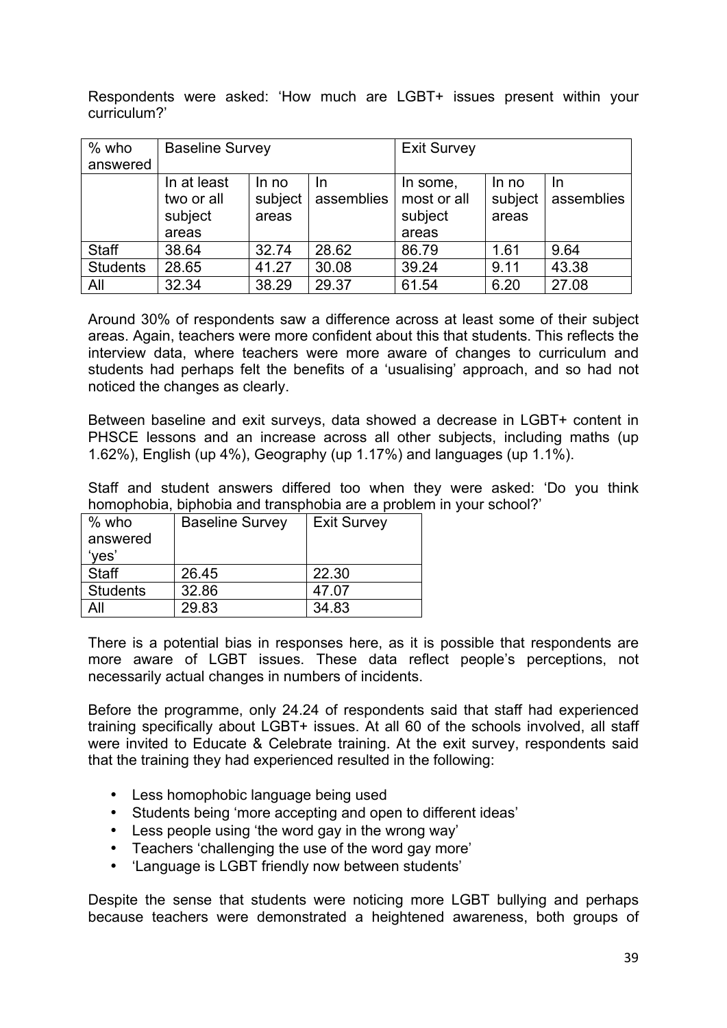Respondents were asked: 'How much are LGBT+ issues present within your curriculum?'

| % who answered | Baseline Survey | | | Exit Survey | | |
|---|---|---|---|---|---|---|
| | In at least two or all subject areas | In no subject areas | In assemblies | In some, most or all subject areas | In no subject areas | In assemblies |
| Staff | 38.64 | 32.74 | 28.62 | 86.79 | 1.61 | 9.64 |
| Students | 28.65 | 41.27 | 30.08 | 39.24 | 9.11 | 43.38 |
| All | 32.34 | 38.29 | 29.37 | 61.54 | 6.20 | 27.08 |

Around 30% of respondents saw a difference across at least some of their subject areas. Again, teachers were more confident about this that students. This reflects the interview data, where teachers were more aware of changes to curriculum and students had perhaps felt the benefits of a 'usualising' approach, and so had not noticed the changes as clearly.

Between baseline and exit surveys, data showed a decrease in LGBT+ content in PHSCE lessons and an increase across all other subjects, including maths (up 1.62%), English (up 4%), Geography (up 1.17%) and languages (up 1.1%).

Staff and student answers differed too when they were asked: 'Do you think homophobia, biphobia and transphobia are a problem in your school?'

| % who answered 'yes' | Baseline Survey | Exit Survey |
|---|---|---|
| Staff | 26.45 | 22.30 |
| Students | 32.86 | 47.07 |
| All | 29.83 | 34.83 |

There is a potential bias in responses here, as it is possible that respondents are more aware of LGBT issues. These data reflect people's perceptions, not necessarily actual changes in numbers of incidents.

Before the programme, only 24.24 of respondents said that staff had experienced training specifically about LGBT+ issues. At all 60 of the schools involved, all staff were invited to Educate & Celebrate training. At the exit survey, respondents said that the training they had experienced resulted in the following:

- Less homophobic language being used
- Students being 'more accepting and open to different ideas'
- Less people using 'the word gay in the wrong way'
- Teachers 'challenging the use of the word gay more'
- 'Language is LGBT friendly now between students'

Despite the sense that students were noticing more LGBT bullying and perhaps because teachers were demonstrated a heightened awareness, both groups of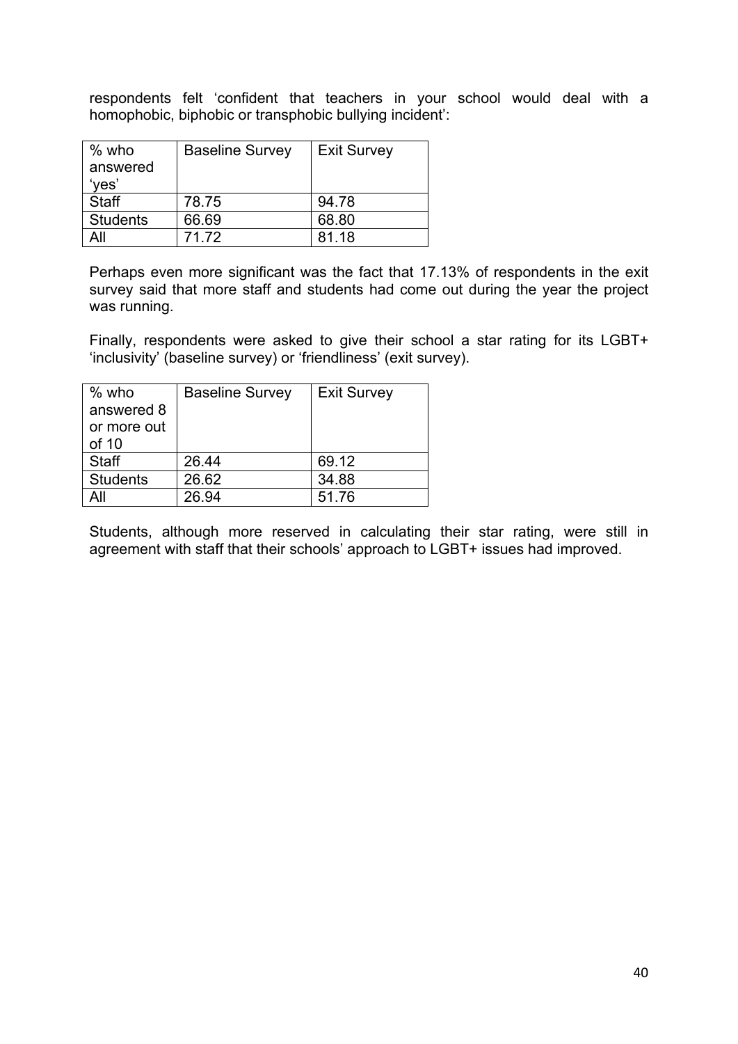respondents felt 'confident that teachers in your school would deal with a homophobic, biphobic or transphobic bullying incident':

| % who answered 'yes' | Baseline Survey | Exit Survey |
|---|---|---|
| Staff | 78.75 | 94.78 |
| Students | 66.69 | 68.80 |
| All | 71.72 | 81.18 |

Perhaps even more significant was the fact that 17.13% of respondents in the exit survey said that more staff and students had come out during the year the project was running.

Finally, respondents were asked to give their school a star rating for its LGBT+ 'inclusivity' (baseline survey) or 'friendliness' (exit survey).

| % who answered 8 or more out of 10 | Baseline Survey | Exit Survey |
|---|---|---|
| Staff | 26.44 | 69.12 |
| Students | 26.62 | 34.88 |
| All | 26.94 | 51.76 |

Students, although more reserved in calculating their star rating, were still in agreement with staff that their schools' approach to LGBT+ issues had improved.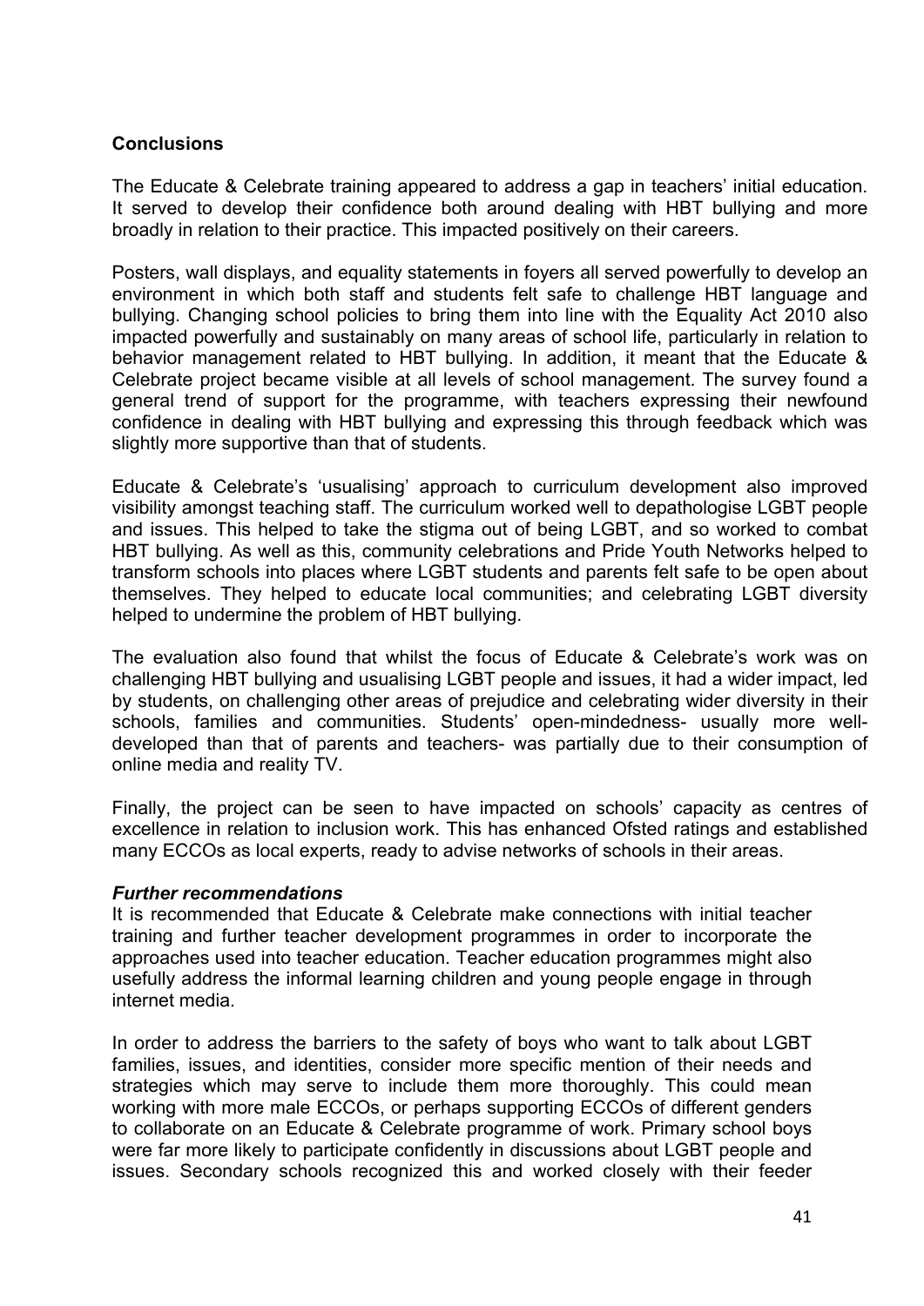## Conclusions

The Educate & Celebrate training appeared to address a gap in teachers' initial education. It served to develop their confidence both around dealing with HBT bullying and more broadly in relation to their practice. This impacted positively on their careers.

Posters, wall displays, and equality statements in foyers all served powerfully to develop an environment in which both staff and students felt safe to challenge HBT language and bullying. Changing school policies to bring them into line with the Equality Act 2010 also impacted powerfully and sustainably on many areas of school life, particularly in relation to behavior management related to HBT bullying. In addition, it meant that the Educate & Celebrate project became visible at all levels of school management. The survey found a general trend of support for the programme, with teachers expressing their newfound confidence in dealing with HBT bullying and expressing this through feedback which was slightly more supportive than that of students.

Educate & Celebrate's 'usualising' approach to curriculum development also improved visibility amongst teaching staff. The curriculum worked well to depathologise LGBT people and issues. This helped to take the stigma out of being LGBT, and so worked to combat HBT bullying. As well as this, community celebrations and Pride Youth Networks helped to transform schools into places where LGBT students and parents felt safe to be open about themselves. They helped to educate local communities; and celebrating LGBT diversity helped to undermine the problem of HBT bullying.

The evaluation also found that whilst the focus of Educate & Celebrate's work was on challenging HBT bullying and usualising LGBT people and issues, it had a wider impact, led by students, on challenging other areas of prejudice and celebrating wider diversity in their schools, families and communities. Students' open-mindedness- usually more well-developed than that of parents and teachers- was partially due to their consumption of online media and reality TV.

Finally, the project can be seen to have impacted on schools' capacity as centres of excellence in relation to inclusion work. This has enhanced Ofsted ratings and established many ECCOs as local experts, ready to advise networks of schools in their areas.

### *Further recommendations*

It is recommended that Educate & Celebrate make connections with initial teacher training and further teacher development programmes in order to incorporate the approaches used into teacher education. Teacher education programmes might also usefully address the informal learning children and young people engage in through internet media.

In order to address the barriers to the safety of boys who want to talk about LGBT families, issues, and identities, consider more specific mention of their needs and strategies which may serve to include them more thoroughly. This could mean working with more male ECCOs, or perhaps supporting ECCOs of different genders to collaborate on an Educate & Celebrate programme of work. Primary school boys were far more likely to participate confidently in discussions about LGBT people and issues. Secondary schools recognized this and worked closely with their feeder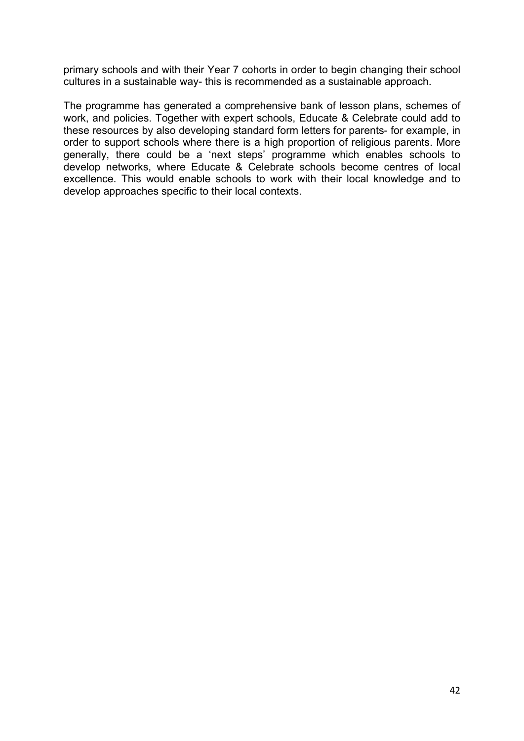primary schools and with their Year 7 cohorts in order to begin changing their school cultures in a sustainable way- this is recommended as a sustainable approach.

The programme has generated a comprehensive bank of lesson plans, schemes of work, and policies. Together with expert schools, Educate & Celebrate could add to these resources by also developing standard form letters for parents- for example, in order to support schools where there is a high proportion of religious parents. More generally, there could be a 'next steps' programme which enables schools to develop networks, where Educate & Celebrate schools become centres of local excellence. This would enable schools to work with their local knowledge and to develop approaches specific to their local contexts.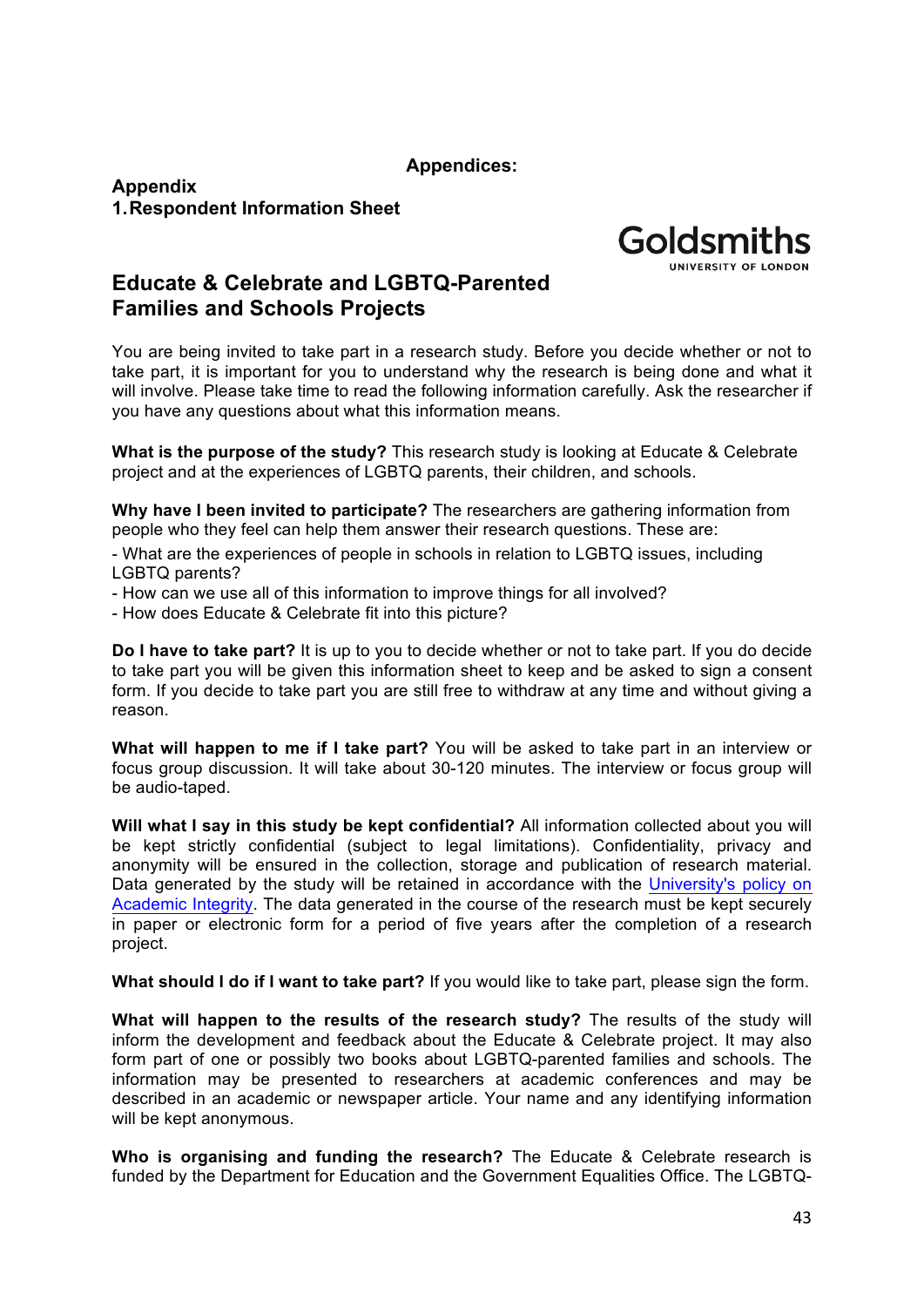**Appendices:**

**Appendix**

**1. Respondent Information Sheet**

Goldsmiths
UNIVERSITY OF LONDON

## Educate & Celebrate and LGBTQ-Parented Families and Schools Projects

You are being invited to take part in a research study. Before you decide whether or not to take part, it is important for you to understand why the research is being done and what it will involve. Please take time to read the following information carefully. Ask the researcher if you have any questions about what this information means.

**What is the purpose of the study?** This research study is looking at Educate & Celebrate project and at the experiences of LGBTQ parents, their children, and schools.

**Why have I been invited to participate?** The researchers are gathering information from people who they feel can help them answer their research questions. These are:

- What are the experiences of people in schools in relation to LGBTQ issues, including LGBTQ parents?
- How can we use all of this information to improve things for all involved?
- How does Educate & Celebrate fit into this picture?

**Do I have to take part?** It is up to you to decide whether or not to take part. If you do decide to take part you will be given this information sheet to keep and be asked to sign a consent form. If you decide to take part you are still free to withdraw at any time and without giving a reason.

**What will happen to me if I take part?** You will be asked to take part in an interview or focus group discussion. It will take about 30-120 minutes. The interview or focus group will be audio-taped.

**Will what I say in this study be kept confidential?** All information collected about you will be kept strictly confidential (subject to legal limitations). Confidentiality, privacy and anonymity will be ensured in the collection, storage and publication of research material. Data generated by the study will be retained in accordance with the University's policy on Academic Integrity. The data generated in the course of the research must be kept securely in paper or electronic form for a period of five years after the completion of a research project.

**What should I do if I want to take part?** If you would like to take part, please sign the form.

**What will happen to the results of the research study?** The results of the study will inform the development and feedback about the Educate & Celebrate project. It may also form part of one or possibly two books about LGBTQ-parented families and schools. The information may be presented to researchers at academic conferences and may be described in an academic or newspaper article. Your name and any identifying information will be kept anonymous.

**Who is organising and funding the research?** The Educate & Celebrate research is funded by the Department for Education and the Government Equalities Office. The LGBTQ-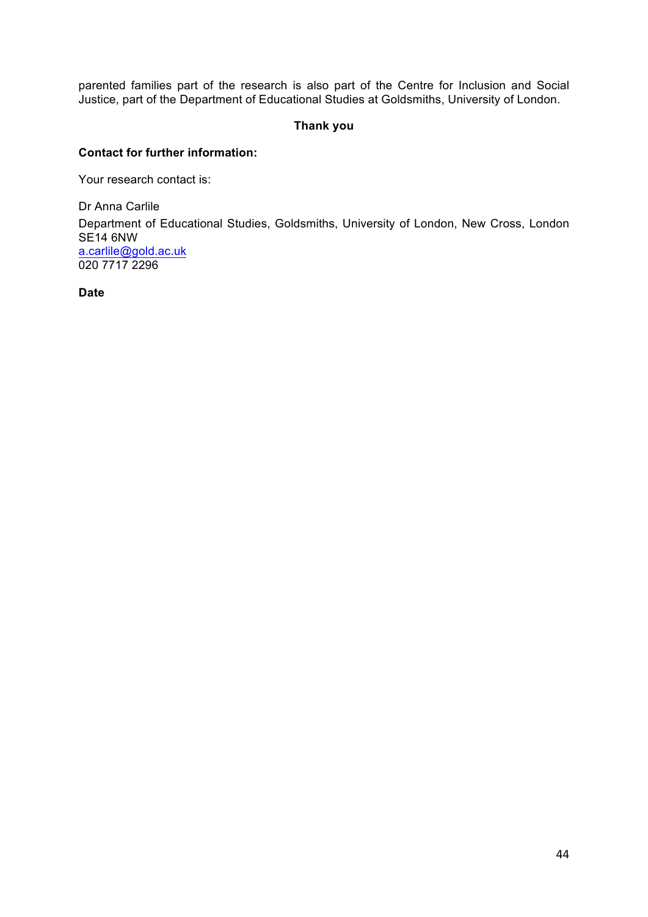parented families part of the research is also part of the Centre for Inclusion and Social Justice, part of the Department of Educational Studies at Goldsmiths, University of London.

**Thank you**

**Contact for further information:**

Your research contact is:

Dr Anna Carlile
Department of Educational Studies, Goldsmiths, University of London, New Cross, London SE14 6NW
a.carlile@gold.ac.uk
020 7717 2296

**Date**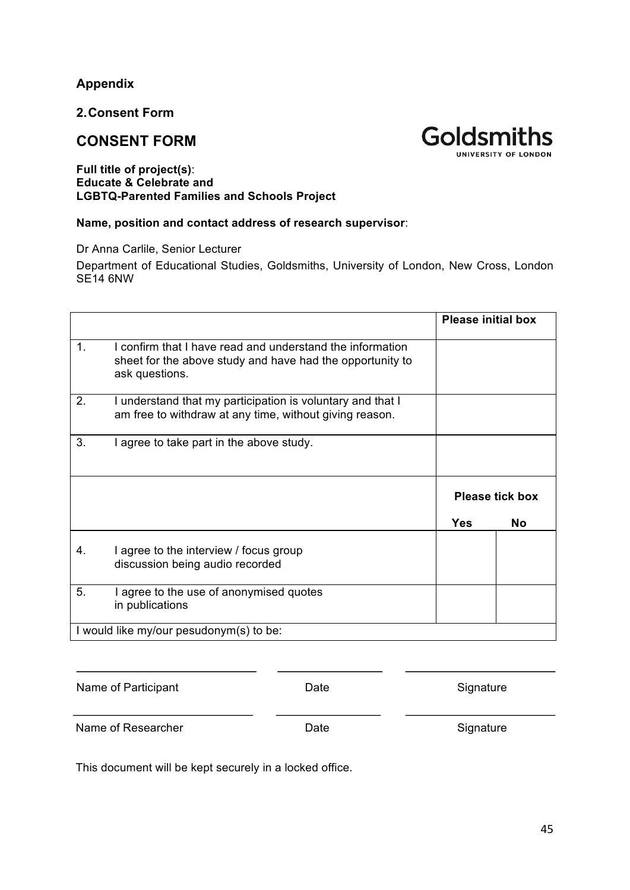**Appendix**

**2. Consent Form**

## CONSENT FORM

Goldsmiths
UNIVERSITY OF LONDON

**Full title of project(s)**:
**Educate & Celebrate and**
**LGBTQ-Parented Families and Schools Project**

**Name, position and contact address of research supervisor**:

Dr Anna Carlile, Senior Lecturer

Department of Educational Studies, Goldsmiths, University of London, New Cross, London SE14 6NW

| | **Please initial box** | |
|---|---|---|
| 1. I confirm that I have read and understand the information sheet for the above study and have had the opportunity to ask questions. | | |
| 2. I understand that my participation is voluntary and that I am free to withdraw at any time, without giving reason. | | |
| 3. I agree to take part in the above study. | | |
| | **Please tick box** | |
| | **Yes** | **No** |
| 4. I agree to the interview / focus group discussion being audio recorded | | |
| 5. I agree to the use of anonymised quotes in publications | | |
| I would like my/our pesudonym(s) to be: | | |

| Name of Participant | Date | Signature |
|---|---|---|
| Name of Researcher | Date | Signature |

This document will be kept securely in a locked office.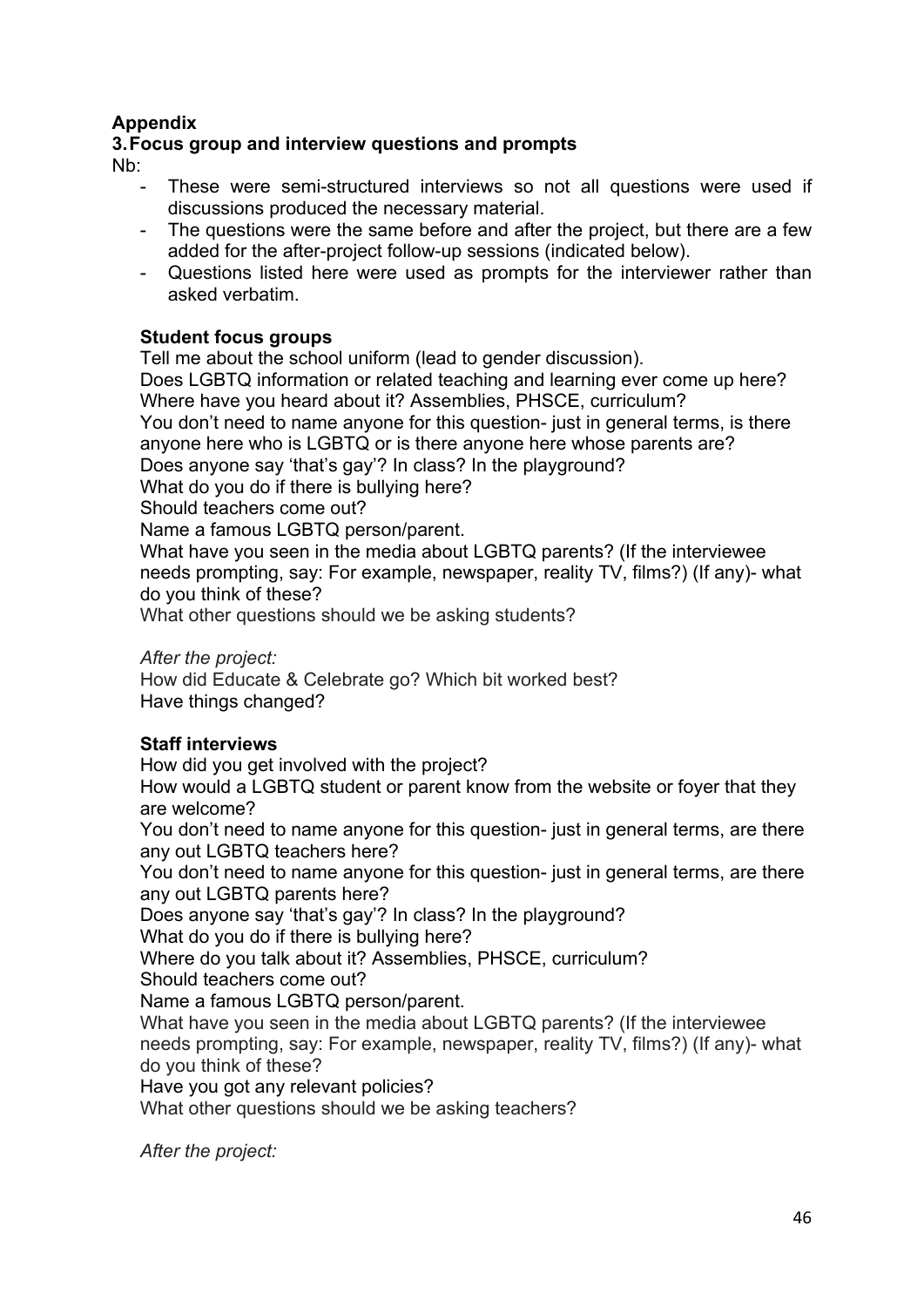## Appendix

### 3. Focus group and interview questions and prompts

Nb:

- These were semi-structured interviews so not all questions were used if discussions produced the necessary material.
- The questions were the same before and after the project, but there are a few added for the after-project follow-up sessions (indicated below).
- Questions listed here were used as prompts for the interviewer rather than asked verbatim.

**Student focus groups**

Tell me about the school uniform (lead to gender discussion).
Does LGBTQ information or related teaching and learning ever come up here?
Where have you heard about it? Assemblies, PHSCE, curriculum?
You don't need to name anyone for this question- just in general terms, is there anyone here who is LGBTQ or is there anyone here whose parents are?
Does anyone say 'that's gay'? In class? In the playground?
What do you do if there is bullying here?
Should teachers come out?
Name a famous LGBTQ person/parent.
What have you seen in the media about LGBTQ parents? (If the interviewee needs prompting, say: For example, newspaper, reality TV, films?) (If any)- what do you think of these?
What other questions should we be asking students?

*After the project:*
How did Educate & Celebrate go? Which bit worked best?
Have things changed?

**Staff interviews**

How did you get involved with the project?
How would a LGBTQ student or parent know from the website or foyer that they are welcome?
You don't need to name anyone for this question- just in general terms, are there any out LGBTQ teachers here?
You don't need to name anyone for this question- just in general terms, are there any out LGBTQ parents here?
Does anyone say 'that's gay'? In class? In the playground?
What do you do if there is bullying here?
Where do you talk about it? Assemblies, PHSCE, curriculum?
Should teachers come out?
Name a famous LGBTQ person/parent.
What have you seen in the media about LGBTQ parents? (If the interviewee needs prompting, say: For example, newspaper, reality TV, films?) (If any)- what do you think of these?
Have you got any relevant policies?
What other questions should we be asking teachers?

*After the project:*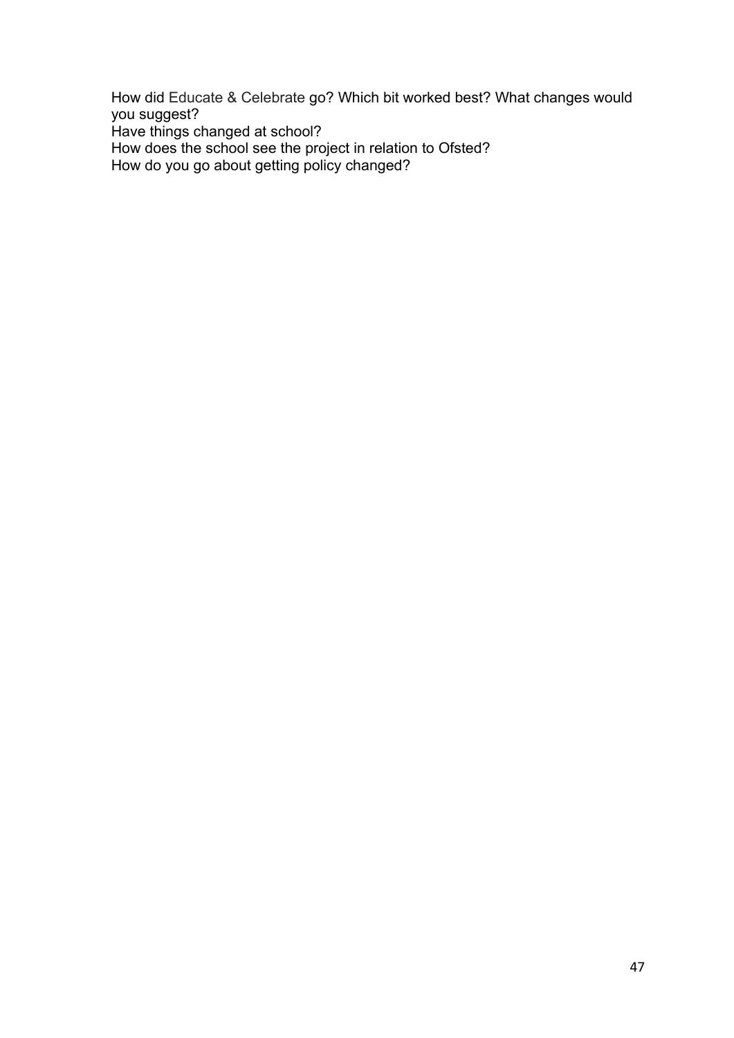How did Educate & Celebrate go? Which bit worked best? What changes would you suggest?
Have things changed at school?
How does the school see the project in relation to Ofsted?
How do you go about getting policy changed?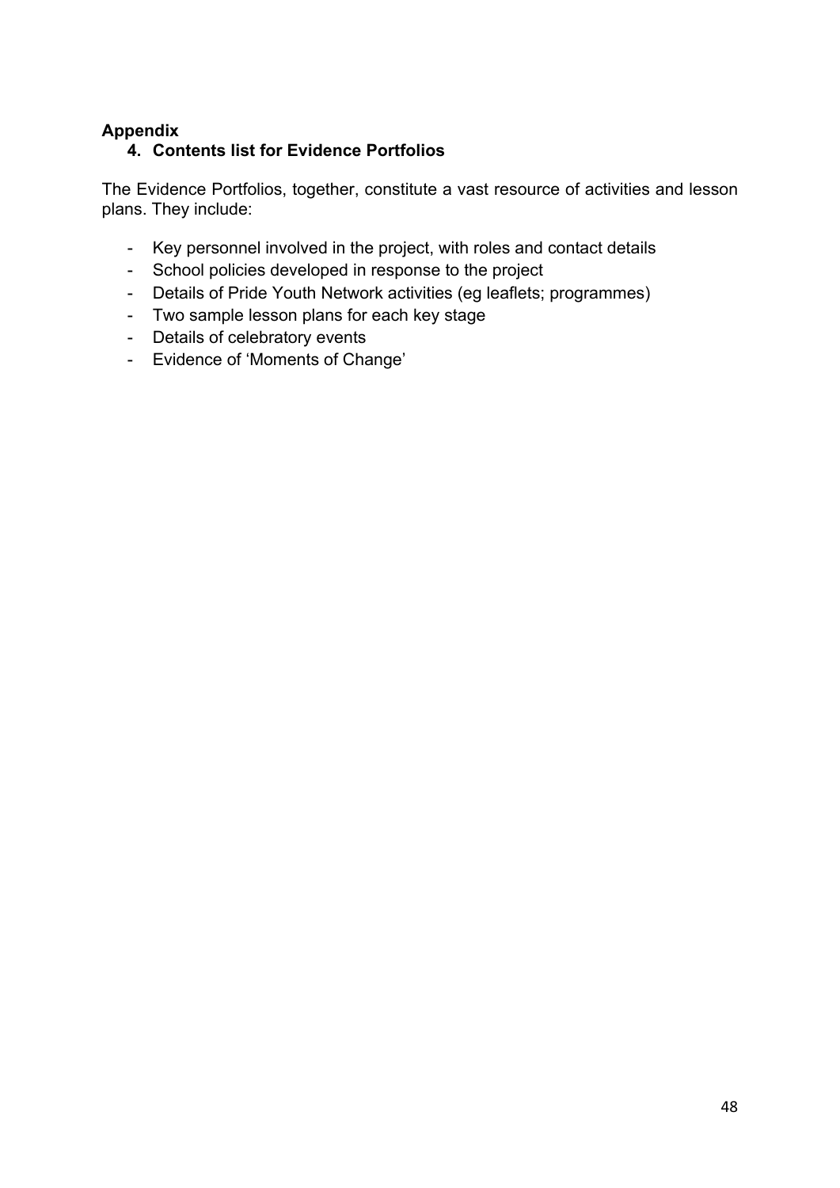**Appendix**

### 4. Contents list for Evidence Portfolios

The Evidence Portfolios, together, constitute a vast resource of activities and lesson plans. They include:

- Key personnel involved in the project, with roles and contact details
- School policies developed in response to the project
- Details of Pride Youth Network activities (eg leaflets; programmes)
- Two sample lesson plans for each key stage
- Details of celebratory events
- Evidence of 'Moments of Change'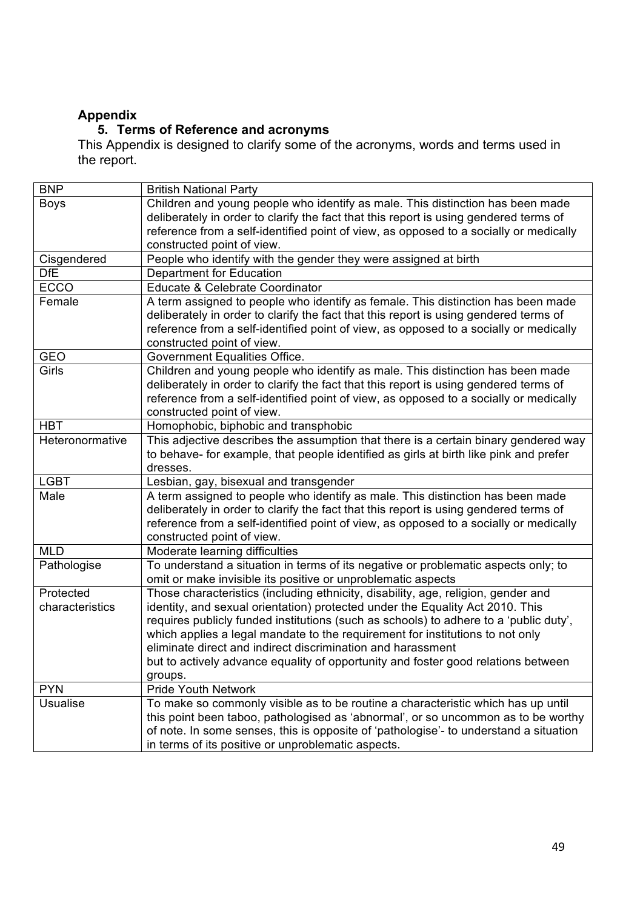## Appendix

### 5. Terms of Reference and acronyms

This Appendix is designed to clarify some of the acronyms, words and terms used in the report.

| | |
|---|---|
| BNP | British National Party |
| Boys | Children and young people who identify as male. This distinction has been made deliberately in order to clarify the fact that this report is using gendered terms of reference from a self-identified point of view, as opposed to a socially or medically constructed point of view. |
| Cisgendered | People who identify with the gender they were assigned at birth |
| DfE | Department for Education |
| ECCO | Educate & Celebrate Coordinator |
| Female | A term assigned to people who identify as female. This distinction has been made deliberately in order to clarify the fact that this report is using gendered terms of reference from a self-identified point of view, as opposed to a socially or medically constructed point of view. |
| GEO | Government Equalities Office. |
| Girls | Children and young people who identify as male. This distinction has been made deliberately in order to clarify the fact that this report is using gendered terms of reference from a self-identified point of view, as opposed to a socially or medically constructed point of view. |
| HBT | Homophobic, biphobic and transphobic |
| Heteronormative | This adjective describes the assumption that there is a certain binary gendered way to behave- for example, that people identified as girls at birth like pink and prefer dresses. |
| LGBT | Lesbian, gay, bisexual and transgender |
| Male | A term assigned to people who identify as male. This distinction has been made deliberately in order to clarify the fact that this report is using gendered terms of reference from a self-identified point of view, as opposed to a socially or medically constructed point of view. |
| MLD | Moderate learning difficulties |
| Pathologise | To understand a situation in terms of its negative or problematic aspects only; to omit or make invisible its positive or unproblematic aspects |
| Protected characteristics | Those characteristics (including ethnicity, disability, age, religion, gender and identity, and sexual orientation) protected under the Equality Act 2010. This requires publicly funded institutions (such as schools) to adhere to a 'public duty', which applies a legal mandate to the requirement for institutions to not only eliminate direct and indirect discrimination and harassment but to actively advance equality of opportunity and foster good relations between groups. |
| PYN | Pride Youth Network |
| Usualise | To make so commonly visible as to be routine a characteristic which has up until this point been taboo, pathologised as 'abnormal', or so uncommon as to be worthy of note. In some senses, this is opposite of 'pathologise'- to understand a situation in terms of its positive or unproblematic aspects. |